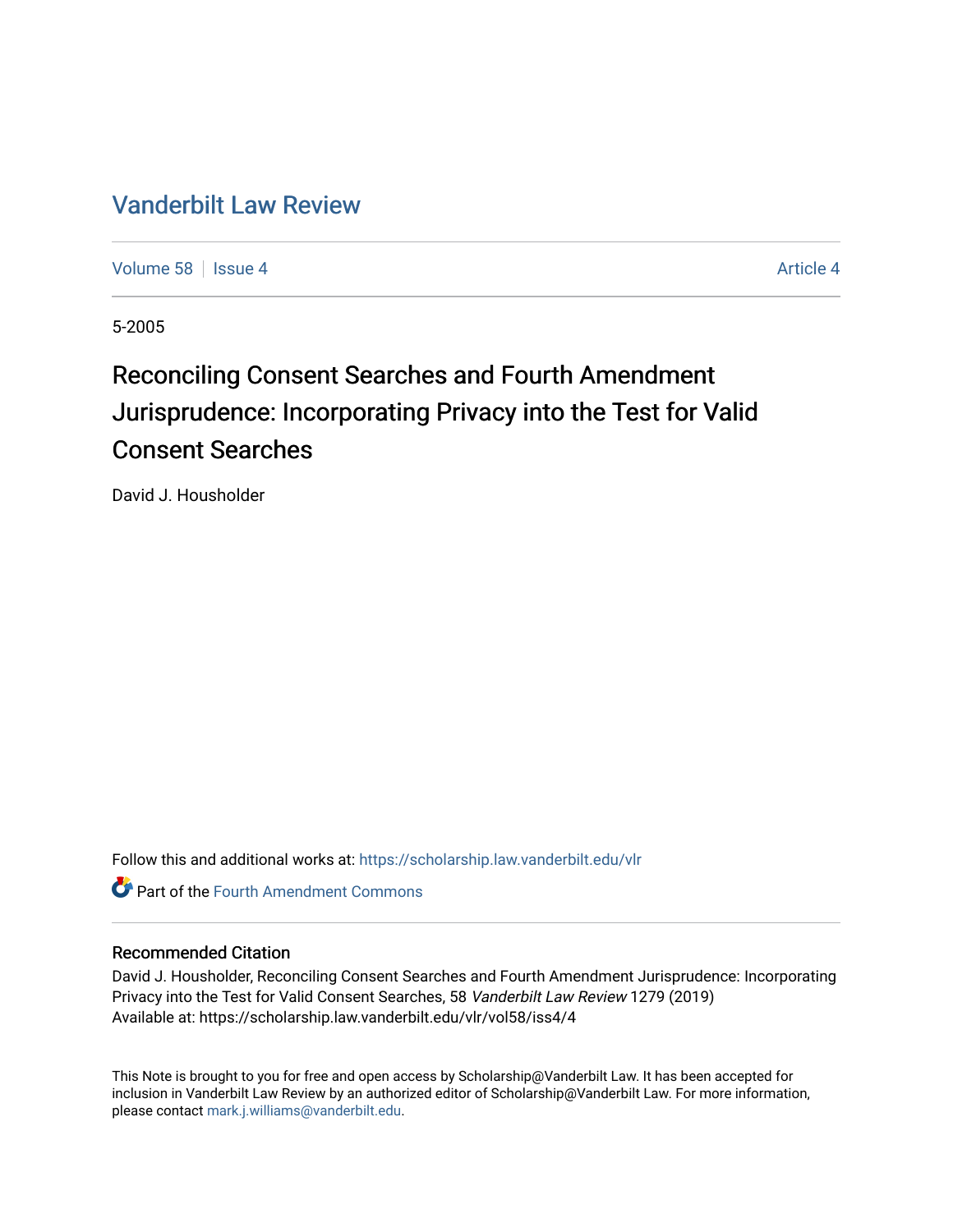# Vanderbilt Law Review

Volume 58 | Issue 4 | Article 4

5-2005

## Reconciling Consent Searches and Fourth Amendment Jurisprudence: Incorporating Privacy into the Test for Valid Consent Searches

David J. Housholder

Follow this and additional works at: https://scholarship.law.vanderbilt.edu/vlr

Part of the Fourth Amendment Commons

### Recommended Citation

David J. Housholder, Reconciling Consent Searches and Fourth Amendment Jurisprudence: Incorporating Privacy into the Test for Valid Consent Searches, 58 *Vanderbilt Law Review* 1279 (2019)
Available at: https://scholarship.law.vanderbilt.edu/vlr/vol58/iss4/4

This Note is brought to you for free and open access by Scholarship@Vanderbilt Law. It has been accepted for inclusion in Vanderbilt Law Review by an authorized editor of Scholarship@Vanderbilt Law. For more information, please contact mark.j.williams@vanderbilt.edu.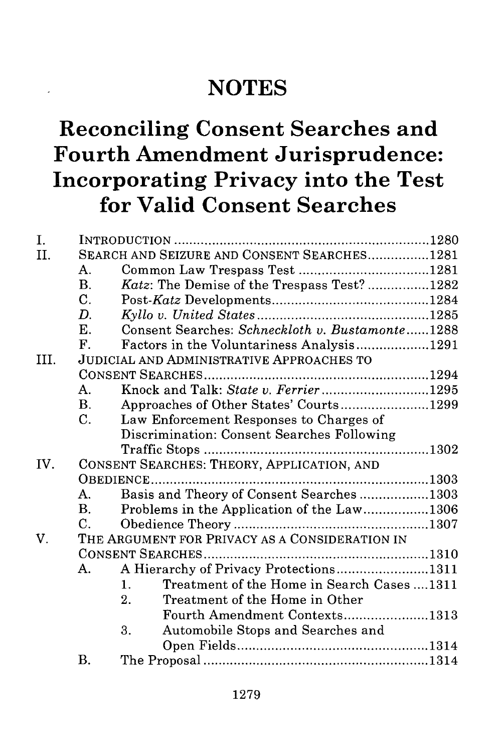# NOTES

# Reconciling Consent Searches and Fourth Amendment Jurisprudence: Incorporating Privacy into the Test for Valid Consent Searches

I. INTRODUCTION .................................................................1280

II. SEARCH AND SEIZURE AND CONSENT SEARCHES................1281

- A. Common Law Trespass Test ..................................1281
- B. *Katz*: The Demise of the Trespass Test? ................1282
- C. Post-*Katz* Developments.........................................1284
- D. *Kyllo v. United States*............................................1285
- E. Consent Searches: *Schneckloth v. Bustamonte*......1288
- F. Factors in the Voluntariness Analysis...................1291

III. JUDICIAL AND ADMINISTRATIVE APPROACHES TO CONSENT SEARCHES..........................................................1294

- A. Knock and Talk: *State v. Ferrier*............................1295
- B. Approaches of Other States' Courts.......................1299
- C. Law Enforcement Responses to Charges of Discrimination: Consent Searches Following Traffic Stops ..........................................................1302

IV. CONSENT SEARCHES: THEORY, APPLICATION, AND OBEDIENCE......................................................................1303

- A. Basis and Theory of Consent Searches ..................1303
- B. Problems in the Application of the Law.................1306
- C. Obedience Theory ...................................................1307

V. THE ARGUMENT FOR PRIVACY AS A CONSIDERATION IN CONSENT SEARCHES..........................................................1310

- A. A Hierarchy of Privacy Protections........................1311
  1. Treatment of the Home in Search Cases ....1311
  2. Treatment of the Home in Other Fourth Amendment Contexts......................1313
  3. Automobile Stops and Searches and Open Fields..................................................1314
- B. The Proposal ..........................................................1314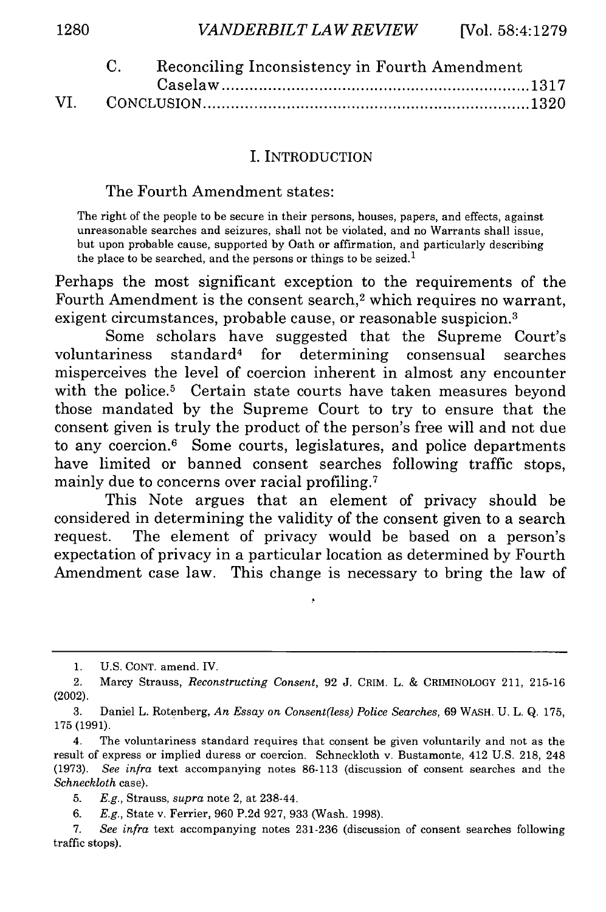C. Reconciling Inconsistency in Fourth Amendment Caselaw ........ 1317

VI. CONCLUSION ........ 1320

## I. INTRODUCTION

The Fourth Amendment states:

> The right of the people to be secure in their persons, houses, papers, and effects, against unreasonable searches and seizures, shall not be violated, and no Warrants shall issue, but upon probable cause, supported by Oath or affirmation, and particularly describing the place to be searched, and the persons or things to be seized.[1]

Perhaps the most significant exception to the requirements of the Fourth Amendment is the consent search,[2] which requires no warrant, exigent circumstances, probable cause, or reasonable suspicion.[3]

Some scholars have suggested that the Supreme Court's voluntariness standard[4] for determining consensual searches misperceives the level of coercion inherent in almost any encounter with the police.[5] Certain state courts have taken measures beyond those mandated by the Supreme Court to try to ensure that the consent given is truly the product of the person's free will and not due to any coercion.[6] Some courts, legislatures, and police departments have limited or banned consent searches following traffic stops, mainly due to concerns over racial profiling.[7]

This Note argues that an element of privacy should be considered in determining the validity of the consent given to a search request. The element of privacy would be based on a person's expectation of privacy in a particular location as determined by Fourth Amendment case law. This change is necessary to bring the law of

---

1. U.S. CONST. amend. IV.

2. Marcy Strauss, *Reconstructing Consent*, 92 J. CRIM. L. & CRIMINOLOGY 211, 215-16 (2002).

3. Daniel L. Rotenberg, *An Essay on Consent(less) Police Searches*, 69 WASH. U. L. Q. 175, 175 (1991).

4. The voluntariness standard requires that consent be given voluntarily and not as the result of express or implied duress or coercion. Schneckloth v. Bustamonte, 412 U.S. 218, 248 (1973). *See infra* text accompanying notes 86-113 (discussion of consent searches and the *Schneckloth* case).

5. *E.g.*, Strauss, *supra* note 2, at 238-44.

6. *E.g.*, State v. Ferrier, 960 P.2d 927, 933 (Wash. 1998).

7. *See infra* text accompanying notes 231-236 (discussion of consent searches following traffic stops).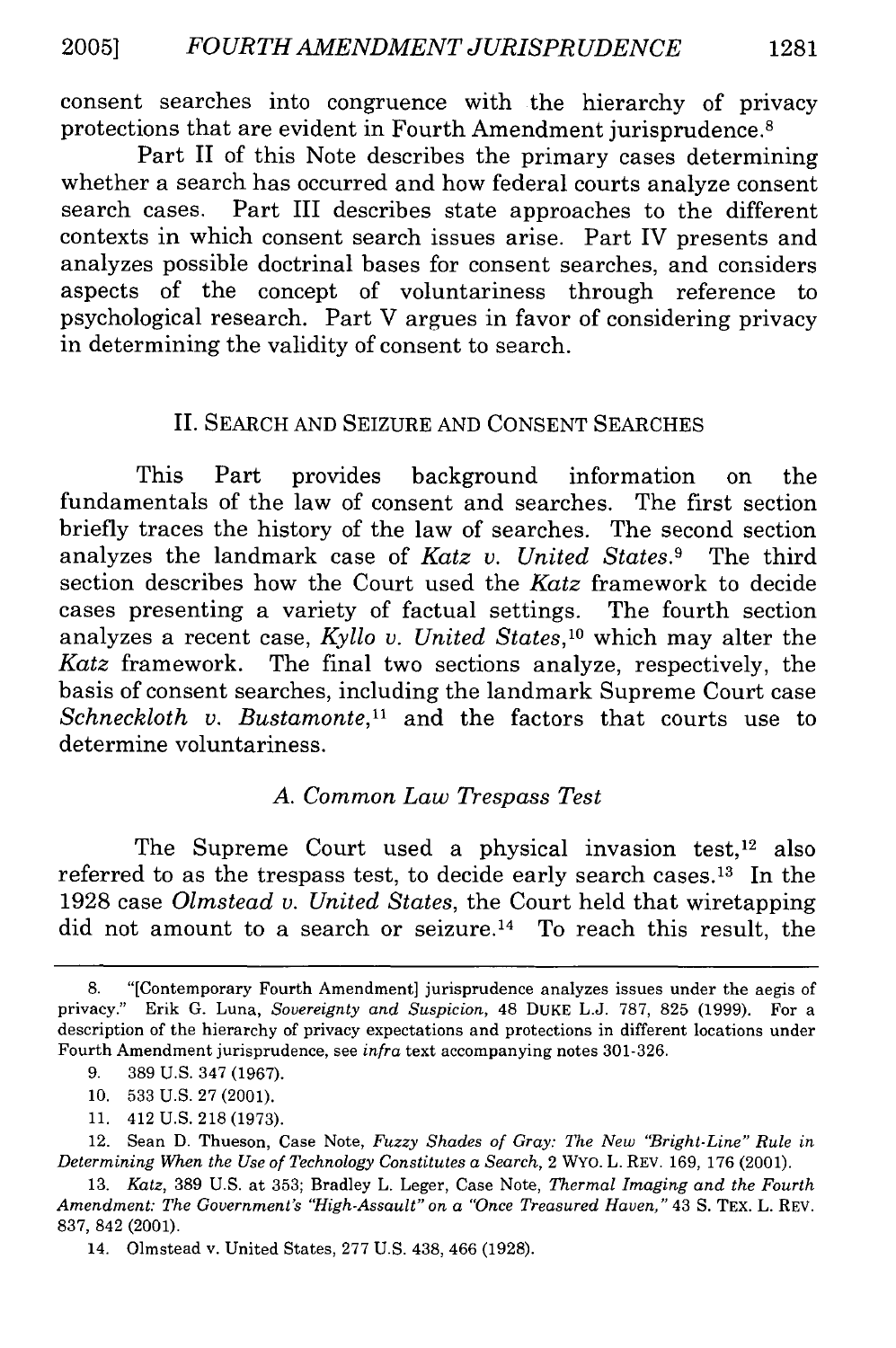consent searches into congruence with the hierarchy of privacy protections that are evident in Fourth Amendment jurisprudence.[8]

Part II of this Note describes the primary cases determining whether a search has occurred and how federal courts analyze consent search cases. Part III describes state approaches to the different contexts in which consent search issues arise. Part IV presents and analyzes possible doctrinal bases for consent searches, and considers aspects of the concept of voluntariness through reference to psychological research. Part V argues in favor of considering privacy in determining the validity of consent to search.

## II. SEARCH AND SEIZURE AND CONSENT SEARCHES

This Part provides background information on the fundamentals of the law of consent and searches. The first section briefly traces the history of the law of searches. The second section analyzes the landmark case of *Katz v. United States*.[9] The third section describes how the Court used the *Katz* framework to decide cases presenting a variety of factual settings. The fourth section analyzes a recent case, *Kyllo v. United States*,[10] which may alter the *Katz* framework. The final two sections analyze, respectively, the basis of consent searches, including the landmark Supreme Court case *Schneckloth v. Bustamonte*,[11] and the factors that courts use to determine voluntariness.

### *A. Common Law Trespass Test*

The Supreme Court used a physical invasion test,[12] also referred to as the trespass test, to decide early search cases.[13] In the 1928 case *Olmstead v. United States*, the Court held that wiretapping did not amount to a search or seizure.[14] To reach this result, the

---

8. "[Contemporary Fourth Amendment] jurisprudence analyzes issues under the aegis of privacy." Erik G. Luna, *Sovereignty and Suspicion*, 48 DUKE L.J. 787, 825 (1999). For a description of the hierarchy of privacy expectations and protections in different locations under Fourth Amendment jurisprudence, see *infra* text accompanying notes 301-326.

9. 389 U.S. 347 (1967).

10. 533 U.S. 27 (2001).

11. 412 U.S. 218 (1973).

12. Sean D. Thueson, Case Note, *Fuzzy Shades of Gray: The New "Bright-Line" Rule in Determining When the Use of Technology Constitutes a Search*, 2 WYO. L. REV. 169, 176 (2001).

13. *Katz*, 389 U.S. at 353; Bradley L. Leger, Case Note, *Thermal Imaging and the Fourth Amendment: The Government's "High-Assault" on a "Once Treasured Haven,"* 43 S. TEX. L. REV. 837, 842 (2001).

14. Olmstead v. United States, 277 U.S. 438, 466 (1928).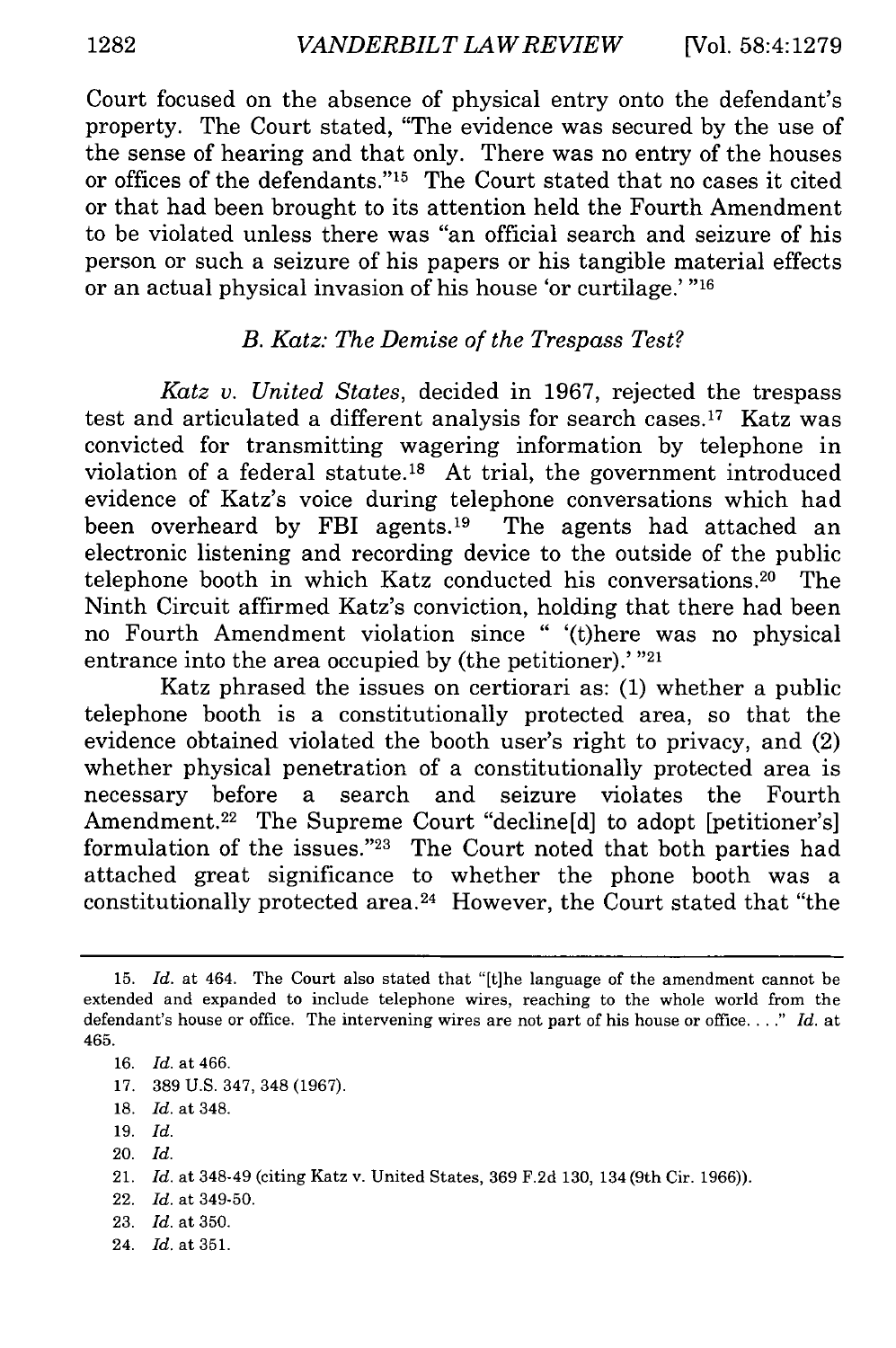Court focused on the absence of physical entry onto the defendant's property. The Court stated, "The evidence was secured by the use of the sense of hearing and that only. There was no entry of the houses or offices of the defendants."[15] The Court stated that no cases it cited or that had been brought to its attention held the Fourth Amendment to be violated unless there was "an official search and seizure of his person or such a seizure of his papers or his tangible material effects or an actual physical invasion of his house 'or curtilage.' "[16]

### *B. Katz: The Demise of the Trespass Test?*

*Katz v. United States*, decided in 1967, rejected the trespass test and articulated a different analysis for search cases.[17] Katz was convicted for transmitting wagering information by telephone in violation of a federal statute.[18] At trial, the government introduced evidence of Katz's voice during telephone conversations which had been overheard by FBI agents.[19] The agents had attached an electronic listening and recording device to the outside of the public telephone booth in which Katz conducted his conversations.[20] The Ninth Circuit affirmed Katz's conviction, holding that there had been no Fourth Amendment violation since " '(t)here was no physical entrance into the area occupied by (the petitioner).' "[21]

Katz phrased the issues on certiorari as: (1) whether a public telephone booth is a constitutionally protected area, so that the evidence obtained violated the booth user's right to privacy, and (2) whether physical penetration of a constitutionally protected area is necessary before a search and seizure violates the Fourth Amendment.[22] The Supreme Court "decline[d] to adopt [petitioner's] formulation of the issues."[23] The Court noted that both parties had attached great significance to whether the phone booth was a constitutionally protected area.[24] However, the Court stated that "the

---

15. *Id.* at 464. The Court also stated that "[t]he language of the amendment cannot be extended and expanded to include telephone wires, reaching to the whole world from the defendant's house or office. The intervening wires are not part of his house or office. . . ." *Id.* at 465.

16. *Id.* at 466.

17. 389 U.S. 347, 348 (1967).

18. *Id.* at 348.

19. *Id.*

20. *Id.*

21. *Id.* at 348-49 (citing Katz v. United States, 369 F.2d 130, 134 (9th Cir. 1966)).

22. *Id.* at 349-50.

23. *Id.* at 350.

24. *Id.* at 351.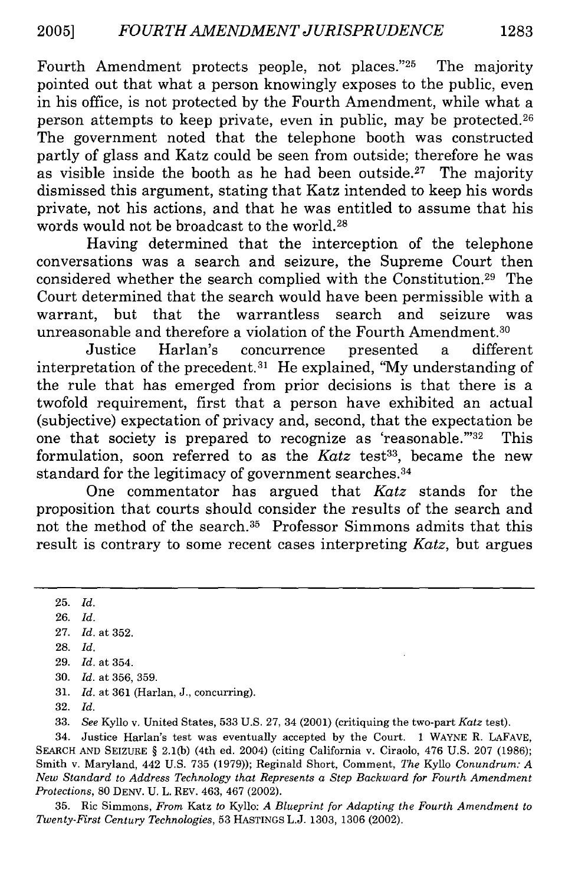Fourth Amendment protects people, not places."[25] The majority pointed out that what a person knowingly exposes to the public, even in his office, is not protected by the Fourth Amendment, while what a person attempts to keep private, even in public, may be protected.[26] The government noted that the telephone booth was constructed partly of glass and Katz could be seen from outside; therefore he was as visible inside the booth as he had been outside.[27] The majority dismissed this argument, stating that Katz intended to keep his words private, not his actions, and that he was entitled to assume that his words would not be broadcast to the world.[28]

Having determined that the interception of the telephone conversations was a search and seizure, the Supreme Court then considered whether the search complied with the Constitution.[29] The Court determined that the search would have been permissible with a warrant, but that the warrantless search and seizure was unreasonable and therefore a violation of the Fourth Amendment.[30]

Justice Harlan's concurrence presented a different interpretation of the precedent.[31] He explained, "My understanding of the rule that has emerged from prior decisions is that there is a twofold requirement, first that a person have exhibited an actual (subjective) expectation of privacy and, second, that the expectation be one that society is prepared to recognize as 'reasonable.'"[32] This formulation, soon referred to as the *Katz* test[33], became the new standard for the legitimacy of government searches.[34]

One commentator has argued that *Katz* stands for the proposition that courts should consider the results of the search and not the method of the search.[35] Professor Simmons admits that this result is contrary to some recent cases interpreting *Katz*, but argues

---

25. *Id.*

26. *Id.*

27. *Id.* at 352.

28. *Id.*

29. *Id.* at 354.

30. *Id.* at 356, 359.

31. *Id.* at 361 (Harlan, J., concurring).

32. *Id.*

33. *See* Kyllo v. United States, 533 U.S. 27, 34 (2001) (critiquing the two-part *Katz* test).

34. Justice Harlan's test was eventually accepted by the Court. 1 WAYNE R. LAFAVE, SEARCH AND SEIZURE § 2.1(b) (4th ed. 2004) (citing California v. Ciraolo, 476 U.S. 207 (1986); Smith v. Maryland, 442 U.S. 735 (1979)); Reginald Short, Comment, *The* Kyllo *Conundrum: A New Standard to Address Technology that Represents a Step Backward for Fourth Amendment Protections*, 80 DENV. U. L. REV. 463, 467 (2002).

35. Ric Simmons, *From* Katz *to* Kyllo: *A Blueprint for Adapting the Fourth Amendment to Twenty-First Century Technologies*, 53 HASTINGS L.J. 1303, 1306 (2002).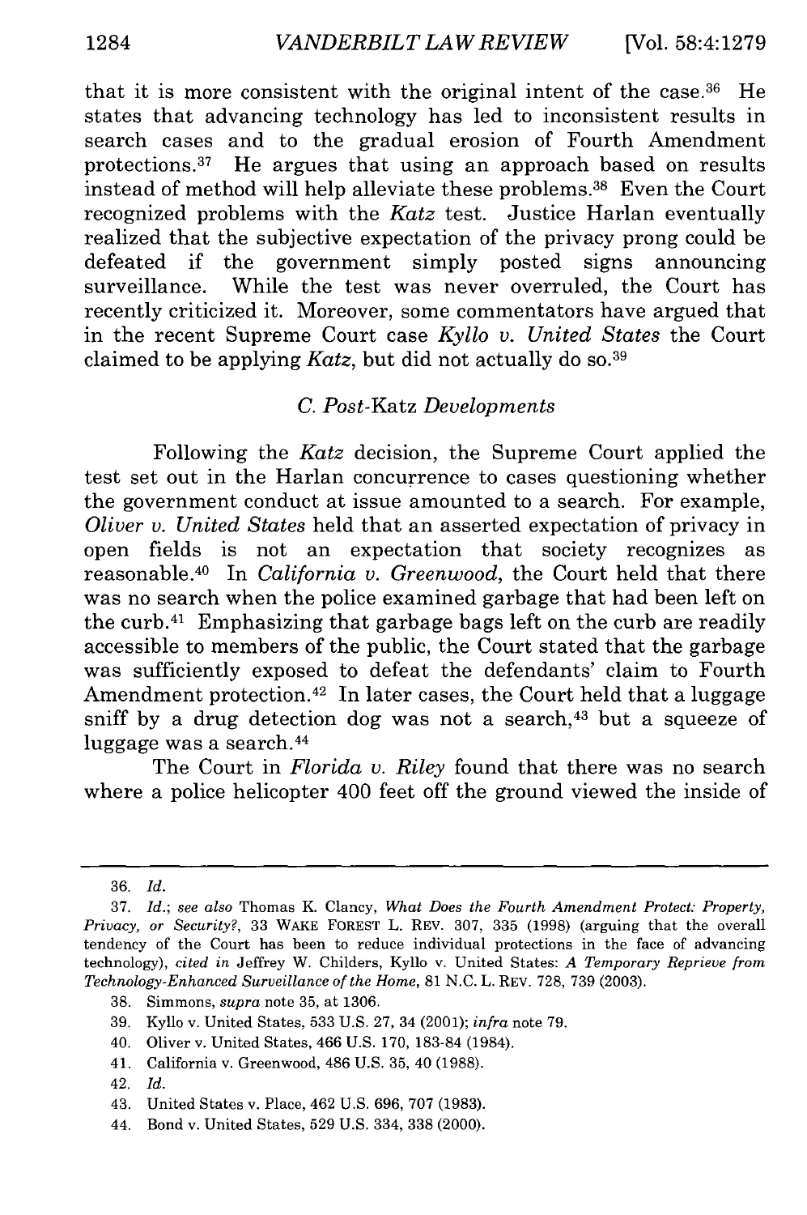that it is more consistent with the original intent of the case.[36] He states that advancing technology has led to inconsistent results in search cases and to the gradual erosion of Fourth Amendment protections.[37] He argues that using an approach based on results instead of method will help alleviate these problems.[38] Even the Court recognized problems with the *Katz* test. Justice Harlan eventually realized that the subjective expectation of the privacy prong could be defeated if the government simply posted signs announcing surveillance. While the test was never overruled, the Court has recently criticized it. Moreover, some commentators have argued that in the recent Supreme Court case *Kyllo v. United States* the Court claimed to be applying *Katz*, but did not actually do so.[39]

### *C. Post-*Katz *Developments*

Following the *Katz* decision, the Supreme Court applied the test set out in the Harlan concurrence to cases questioning whether the government conduct at issue amounted to a search. For example, *Oliver v. United States* held that an asserted expectation of privacy in open fields is not an expectation that society recognizes as reasonable.[40] In *California v. Greenwood*, the Court held that there was no search when the police examined garbage that had been left on the curb.[41] Emphasizing that garbage bags left on the curb are readily accessible to members of the public, the Court stated that the garbage was sufficiently exposed to defeat the defendants' claim to Fourth Amendment protection.[42] In later cases, the Court held that a luggage sniff by a drug detection dog was not a search,[43] but a squeeze of luggage was a search.[44]

The Court in *Florida v. Riley* found that there was no search where a police helicopter 400 feet off the ground viewed the inside of

---

36. *Id.*

37. *Id.*; *see also* Thomas K. Clancy, *What Does the Fourth Amendment Protect: Property, Privacy, or Security?*, 33 WAKE FOREST L. REV. 307, 335 (1998) (arguing that the overall tendency of the Court has been to reduce individual protections in the face of advancing technology), *cited in* Jeffrey W. Childers, Kyllo v. United States: *A Temporary Reprieve from Technology-Enhanced Surveillance of the Home*, 81 N.C. L. REV. 728, 739 (2003).

38. Simmons, *supra* note 35, at 1306.

39. Kyllo v. United States, 533 U.S. 27, 34 (2001); *infra* note 79.

40. Oliver v. United States, 466 U.S. 170, 183-84 (1984).

41. California v. Greenwood, 486 U.S. 35, 40 (1988).

42. *Id.*

43. United States v. Place, 462 U.S. 696, 707 (1983).

44. Bond v. United States, 529 U.S. 334, 338 (2000).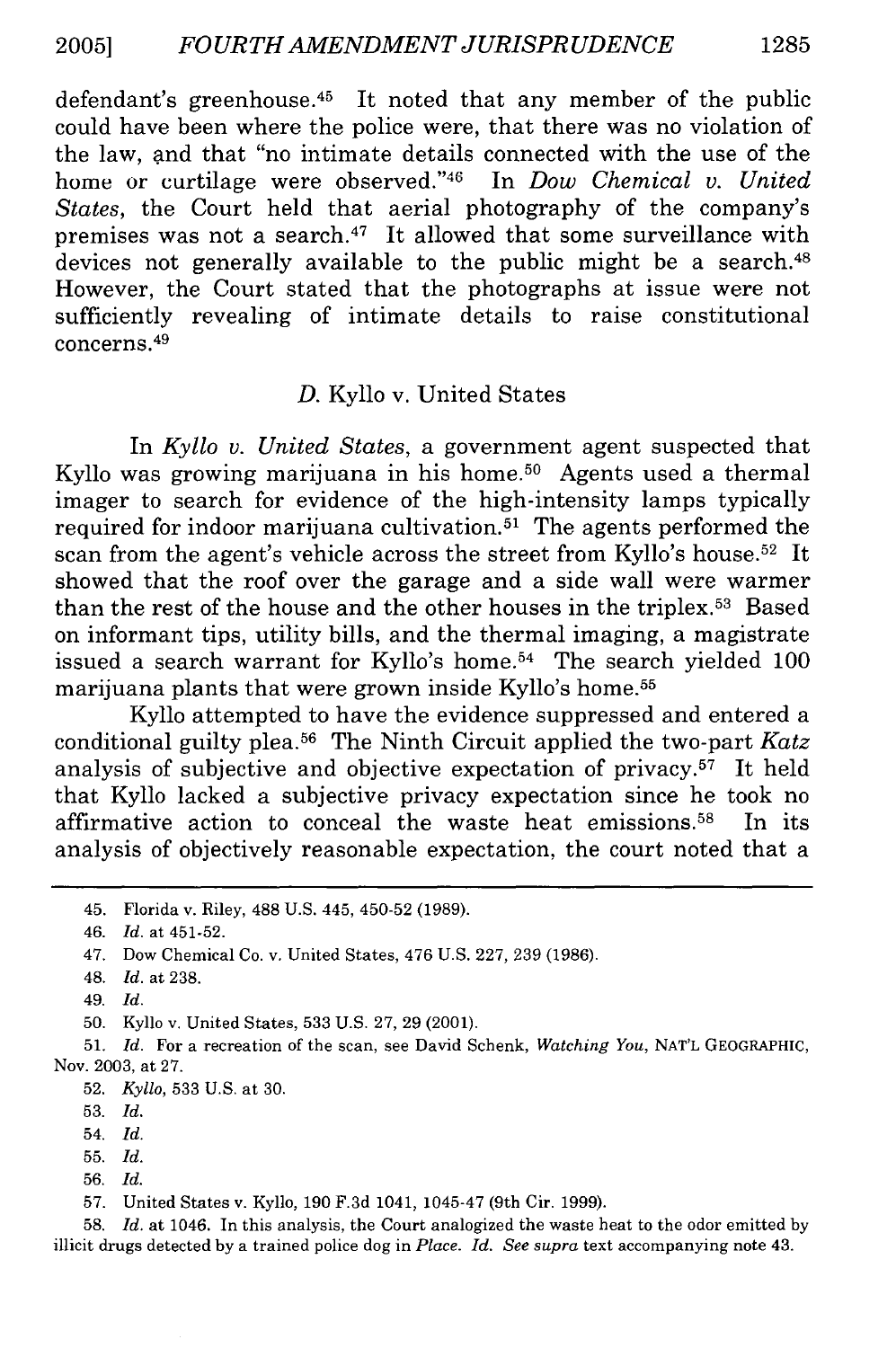defendant's greenhouse.[45] It noted that any member of the public could have been where the police were, that there was no violation of the law, and that "no intimate details connected with the use of the home or curtilage were observed."[46] In *Dow Chemical v. United States*, the Court held that aerial photography of the company's premises was not a search.[47] It allowed that some surveillance with devices not generally available to the public might be a search.[48] However, the Court stated that the photographs at issue were not sufficiently revealing of intimate details to raise constitutional concerns.[49]

### *D.* Kyllo v. United States

In *Kyllo v. United States*, a government agent suspected that Kyllo was growing marijuana in his home.[50] Agents used a thermal imager to search for evidence of the high-intensity lamps typically required for indoor marijuana cultivation.[51] The agents performed the scan from the agent's vehicle across the street from Kyllo's house.[52] It showed that the roof over the garage and a side wall were warmer than the rest of the house and the other houses in the triplex.[53] Based on informant tips, utility bills, and the thermal imaging, a magistrate issued a search warrant for Kyllo's home.[54] The search yielded 100 marijuana plants that were grown inside Kyllo's home.[55]

Kyllo attempted to have the evidence suppressed and entered a conditional guilty plea.[56] The Ninth Circuit applied the two-part *Katz* analysis of subjective and objective expectation of privacy.[57] It held that Kyllo lacked a subjective privacy expectation since he took no affirmative action to conceal the waste heat emissions.[58] In its analysis of objectively reasonable expectation, the court noted that a

---

45. Florida v. Riley, 488 U.S. 445, 450-52 (1989).

46. *Id.* at 451-52.

47. Dow Chemical Co. v. United States, 476 U.S. 227, 239 (1986).

48. *Id.* at 238.

49. *Id.*

50. Kyllo v. United States, 533 U.S. 27, 29 (2001).

51. *Id.* For a recreation of the scan, see David Schenk, *Watching You*, NAT'L GEOGRAPHIC, Nov. 2003, at 27.

52. *Kyllo*, 533 U.S. at 30.

53. *Id.*

54. *Id.*

55. *Id.*

56. *Id.*

57. United States v. Kyllo, 190 F.3d 1041, 1045-47 (9th Cir. 1999).

58. *Id.* at 1046. In this analysis, the Court analogized the waste heat to the odor emitted by illicit drugs detected by a trained police dog in *Place*. *Id.* *See supra* text accompanying note 43.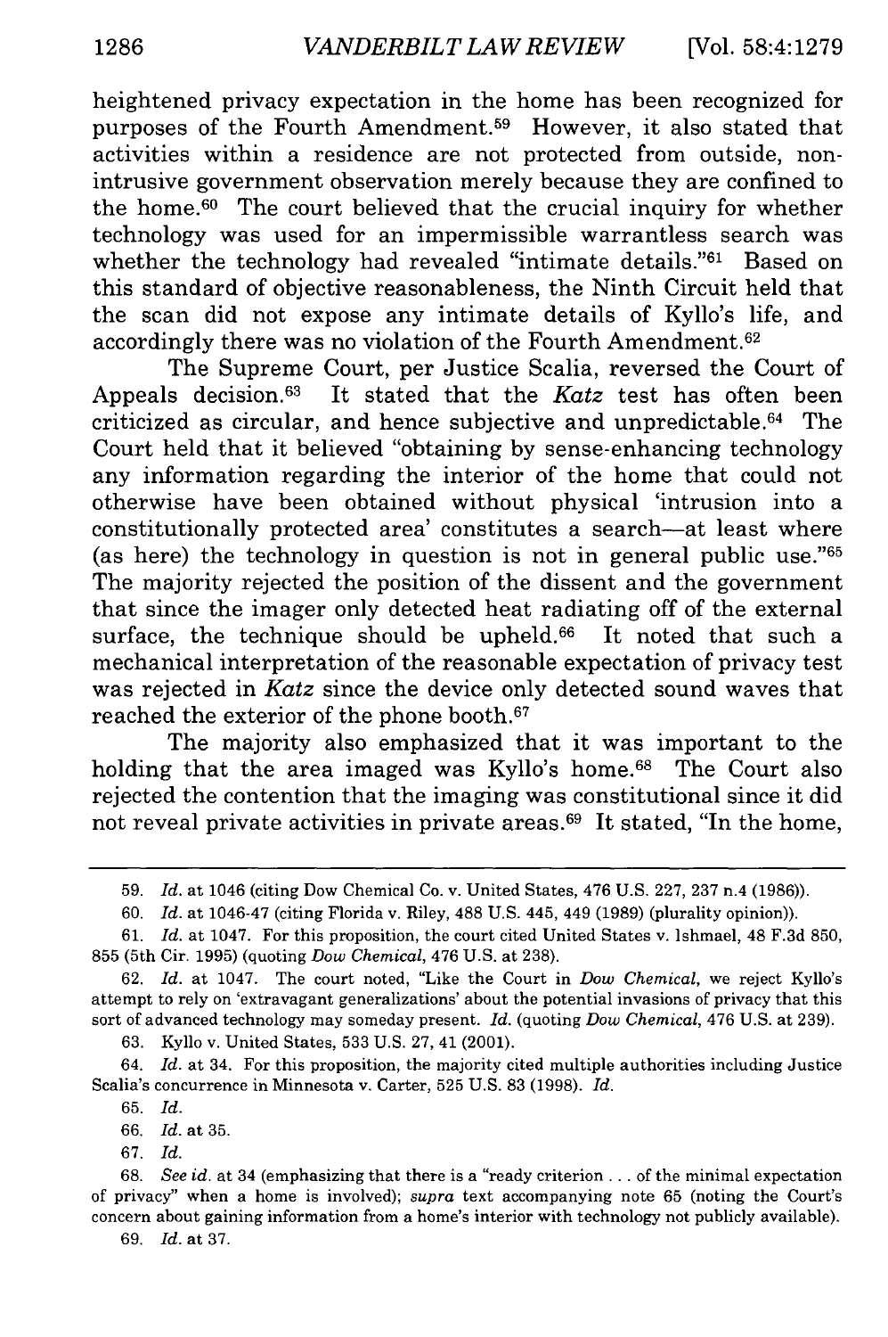heightened privacy expectation in the home has been recognized for purposes of the Fourth Amendment.[59] However, it also stated that activities within a residence are not protected from outside, non-intrusive government observation merely because they are confined to the home.[60] The court believed that the crucial inquiry for whether technology was used for an impermissible warrantless search was whether the technology had revealed "intimate details."[61] Based on this standard of objective reasonableness, the Ninth Circuit held that the scan did not expose any intimate details of Kyllo's life, and accordingly there was no violation of the Fourth Amendment.[62]

The Supreme Court, per Justice Scalia, reversed the Court of Appeals decision.[63] It stated that the *Katz* test has often been criticized as circular, and hence subjective and unpredictable.[64] The Court held that it believed "obtaining by sense-enhancing technology any information regarding the interior of the home that could not otherwise have been obtained without physical 'intrusion into a constitutionally protected area' constitutes a search—at least where (as here) the technology in question is not in general public use."[65] The majority rejected the position of the dissent and the government that since the imager only detected heat radiating off of the external surface, the technique should be upheld.[66] It noted that such a mechanical interpretation of the reasonable expectation of privacy test was rejected in *Katz* since the device only detected sound waves that reached the exterior of the phone booth.[67]

The majority also emphasized that it was important to the holding that the area imaged was Kyllo's home.[68] The Court also rejected the contention that the imaging was constitutional since it did not reveal private activities in private areas.[69] It stated, "In the home,

---

59. *Id.* at 1046 (citing Dow Chemical Co. v. United States, 476 U.S. 227, 237 n.4 (1986)).

60. *Id.* at 1046-47 (citing Florida v. Riley, 488 U.S. 445, 449 (1989) (plurality opinion)).

61. *Id.* at 1047. For this proposition, the court cited United States v. Ishmael, 48 F.3d 850, 855 (5th Cir. 1995) (quoting *Dow Chemical*, 476 U.S. at 238).

62. *Id.* at 1047. The court noted, "Like the Court in *Dow Chemical*, we reject Kyllo's attempt to rely on 'extravagant generalizations' about the potential invasions of privacy that this sort of advanced technology may someday present. *Id.* (quoting *Dow Chemical*, 476 U.S. at 239).

63. Kyllo v. United States, 533 U.S. 27, 41 (2001).

64. *Id.* at 34. For this proposition, the majority cited multiple authorities including Justice Scalia's concurrence in Minnesota v. Carter, 525 U.S. 83 (1998). *Id.*

65. *Id.*

66. *Id.* at 35.

67. *Id.*

68. *See id.* at 34 (emphasizing that there is a "ready criterion . . . of the minimal expectation of privacy" when a home is involved); *supra* text accompanying note 65 (noting the Court's concern about gaining information from a home's interior with technology not publicly available).

69. *Id.* at 37.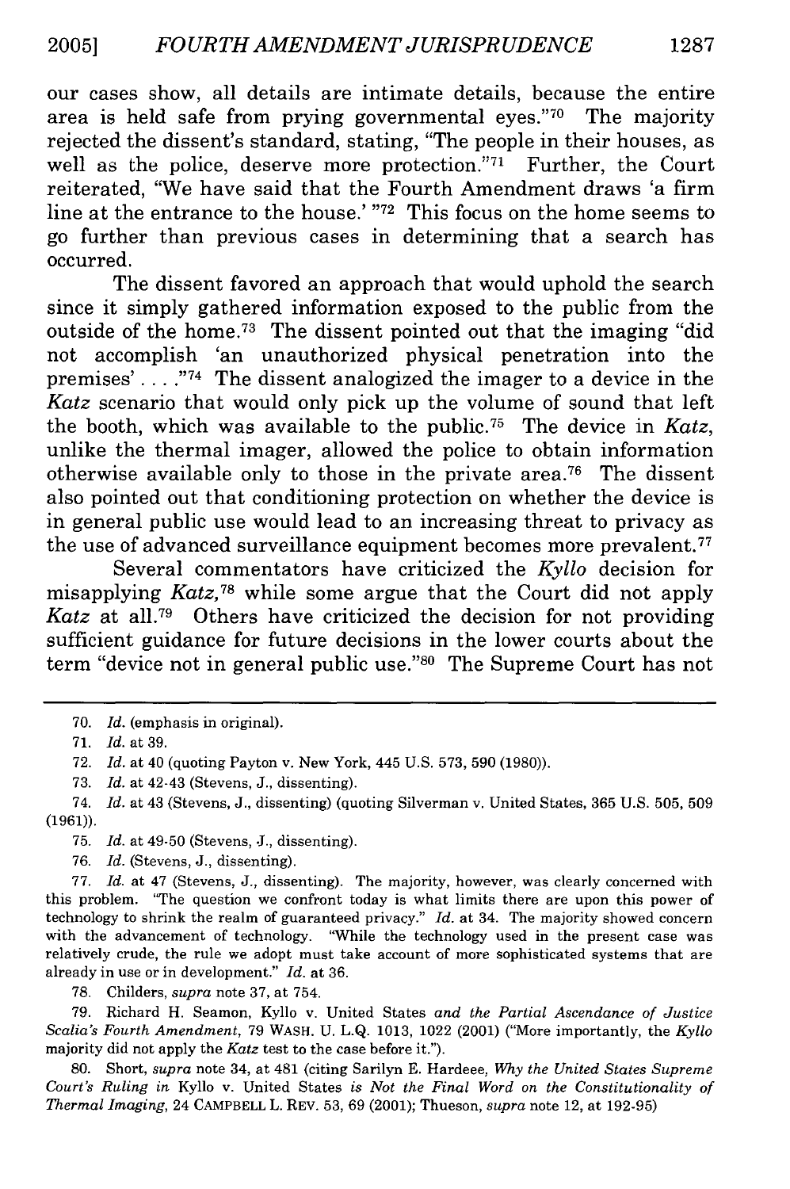our cases show, all details are intimate details, because the entire area is held safe from prying governmental eyes."[70] The majority rejected the dissent's standard, stating, "The people in their houses, as well as the police, deserve more protection."[71] Further, the Court reiterated, "We have said that the Fourth Amendment draws 'a firm line at the entrance to the house.' "[72] This focus on the home seems to go further than previous cases in determining that a search has occurred.

The dissent favored an approach that would uphold the search since it simply gathered information exposed to the public from the outside of the home.[73] The dissent pointed out that the imaging "did not accomplish 'an unauthorized physical penetration into the premises' . . . ."[74] The dissent analogized the imager to a device in the *Katz* scenario that would only pick up the volume of sound that left the booth, which was available to the public.[75] The device in *Katz*, unlike the thermal imager, allowed the police to obtain information otherwise available only to those in the private area.[76] The dissent also pointed out that conditioning protection on whether the device is in general public use would lead to an increasing threat to privacy as the use of advanced surveillance equipment becomes more prevalent.[77]

Several commentators have criticized the *Kyllo* decision for misapplying *Katz*,[78] while some argue that the Court did not apply *Katz* at all.[79] Others have criticized the decision for not providing sufficient guidance for future decisions in the lower courts about the term "device not in general public use."[80] The Supreme Court has not

---

70. *Id.* (emphasis in original).

71. *Id.* at 39.

72. *Id.* at 40 (quoting Payton v. New York, 445 U.S. 573, 590 (1980)).

73. *Id.* at 42-43 (Stevens, J., dissenting).

74. *Id.* at 43 (Stevens, J., dissenting) (quoting Silverman v. United States, 365 U.S. 505, 509 (1961)).

75. *Id.* at 49-50 (Stevens, J., dissenting).

76. *Id.* (Stevens, J., dissenting).

77. *Id.* at 47 (Stevens, J., dissenting). The majority, however, was clearly concerned with this problem. "The question we confront today is what limits there are upon this power of technology to shrink the realm of guaranteed privacy." *Id.* at 34. The majority showed concern with the advancement of technology. "While the technology used in the present case was relatively crude, the rule we adopt must take account of more sophisticated systems that are already in use or in development." *Id.* at 36.

78. Childers, *supra* note 37, at 754.

79. Richard H. Seamon, Kyllo v. United States *and the Partial Ascendance of Justice Scalia's Fourth Amendment*, 79 WASH. U. L.Q. 1013, 1022 (2001) ("More importantly, the *Kyllo* majority did not apply the *Katz* test to the case before it.").

80. Short, *supra* note 34, at 481 (citing Sarilyn E. Hardeee, *Why the United States Supreme Court's Ruling in* Kyllo v. United States *is Not the Final Word on the Constitutionality of Thermal Imaging*, 24 CAMPBELL L. REV. 53, 69 (2001); Thueson, *supra* note 12, at 192-95)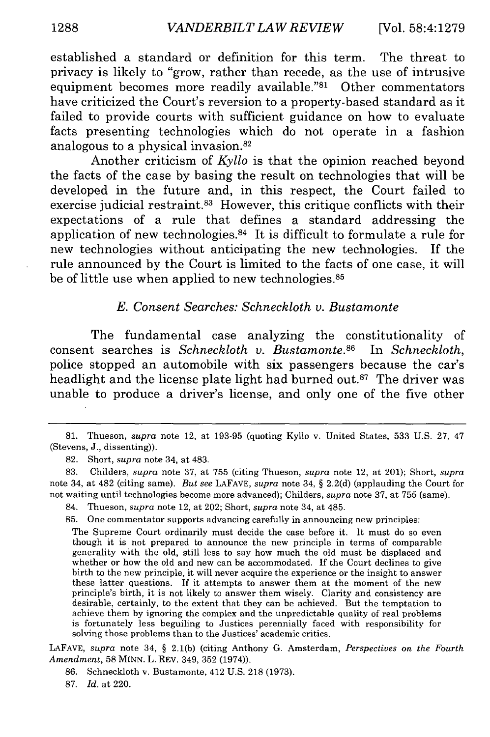established a standard or definition for this term. The threat to privacy is likely to "grow, rather than recede, as the use of intrusive equipment becomes more readily available."[81] Other commentators have criticized the Court's reversion to a property-based standard as it failed to provide courts with sufficient guidance on how to evaluate facts presenting technologies which do not operate in a fashion analogous to a physical invasion.[82]

Another criticism of *Kyllo* is that the opinion reached beyond the facts of the case by basing the result on technologies that will be developed in the future and, in this respect, the Court failed to exercise judicial restraint.[83] However, this critique conflicts with their expectations of a rule that defines a standard addressing the application of new technologies.[84] It is difficult to formulate a rule for new technologies without anticipating the new technologies. If the rule announced by the Court is limited to the facts of one case, it will be of little use when applied to new technologies.[85]

### *E. Consent Searches: Schneckloth v. Bustamonte*

The fundamental case analyzing the constitutionality of consent searches is *Schneckloth v. Bustamonte*.[86] In *Schneckloth*, police stopped an automobile with six passengers because the car's headlight and the license plate light had burned out.[87] The driver was unable to produce a driver's license, and only one of the five other

---

81. Thueson, *supra* note 12, at 193-95 (quoting Kyllo v. United States, 533 U.S. 27, 47 (Stevens, J., dissenting)).

82. Short, *supra* note 34, at 483.

83. Childers, *supra* note 37, at 755 (citing Thueson, *supra* note 12, at 201); Short, *supra* note 34, at 482 (citing same). *But see* LAFAVE, *supra* note 34, § 2.2(d) (applauding the Court for not waiting until technologies become more advanced); Childers, *supra* note 37, at 755 (same).

84. Thueson, *supra* note 12, at 202; Short, *supra* note 34, at 485.

85. One commentator supports advancing carefully in announcing new principles:

> The Supreme Court ordinarily must decide the case before it. It must do so even though it is not prepared to announce the new principle in terms of comparable generality with the old, still less to say how much the old must be displaced and whether or how the old and new can be accommodated. If the Court declines to give birth to the new principle, it will never acquire the experience or the insight to answer these latter questions. If it attempts to answer them at the moment of the new principle's birth, it is not likely to answer them wisely. Clarity and consistency are desirable, certainly, to the extent that they can be achieved. But the temptation to achieve them by ignoring the complex and the unpredictable quality of real problems is fortunately less beguiling to Justices perennially faced with responsibility for solving those problems than to the Justices' academic critics.

LAFAVE, *supra* note 34, § 2.1(b) (citing Anthony G. Amsterdam, *Perspectives on the Fourth Amendment*, 58 MINN. L. REV. 349, 352 (1974)).

86. Schneckloth v. Bustamonte, 412 U.S. 218 (1973).

87. *Id.* at 220.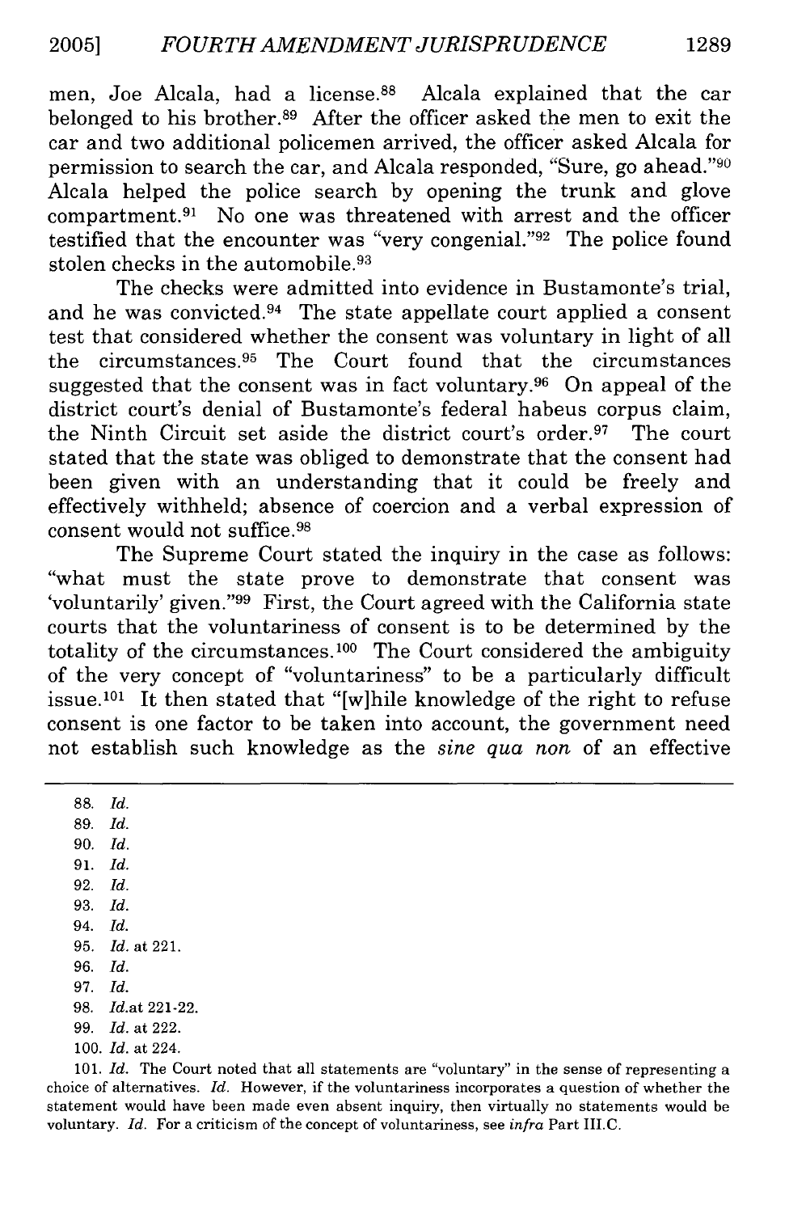men, Joe Alcala, had a license.[88] Alcala explained that the car belonged to his brother.[89] After the officer asked the men to exit the car and two additional policemen arrived, the officer asked Alcala for permission to search the car, and Alcala responded, "Sure, go ahead."[90] Alcala helped the police search by opening the trunk and glove compartment.[91] No one was threatened with arrest and the officer testified that the encounter was "very congenial."[92] The police found stolen checks in the automobile.[93]

The checks were admitted into evidence in Bustamonte's trial, and he was convicted.[94] The state appellate court applied a consent test that considered whether the consent was voluntary in light of all the circumstances.[95] The Court found that the circumstances suggested that the consent was in fact voluntary.[96] On appeal of the district court's denial of Bustamonte's federal habeus corpus claim, the Ninth Circuit set aside the district court's order.[97] The court stated that the state was obliged to demonstrate that the consent had been given with an understanding that it could be freely and effectively withheld; absence of coercion and a verbal expression of consent would not suffice.[98]

The Supreme Court stated the inquiry in the case as follows: "what must the state prove to demonstrate that consent was 'voluntarily' given."[99] First, the Court agreed with the California state courts that the voluntariness of consent is to be determined by the totality of the circumstances.[100] The Court considered the ambiguity of the very concept of "voluntariness" to be a particularly difficult issue.[101] It then stated that "[w]hile knowledge of the right to refuse consent is one factor to be taken into account, the government need not establish such knowledge as the *sine qua non* of an effective

---

88. *Id.*
89. *Id.*
90. *Id.*
91. *Id.*
92. *Id.*
93. *Id.*
94. *Id.*
95. *Id.* at 221.
96. *Id.*
97. *Id.*
98. *Id.*at 221-22.
99. *Id.* at 222.
100. *Id.* at 224.
101. *Id.* The Court noted that all statements are "voluntary" in the sense of representing a choice of alternatives. *Id.* However, if the voluntariness incorporates a question of whether the statement would have been made even absent inquiry, then virtually no statements would be voluntary. *Id.* For a criticism of the concept of voluntariness, see *infra* Part III.C.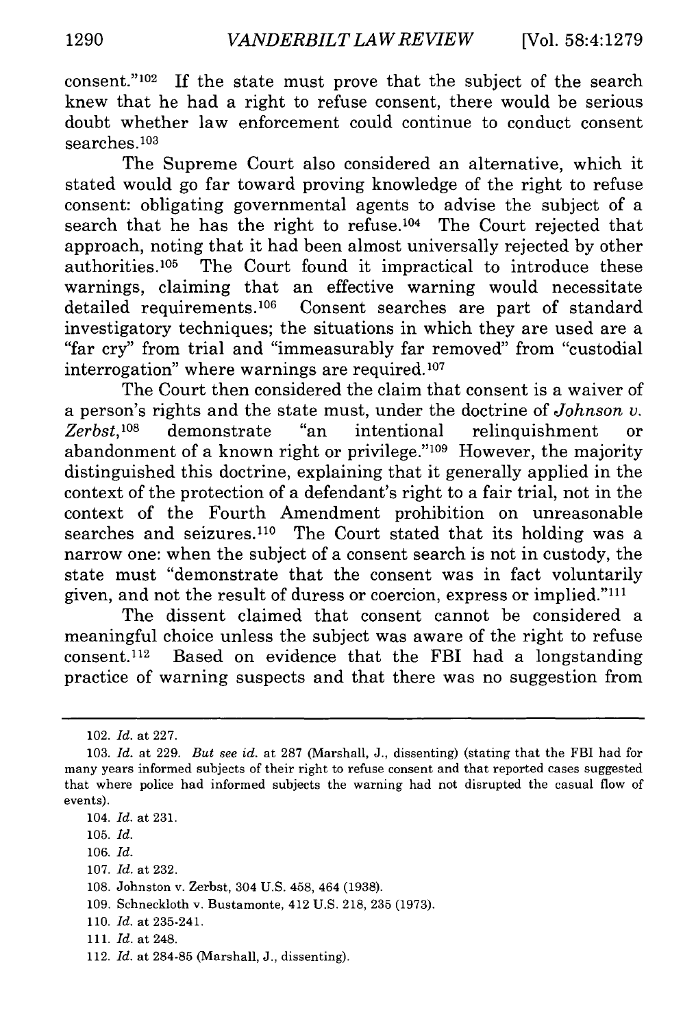consent."[102] If the state must prove that the subject of the search knew that he had a right to refuse consent, there would be serious doubt whether law enforcement could continue to conduct consent searches.[103]

The Supreme Court also considered an alternative, which it stated would go far toward proving knowledge of the right to refuse consent: obligating governmental agents to advise the subject of a search that he has the right to refuse.[104] The Court rejected that approach, noting that it had been almost universally rejected by other authorities.[105] The Court found it impractical to introduce these warnings, claiming that an effective warning would necessitate detailed requirements.[106] Consent searches are part of standard investigatory techniques; the situations in which they are used are a "far cry" from trial and "immeasurably far removed" from "custodial interrogation" where warnings are required.[107]

The Court then considered the claim that consent is a waiver of a person's rights and the state must, under the doctrine of *Johnson v. Zerbst*,[108] demonstrate "an intentional relinquishment or abandonment of a known right or privilege."[109] However, the majority distinguished this doctrine, explaining that it generally applied in the context of the protection of a defendant's right to a fair trial, not in the context of the Fourth Amendment prohibition on unreasonable searches and seizures.[110] The Court stated that its holding was a narrow one: when the subject of a consent search is not in custody, the state must "demonstrate that the consent was in fact voluntarily given, and not the result of duress or coercion, express or implied."[111]

The dissent claimed that consent cannot be considered a meaningful choice unless the subject was aware of the right to refuse consent.[112] Based on evidence that the FBI had a longstanding practice of warning suspects and that there was no suggestion from

---

102. *Id.* at 227.

103. *Id.* at 229. *But see id.* at 287 (Marshall, J., dissenting) (stating that the FBI had for many years informed subjects of their right to refuse consent and that reported cases suggested that where police had informed subjects the warning had not disrupted the casual flow of events).

104. *Id.* at 231.

105. *Id.*

106. *Id.*

107. *Id.* at 232.

108. Johnston v. Zerbst, 304 U.S. 458, 464 (1938).

109. Schneckloth v. Bustamonte, 412 U.S. 218, 235 (1973).

110. *Id.* at 235-241.

111. *Id.* at 248.

112. *Id.* at 284-85 (Marshall, J., dissenting).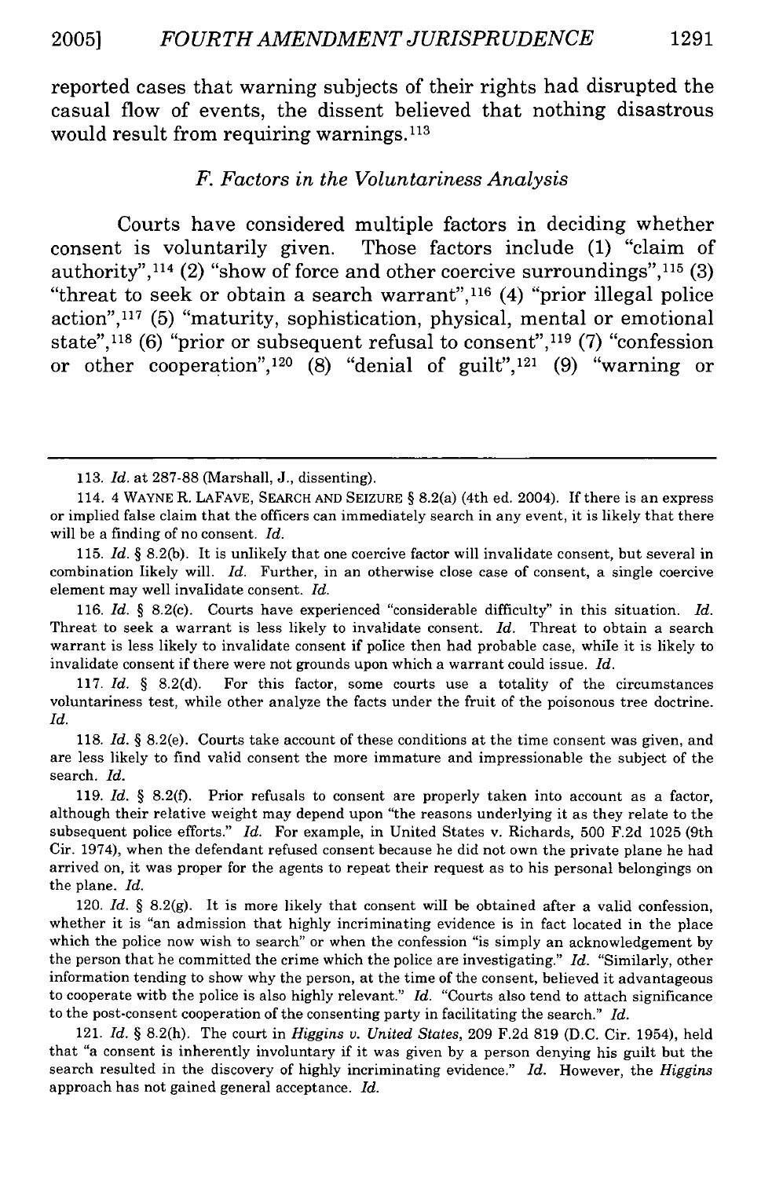reported cases that warning subjects of their rights had disrupted the casual flow of events, the dissent believed that nothing disastrous would result from requiring warnings.[113]

### *F. Factors in the Voluntariness Analysis*

Courts have considered multiple factors in deciding whether consent is voluntarily given. Those factors include (1) "claim of authority",[114] (2) "show of force and other coercive surroundings",[115] (3) "threat to seek or obtain a search warrant",[116] (4) "prior illegal police action",[117] (5) "maturity, sophistication, physical, mental or emotional state",[118] (6) "prior or subsequent refusal to consent",[119] (7) "confession or other cooperation",[120] (8) "denial of guilt",[121] (9) "warning or

---

113. *Id.* at 287-88 (Marshall, J., dissenting).

114. 4 WAYNE R. LAFAVE, SEARCH AND SEIZURE § 8.2(a) (4th ed. 2004). If there is an express or implied false claim that the officers can immediately search in any event, it is likely that there will be a finding of no consent. *Id.*

115. *Id.* § 8.2(b). It is unlikely that one coercive factor will invalidate consent, but several in combination likely will. *Id.* Further, in an otherwise close case of consent, a single coercive element may well invalidate consent. *Id.*

116. *Id.* § 8.2(c). Courts have experienced "considerable difficulty" in this situation. *Id.* Threat to seek a warrant is less likely to invalidate consent. *Id.* Threat to obtain a search warrant is less likely to invalidate consent if police then had probable case, while it is likely to invalidate consent if there were not grounds upon which a warrant could issue. *Id.*

117. *Id.* § 8.2(d). For this factor, some courts use a totality of the circumstances voluntariness test, while other analyze the facts under the fruit of the poisonous tree doctrine. *Id.*

118. *Id.* § 8.2(e). Courts take account of these conditions at the time consent was given, and are less likely to find valid consent the more immature and impressionable the subject of the search. *Id.*

119. *Id.* § 8.2(f). Prior refusals to consent are properly taken into account as a factor, although their relative weight may depend upon "the reasons underlying it as they relate to the subsequent police efforts." *Id.* For example, in United States v. Richards, 500 F.2d 1025 (9th Cir. 1974), when the defendant refused consent because he did not own the private plane he had arrived on, it was proper for the agents to repeat their request as to his personal belongings on the plane. *Id.*

120. *Id.* § 8.2(g). It is more likely that consent will be obtained after a valid confession, whether it is "an admission that highly incriminating evidence is in fact located in the place which the police now wish to search" or when the confession "is simply an acknowledgement by the person that he committed the crime which the police are investigating." *Id.* "Similarly, other information tending to show why the person, at the time of the consent, believed it advantageous to cooperate with the police is also highly relevant." *Id.* "Courts also tend to attach significance to the post-consent cooperation of the consenting party in facilitating the search." *Id.*

121. *Id.* § 8.2(h). The court in *Higgins v. United States*, 209 F.2d 819 (D.C. Cir. 1954), held that "a consent is inherently involuntary if it was given by a person denying his guilt but the search resulted in the discovery of highly incriminating evidence." *Id.* However, the *Higgins* approach has not gained general acceptance. *Id.*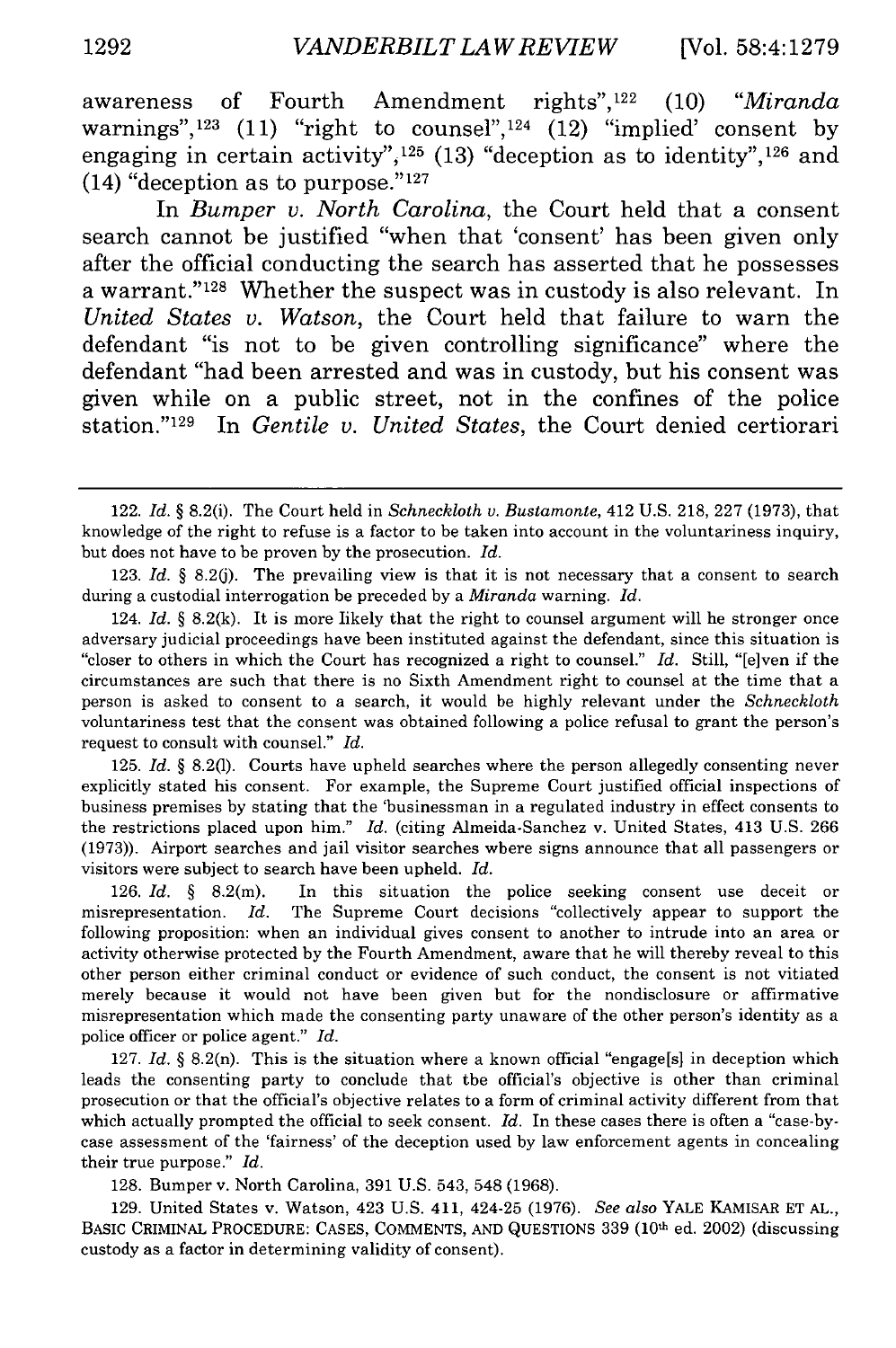awareness of Fourth Amendment rights",[122] (10) "*Miranda* warnings",[123] (11) "right to counsel",[124] (12) "implied' consent by engaging in certain activity",[125] (13) "deception as to identity",[126] and (14) "deception as to purpose."[127]

In *Bumper v. North Carolina*, the Court held that a consent search cannot be justified "when that 'consent' has been given only after the official conducting the search has asserted that he possesses a warrant."[128] Whether the suspect was in custody is also relevant. In *United States v. Watson*, the Court held that failure to warn the defendant "is not to be given controlling significance" where the defendant "had been arrested and was in custody, but his consent was given while on a public street, not in the confines of the police station."[129] In *Gentile v. United States*, the Court denied certiorari

---

122. *Id.* § 8.2(i). The Court held in *Schneckloth v. Bustamonte*, 412 U.S. 218, 227 (1973), that knowledge of the right to refuse is a factor to be taken into account in the voluntariness inquiry, but does not have to be proven by the prosecution. *Id.*

123. *Id.* § 8.2(j). The prevailing view is that it is not necessary that a consent to search during a custodial interrogation be preceded by a *Miranda* warning. *Id.*

124. *Id.* § 8.2(k). It is more likely that the right to counsel argument will he stronger once adversary judicial proceedings have been instituted against the defendant, since this situation is "closer to others in which the Court has recognized a right to counsel." *Id.* Still, "[e]ven if the circumstances are such that there is no Sixth Amendment right to counsel at the time that a person is asked to consent to a search, it would be highly relevant under the *Schneckloth* voluntariness test that the consent was obtained following a police refusal to grant the person's request to consult with counsel." *Id.*

125. *Id.* § 8.2(l). Courts have upheld searches where the person allegedly consenting never explicitly stated his consent. For example, the Supreme Court justified official inspections of business premises by stating that the 'businessman in a regulated industry in effect consents to the restrictions placed upon him." *Id.* (citing Almeida-Sanchez v. United States, 413 U.S. 266 (1973)). Airport searches and jail visitor searches where signs announce that all passengers or visitors were subject to search have been upheld. *Id.*

126. *Id.* § 8.2(m). In this situation the police seeking consent use deceit or misrepresentation. *Id.* The Supreme Court decisions "collectively appear to support the following proposition: when an individual gives consent to another to intrude into an area or activity otherwise protected by the Fourth Amendment, aware that he will thereby reveal to this other person either criminal conduct or evidence of such conduct, the consent is not vitiated merely because it would not have been given but for the nondisclosure or affirmative misrepresentation which made the consenting party unaware of the other person's identity as a police officer or police agent." *Id.*

127. *Id.* § 8.2(n). This is the situation where a known official "engage[s] in deception which leads the consenting party to conclude that the official's objective is other than criminal prosecution or that the official's objective relates to a form of criminal activity different from that which actually prompted the official to seek consent. *Id.* In these cases there is often a "case-by-case assessment of the 'fairness' of the deception used by law enforcement agents in concealing their true purpose." *Id.*

128. Bumper v. North Carolina, 391 U.S. 543, 548 (1968).

129. United States v. Watson, 423 U.S. 411, 424-25 (1976). *See also* YALE KAMISAR ET AL., BASIC CRIMINAL PROCEDURE: CASES, COMMENTS, AND QUESTIONS 339 (10th ed. 2002) (discussing custody as a factor in determining validity of consent).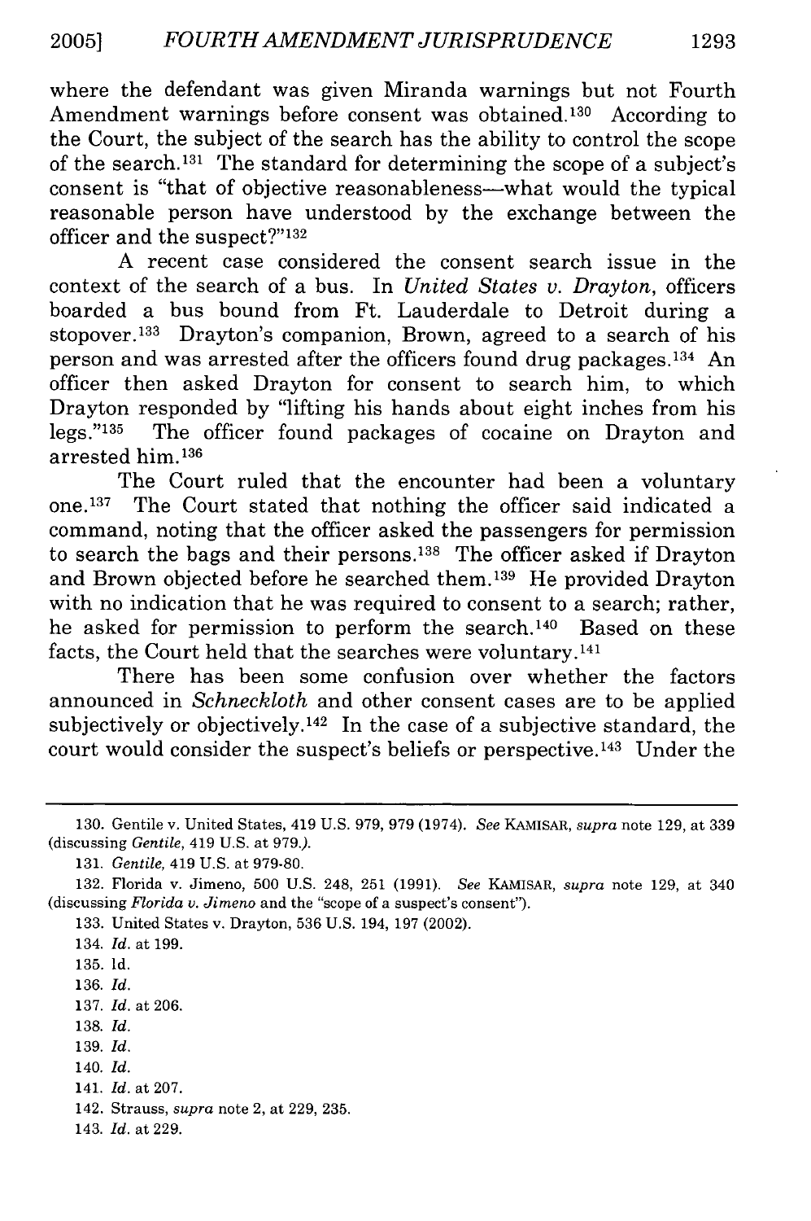where the defendant was given Miranda warnings but not Fourth Amendment warnings before consent was obtained.[130] According to the Court, the subject of the search has the ability to control the scope of the search.[131] The standard for determining the scope of a subject's consent is "that of objective reasonableness—what would the typical reasonable person have understood by the exchange between the officer and the suspect?"[132]

A recent case considered the consent search issue in the context of the search of a bus. In *United States v. Drayton*, officers boarded a bus bound from Ft. Lauderdale to Detroit during a stopover.[133] Drayton's companion, Brown, agreed to a search of his person and was arrested after the officers found drug packages.[134] An officer then asked Drayton for consent to search him, to which Drayton responded by "lifting his hands about eight inches from his legs."[135] The officer found packages of cocaine on Drayton and arrested him.[136]

The Court ruled that the encounter had been a voluntary one.[137] The Court stated that nothing the officer said indicated a command, noting that the officer asked the passengers for permission to search the bags and their persons.[138] The officer asked if Drayton and Brown objected before he searched them.[139] He provided Drayton with no indication that he was required to consent to a search; rather, he asked for permission to perform the search.[140] Based on these facts, the Court held that the searches were voluntary.[141]

There has been some confusion over whether the factors announced in *Schneckloth* and other consent cases are to be applied subjectively or objectively.[142] In the case of a subjective standard, the court would consider the suspect's beliefs or perspective.[143] Under the

---

130. Gentile v. United States, 419 U.S. 979, 979 (1974). *See* KAMISAR, *supra* note 129, at 339 (discussing *Gentile*, 419 U.S. at 979.).

131. *Gentile*, 419 U.S. at 979-80.

132. Florida v. Jimeno, 500 U.S. 248, 251 (1991). *See* KAMISAR, *supra* note 129, at 340 (discussing *Florida v. Jimeno* and the "scope of a suspect's consent").

133. United States v. Drayton, 536 U.S. 194, 197 (2002).

134. *Id.* at 199.

135. Id.

136. *Id.*

137. *Id.* at 206.

138. *Id.*

139. *Id.*

140. *Id.*

141. *Id.* at 207.

142. Strauss, *supra* note 2, at 229, 235.

143. *Id.* at 229.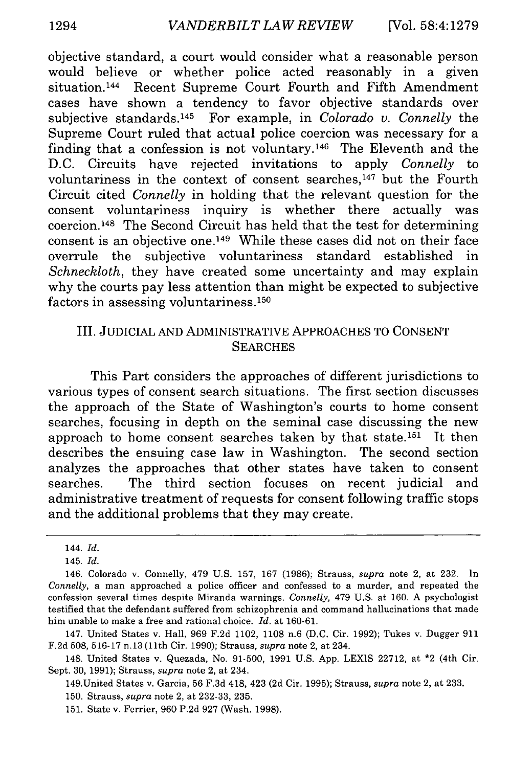objective standard, a court would consider what a reasonable person would believe or whether police acted reasonably in a given situation.[144] Recent Supreme Court Fourth and Fifth Amendment cases have shown a tendency to favor objective standards over subjective standards.[145] For example, in *Colorado v. Connelly* the Supreme Court ruled that actual police coercion was necessary for a finding that a confession is not voluntary.[146] The Eleventh and the D.C. Circuits have rejected invitations to apply *Connelly* to voluntariness in the context of consent searches,[147] but the Fourth Circuit cited *Connelly* in holding that the relevant question for the consent voluntariness inquiry is whether there actually was coercion.[148] The Second Circuit has held that the test for determining consent is an objective one.[149] While these cases did not on their face overrule the subjective voluntariness standard established in *Schneckloth*, they have created some uncertainty and may explain why the courts pay less attention than might be expected to subjective factors in assessing voluntariness.[150]

## III. JUDICIAL AND ADMINISTRATIVE APPROACHES TO CONSENT SEARCHES

This Part considers the approaches of different jurisdictions to various types of consent search situations. The first section discusses the approach of the State of Washington's courts to home consent searches, focusing in depth on the seminal case discussing the new approach to home consent searches taken by that state.[151] It then describes the ensuing case law in Washington. The second section analyzes the approaches that other states have taken to consent searches. The third section focuses on recent judicial and administrative treatment of requests for consent following traffic stops and the additional problems that they may create.

---

144. *Id.*

145. *Id.*

146. Colorado v. Connelly, 479 U.S. 157, 167 (1986); Strauss, *supra* note 2, at 232. In *Connelly*, a man approached a police officer and confessed to a murder, and repeated the confession several times despite Miranda warnings. *Connelly*, 479 U.S. at 160. A psychologist testified that the defendant suffered from schizophrenia and command hallucinations that made him unable to make a free and rational choice. *Id.* at 160-61.

147. United States v. Hall, 969 F.2d 1102, 1108 n.6 (D.C. Cir. 1992); Tukes v. Dugger 911 F.2d 508, 516-17 n.13 (11th Cir. 1990); Strauss, *supra* note 2, at 234.

148. United States v. Quezada, No. 91-500, 1991 U.S. App. LEXIS 22712, at *2 (4th Cir. Sept. 30, 1991); Strauss, *supra* note 2, at 234.

149. United States v. Garcia, 56 F.3d 418, 423 (2d Cir. 1995); Strauss, *supra* note 2, at 233.

150. Strauss, *supra* note 2, at 232-33, 235.

151. State v. Ferrier, 960 P.2d 927 (Wash. 1998).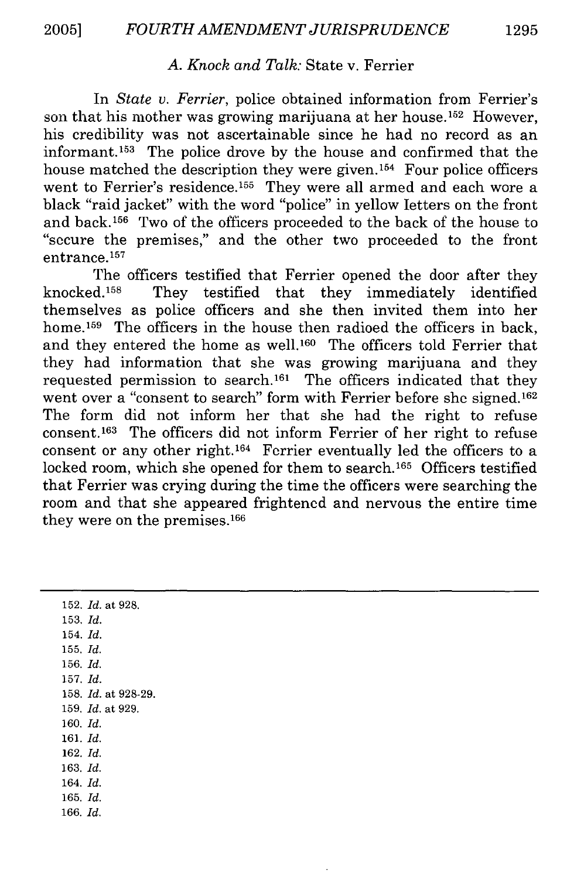### *A. Knock and Talk:* State v. Ferrier

In *State v. Ferrier*, police obtained information from Ferrier's son that his mother was growing marijuana at her house.[152] However, his credibility was not ascertainable since he had no record as an informant.[153] The police drove by the house and confirmed that the house matched the description they were given.[154] Four police officers went to Ferrier's residence.[155] They were all armed and each wore a black "raid jacket" with the word "police" in yellow letters on the front and back.[156] Two of the officers proceeded to the back of the house to "secure the premises," and the other two proceeded to the front entrance.[157]

The officers testified that Ferrier opened the door after they knocked.[158] They testified that they immediately identified themselves as police officers and she then invited them into her home.[159] The officers in the house then radioed the officers in back, and they entered the home as well.[160] The officers told Ferrier that they had information that she was growing marijuana and they requested permission to search.[161] The officers indicated that they went over a "consent to search" form with Ferrier before she signed.[162] The form did not inform her that she had the right to refuse consent.[163] The officers did not inform Ferrier of her right to refuse consent or any other right.[164] Ferrier eventually led the officers to a locked room, which she opened for them to search.[165] Officers testified that Ferrier was crying during the time the officers were searching the room and that she appeared frightened and nervous the entire time they were on the premises.[166]

---

152. *Id.* at 928.
153. *Id.*
154. *Id.*
155. *Id.*
156. *Id.*
157. *Id.*
158. *Id.* at 928-29.
159. *Id.* at 929.
160. *Id.*
161. *Id.*
162. *Id.*
163. *Id.*
164. *Id.*
165. *Id.*
166. *Id.*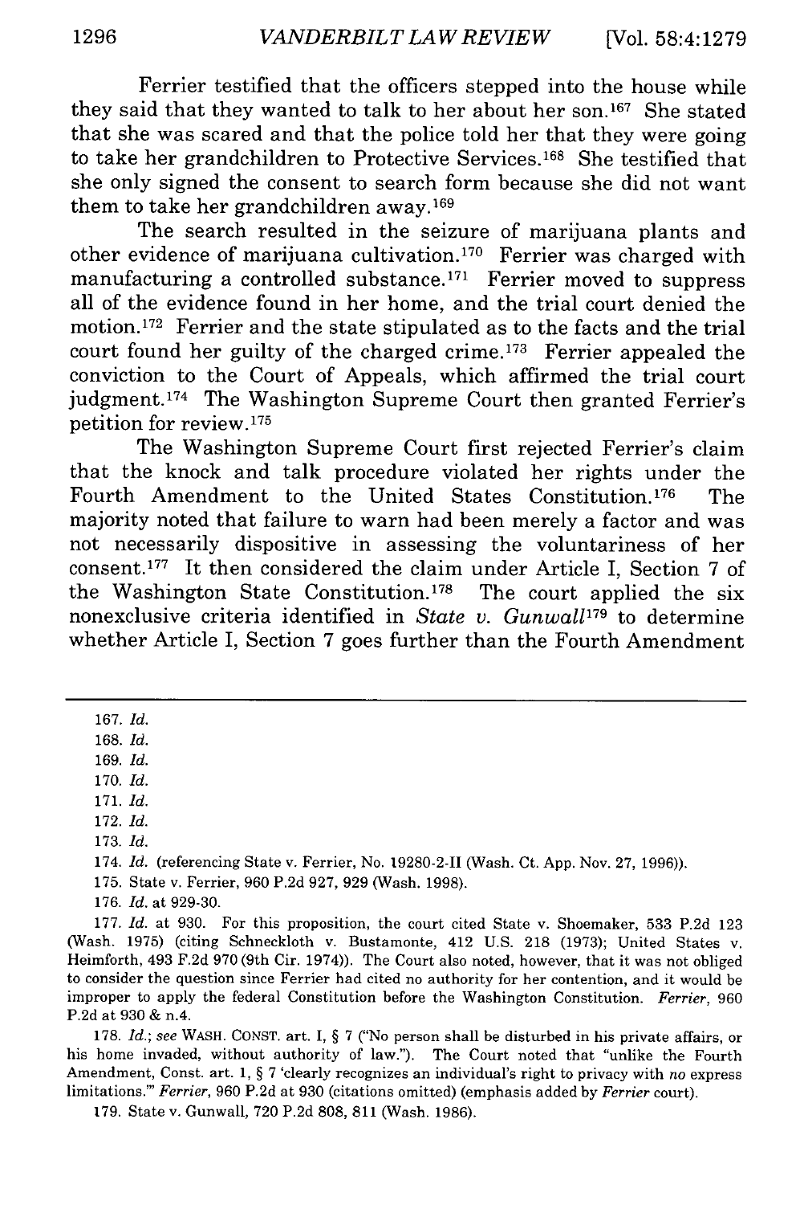Ferrier testified that the officers stepped into the house while they said that they wanted to talk to her about her son.[167] She stated that she was scared and that the police told her that they were going to take her grandchildren to Protective Services.[168] She testified that she only signed the consent to search form because she did not want them to take her grandchildren away.[169]

The search resulted in the seizure of marijuana plants and other evidence of marijuana cultivation.[170] Ferrier was charged with manufacturing a controlled substance.[171] Ferrier moved to suppress all of the evidence found in her home, and the trial court denied the motion.[172] Ferrier and the state stipulated as to the facts and the trial court found her guilty of the charged crime.[173] Ferrier appealed the conviction to the Court of Appeals, which affirmed the trial court judgment.[174] The Washington Supreme Court then granted Ferrier's petition for review.[175]

The Washington Supreme Court first rejected Ferrier's claim that the knock and talk procedure violated her rights under the Fourth Amendment to the United States Constitution.[176] The majority noted that failure to warn had been merely a factor and was not necessarily dispositive in assessing the voluntariness of her consent.[177] It then considered the claim under Article I, Section 7 of the Washington State Constitution.[178] The court applied the six nonexclusive criteria identified in *State v. Gunwall*[179] to determine whether Article I, Section 7 goes further than the Fourth Amendment

---

167. *Id.*

168. *Id.*

169. *Id.*

170. *Id.*

171. *Id.*

172. *Id.*

173. *Id.*

174. *Id.* (referencing State v. Ferrier, No. 19280-2-II (Wash. Ct. App. Nov. 27, 1996)).

175. State v. Ferrier, 960 P.2d 927, 929 (Wash. 1998).

176. *Id.* at 929-30.

177. *Id.* at 930. For this proposition, the court cited State v. Shoemaker, 533 P.2d 123 (Wash. 1975) (citing Schneckloth v. Bustamonte, 412 U.S. 218 (1973); United States v. Heimforth, 493 F.2d 970 (9th Cir. 1974)). The Court also noted, however, that it was not obliged to consider the question since Ferrier had cited no authority for her contention, and it would be improper to apply the federal Constitution before the Washington Constitution. *Ferrier*, 960 P.2d at 930 & n.4.

178. *Id.*; *see* WASH. CONST. art. I, § 7 ("No person shall be disturbed in his private affairs, or his home invaded, without authority of law."). The Court noted that "unlike the Fourth Amendment, Const. art. 1, § 7 'clearly recognizes an individual's right to privacy with *no* express limitations.'" *Ferrier*, 960 P.2d at 930 (citations omitted) (emphasis added by *Ferrier* court).

179. State v. Gunwall, 720 P.2d 808, 811 (Wash. 1986).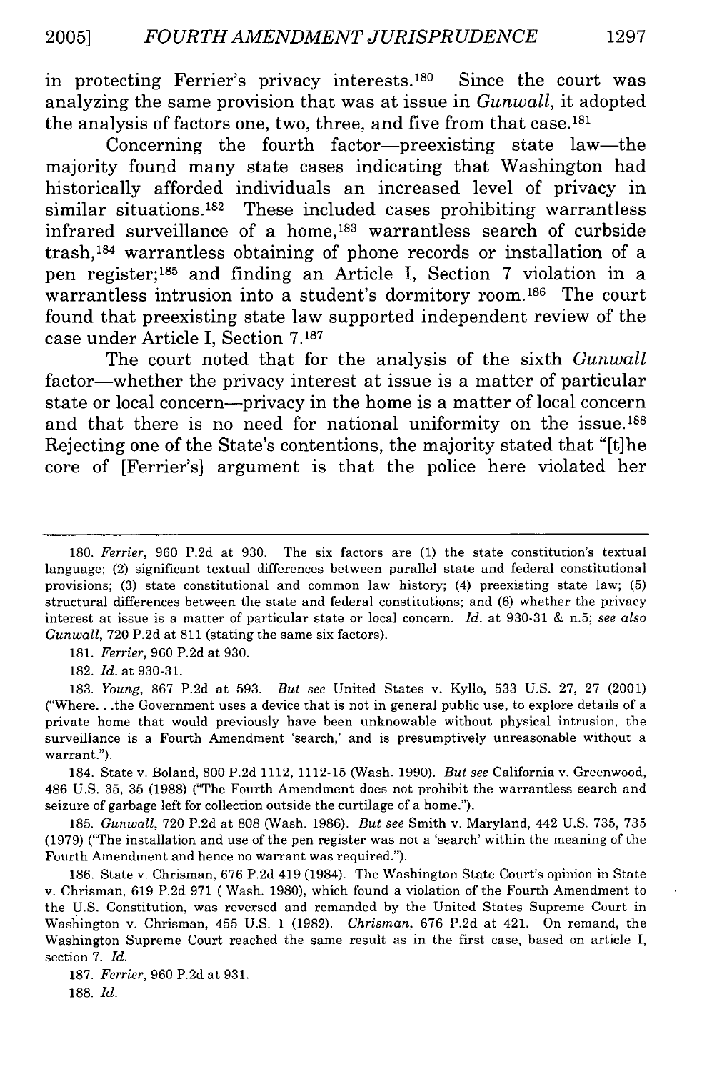in protecting Ferrier's privacy interests.[180] Since the court was analyzing the same provision that was at issue in *Gunwall*, it adopted the analysis of factors one, two, three, and five from that case.[181]

Concerning the fourth factor—preexisting state law—the majority found many state cases indicating that Washington had historically afforded individuals an increased level of privacy in similar situations.[182] These included cases prohibiting warrantless infrared surveillance of a home,[183] warrantless search of curbside trash,[184] warrantless obtaining of phone records or installation of a pen register;[185] and finding an Article I, Section 7 violation in a warrantless intrusion into a student's dormitory room.[186] The court found that preexisting state law supported independent review of the case under Article I, Section 7.[187]

The court noted that for the analysis of the sixth *Gunwall* factor—whether the privacy interest at issue is a matter of particular state or local concern—privacy in the home is a matter of local concern and that there is no need for national uniformity on the issue.[188] Rejecting one of the State's contentions, the majority stated that "[t]he core of [Ferrier's] argument is that the police here violated her

---

180. *Ferrier*, 960 P.2d at 930. The six factors are (1) the state constitution's textual language; (2) significant textual differences between parallel state and federal constitutional provisions; (3) state constitutional and common law history; (4) preexisting state law; (5) structural differences between the state and federal constitutions; and (6) whether the privacy interest at issue is a matter of particular state or local concern. *Id.* at 930-31 & n.5; *see also Gunwall*, 720 P.2d at 811 (stating the same six factors).

181. *Ferrier*, 960 P.2d at 930.

182. *Id.* at 930-31.

183. *Young*, 867 P.2d at 593. *But see* United States v. Kyllo, 533 U.S. 27, 27 (2001) ("Where. . .the Government uses a device that is not in general public use, to explore details of a private home that would previously have been unknowable without physical intrusion, the surveillance is a Fourth Amendment 'search,' and is presumptively unreasonable without a warrant.").

184. State v. Boland, 800 P.2d 1112, 1112-15 (Wash. 1990). *But see* California v. Greenwood, 486 U.S. 35, 35 (1988) ("The Fourth Amendment does not prohibit the warrantless search and seizure of garbage left for collection outside the curtilage of a home.").

185. *Gunwall*, 720 P.2d at 808 (Wash. 1986). *But see* Smith v. Maryland, 442 U.S. 735, 735 (1979) ("The installation and use of the pen register was not a 'search' within the meaning of the Fourth Amendment and hence no warrant was required.").

186. State v. Chrisman, 676 P.2d 419 (1984). The Washington State Court's opinion in State v. Chrisman, 619 P.2d 971 ( Wash. 1980), which found a violation of the Fourth Amendment to the U.S. Constitution, was reversed and remanded by the United States Supreme Court in Washington v. Chrisman, 455 U.S. 1 (1982). *Chrisman*, 676 P.2d at 421. On remand, the Washington Supreme Court reached the same result as in the first case, based on article I, section 7. *Id.*

187. *Ferrier*, 960 P.2d at 931.

188. *Id.*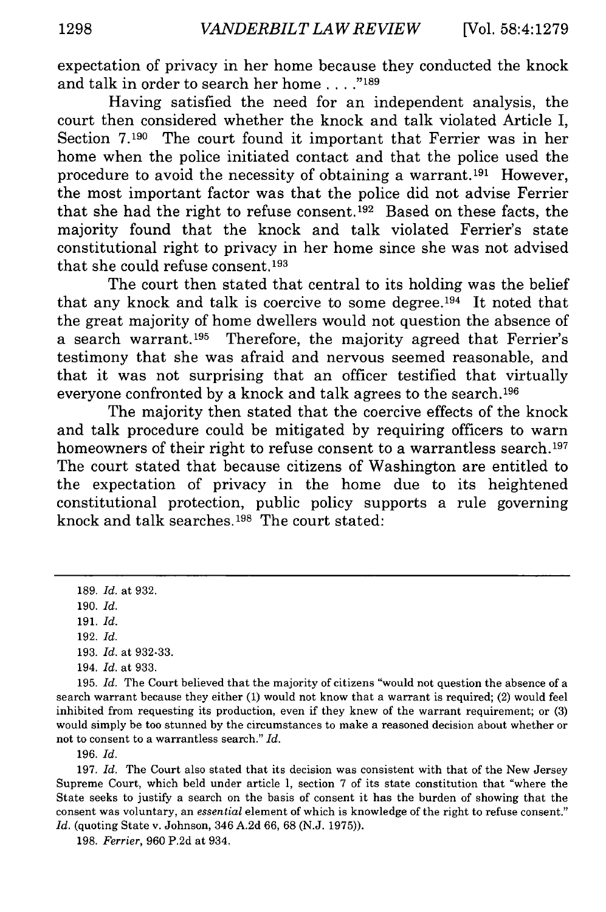expectation of privacy in her home because they conducted the knock and talk in order to search her home . . . ."[189]

Having satisfied the need for an independent analysis, the court then considered whether the knock and talk violated Article I, Section 7.[190] The court found it important that Ferrier was in her home when the police initiated contact and that the police used the procedure to avoid the necessity of obtaining a warrant.[191] However, the most important factor was that the police did not advise Ferrier that she had the right to refuse consent.[192] Based on these facts, the majority found that the knock and talk violated Ferrier's state constitutional right to privacy in her home since she was not advised that she could refuse consent.[193]

The court then stated that central to its holding was the belief that any knock and talk is coercive to some degree.[194] It noted that the great majority of home dwellers would not question the absence of a search warrant.[195] Therefore, the majority agreed that Ferrier's testimony that she was afraid and nervous seemed reasonable, and that it was not surprising that an officer testified that virtually everyone confronted by a knock and talk agrees to the search.[196]

The majority then stated that the coercive effects of the knock and talk procedure could be mitigated by requiring officers to warn homeowners of their right to refuse consent to a warrantless search.[197] The court stated that because citizens of Washington are entitled to the expectation of privacy in the home due to its heightened constitutional protection, public policy supports a rule governing knock and talk searches.[198] The court stated:

---

189. *Id.* at 932.

190. *Id.*

191. *Id.*

192. *Id.*

193. *Id.* at 932-33.

194. *Id.* at 933.

195. *Id.* The Court believed that the majority of citizens "would not question the absence of a search warrant because they either (1) would not know that a warrant is required; (2) would feel inhibited from requesting its production, even if they knew of the warrant requirement; or (3) would simply be too stunned by the circumstances to make a reasoned decision about whether or not to consent to a warrantless search." *Id.*

196. *Id.*

197. *Id.* The Court also stated that its decision was consistent with that of the New Jersey Supreme Court, which beld under article 1, section 7 of its state constitution that "where the State seeks to justify a search on the basis of consent it has the burden of showing that the consent was voluntary, an *essential* element of which is knowledge of the right to refuse consent." *Id.* (quoting State v. Johnson, 346 A.2d 66, 68 (N.J. 1975)).

198. *Ferrier*, 960 P.2d at 934.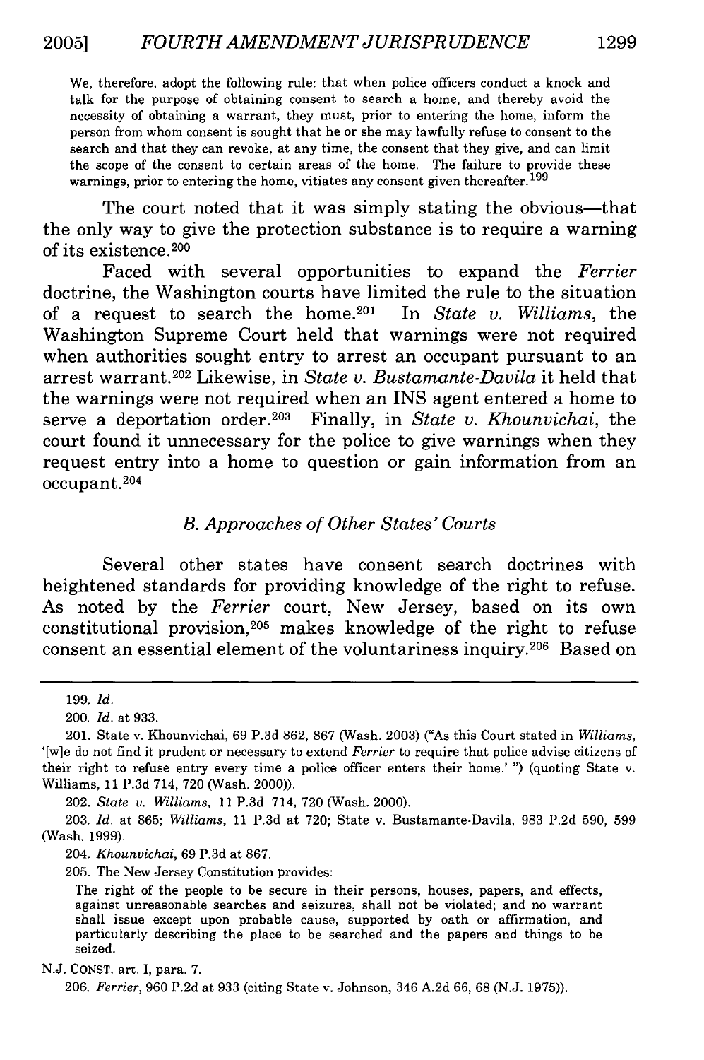> We, therefore, adopt the following rule: that when police officers conduct a knock and talk for the purpose of obtaining consent to search a home, and thereby avoid the necessity of obtaining a warrant, they must, prior to entering the home, inform the person from whom consent is sought that he or she may lawfully refuse to consent to the search and that they can revoke, at any time, the consent that they give, and can limit the scope of the consent to certain areas of the home. The failure to provide these warnings, prior to entering the home, vitiates any consent given thereafter.[199]

The court noted that it was simply stating the obvious—that the only way to give the protection substance is to require a warning of its existence.[200]

Faced with several opportunities to expand the *Ferrier* doctrine, the Washington courts have limited the rule to the situation of a request to search the home.[201] In *State v. Williams*, the Washington Supreme Court held that warnings were not required when authorities sought entry to arrest an occupant pursuant to an arrest warrant.[202] Likewise, in *State v. Bustamante-Davila* it held that the warnings were not required when an INS agent entered a home to serve a deportation order.[203] Finally, in *State v. Khounvichai*, the court found it unnecessary for the police to give warnings when they request entry into a home to question or gain information from an occupant.[204]

### *B. Approaches of Other States' Courts*

Several other states have consent search doctrines with heightened standards for providing knowledge of the right to refuse. As noted by the *Ferrier* court, New Jersey, based on its own constitutional provision,[205] makes knowledge of the right to refuse consent an essential element of the voluntariness inquiry.[206] Based on

---

199. *Id.*

200. *Id.* at 933.

201. State v. Khounvichai, 69 P.3d 862, 867 (Wash. 2003) ("As this Court stated in *Williams*, '[w]e do not find it prudent or necessary to extend *Ferrier* to require that police advise citizens of their right to refuse entry every time a police officer enters their home.' ") (quoting State v. Williams, 11 P.3d 714, 720 (Wash. 2000)).

202. *State v. Williams*, 11 P.3d 714, 720 (Wash. 2000).

203. *Id.* at 865; *Williams*, 11 P.3d at 720; State v. Bustamante-Davila, 983 P.2d 590, 599 (Wash. 1999).

204. *Khounvichai*, 69 P.3d at 867.

205. The New Jersey Constitution provides:

> The right of the people to be secure in their persons, houses, papers, and effects, against unreasonable searches and seizures, shall not be violated; and no warrant shall issue except upon probable cause, supported by oath or affirmation, and particularly describing the place to be searched and the papers and things to be seized.

N.J. CONST. art. I, para. 7.

206. *Ferrier*, 960 P.2d at 933 (citing State v. Johnson, 346 A.2d 66, 68 (N.J. 1975)).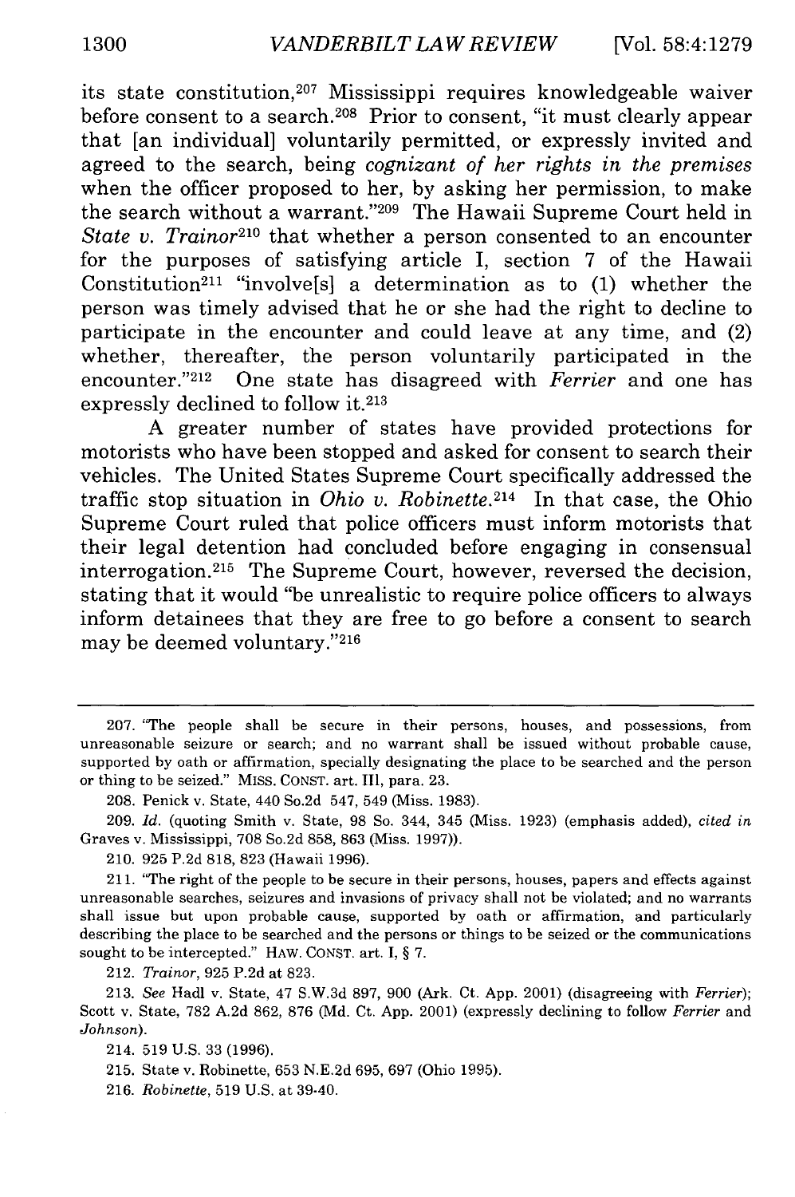its state constitution,[207] Mississippi requires knowledgeable waiver before consent to a search.[208] Prior to consent, "it must clearly appear that [an individual] voluntarily permitted, or expressly invited and agreed to the search, being *cognizant of her rights in the premises* when the officer proposed to her, by asking her permission, to make the search without a warrant."[209] The Hawaii Supreme Court held in *State v. Trainor*[210] that whether a person consented to an encounter for the purposes of satisfying article I, section 7 of the Hawaii Constitution[211] "involve[s] a determination as to (1) whether the person was timely advised that he or she had the right to decline to participate in the encounter and could leave at any time, and (2) whether, thereafter, the person voluntarily participated in the encounter."[212] One state has disagreed with *Ferrier* and one has expressly declined to follow it.[213]

A greater number of states have provided protections for motorists who have been stopped and asked for consent to search their vehicles. The United States Supreme Court specifically addressed the traffic stop situation in *Ohio v. Robinette*.[214] In that case, the Ohio Supreme Court ruled that police officers must inform motorists that their legal detention had concluded before engaging in consensual interrogation.[215] The Supreme Court, however, reversed the decision, stating that it would "be unrealistic to require police officers to always inform detainees that they are free to go before a consent to search may be deemed voluntary."[216]

---

207. "The people shall be secure in their persons, houses, and possessions, from unreasonable seizure or search; and no warrant shall be issued without probable cause, supported by oath or affirmation, specially designating the place to be searched and the person or thing to be seized." MISS. CONST. art. III, para. 23.

208. Penick v. State, 440 So.2d 547, 549 (Miss. 1983).

209. *Id.* (quoting Smith v. State, 98 So. 344, 345 (Miss. 1923) (emphasis added), *cited in* Graves v. Mississippi, 708 So.2d 858, 863 (Miss. 1997)).

210. 925 P.2d 818, 823 (Hawaii 1996).

211. "The right of the people to be secure in their persons, houses, papers and effects against unreasonable searches, seizures and invasions of privacy shall not be violated; and no warrants shall issue but upon probable cause, supported by oath or affirmation, and particularly describing the place to be searched and the persons or things to be seized or the communications sought to be intercepted." HAW. CONST. art. I, § 7.

212. *Trainor*, 925 P.2d at 823.

213. *See* Hadl v. State, 47 S.W.3d 897, 900 (Ark. Ct. App. 2001) (disagreeing with *Ferrier*); Scott v. State, 782 A.2d 862, 876 (Md. Ct. App. 2001) (expressly declining to follow *Ferrier* and *Johnson*).

214. 519 U.S. 33 (1996).

215. State v. Robinette, 653 N.E.2d 695, 697 (Ohio 1995).

216. *Robinette*, 519 U.S. at 39-40.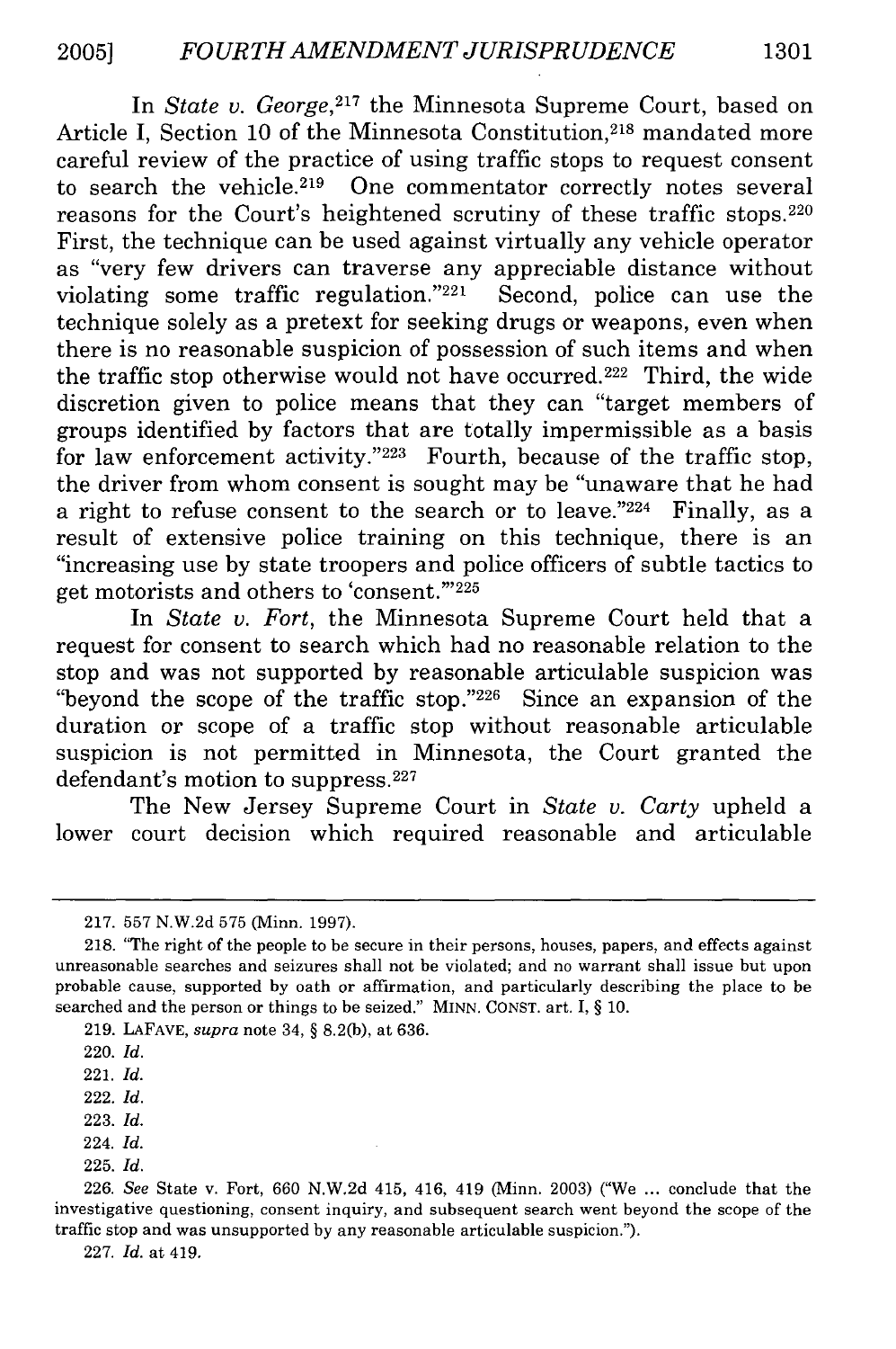In *State v. George*,[217] the Minnesota Supreme Court, based on Article I, Section 10 of the Minnesota Constitution,[218] mandated more careful review of the practice of using traffic stops to request consent to search the vehicle.[219] One commentator correctly notes several reasons for the Court's heightened scrutiny of these traffic stops.[220] First, the technique can be used against virtually any vehicle operator as "very few drivers can traverse any appreciable distance without violating some traffic regulation."[221] Second, police can use the technique solely as a pretext for seeking drugs or weapons, even when there is no reasonable suspicion of possession of such items and when the traffic stop otherwise would not have occurred.[222] Third, the wide discretion given to police means that they can "target members of groups identified by factors that are totally impermissible as a basis for law enforcement activity."[223] Fourth, because of the traffic stop, the driver from whom consent is sought may be "unaware that he had a right to refuse consent to the search or to leave."[224] Finally, as a result of extensive police training on this technique, there is an "increasing use by state troopers and police officers of subtle tactics to get motorists and others to 'consent.'"[225]

In *State v. Fort*, the Minnesota Supreme Court held that a request for consent to search which had no reasonable relation to the stop and was not supported by reasonable articulable suspicion was "beyond the scope of the traffic stop."[226] Since an expansion of the duration or scope of a traffic stop without reasonable articulable suspicion is not permitted in Minnesota, the Court granted the defendant's motion to suppress.[227]

The New Jersey Supreme Court in *State v. Carty* upheld a lower court decision which required reasonable and articulable

---

217. 557 N.W.2d 575 (Minn. 1997).

218. "The right of the people to be secure in their persons, houses, papers, and effects against unreasonable searches and seizures shall not be violated; and no warrant shall issue but upon probable cause, supported by oath or affirmation, and particularly describing the place to be searched and the person or things to be seized." MINN. CONST. art. I, § 10.

219. LAFAVE, *supra* note 34, § 8.2(b), at 636.

220. *Id.*

221. *Id.*

222. *Id.*

223. *Id.*

224. *Id.*

225. *Id.*

226. *See* State v. Fort, 660 N.W.2d 415, 416, 419 (Minn. 2003) ("We ... conclude that the investigative questioning, consent inquiry, and subsequent search went beyond the scope of the traffic stop and was unsupported by any reasonable articulable suspicion.").

227. *Id.* at 419.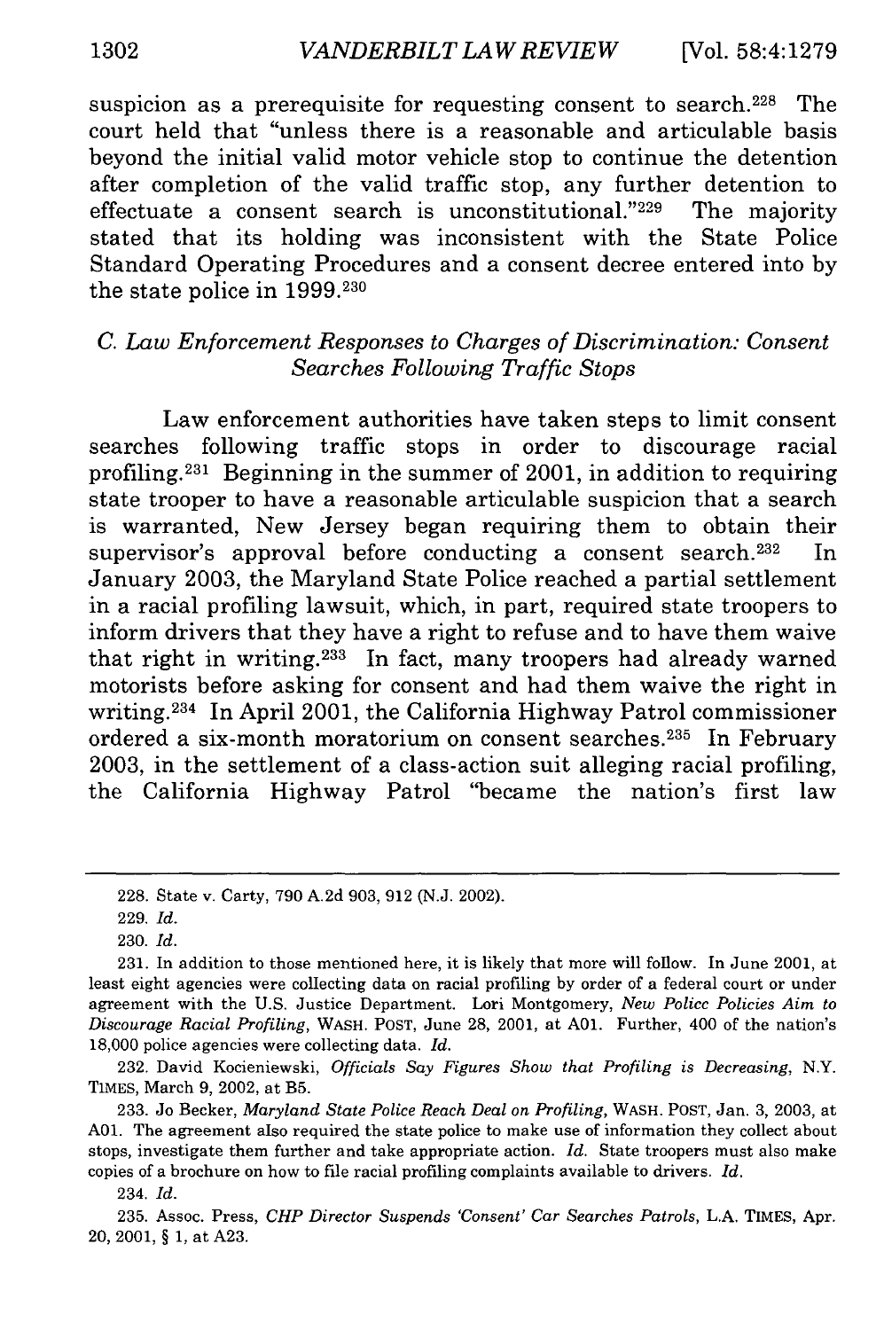suspicion as a prerequisite for requesting consent to search.[228] The court held that "unless there is a reasonable and articulable basis beyond the initial valid motor vehicle stop to continue the detention after completion of the valid traffic stop, any further detention to effectuate a consent search is unconstitutional."[229] The majority stated that its holding was inconsistent with the State Police Standard Operating Procedures and a consent decree entered into by the state police in 1999.[230]

### *C. Law Enforcement Responses to Charges of Discrimination: Consent Searches Following Traffic Stops*

Law enforcement authorities have taken steps to limit consent searches following traffic stops in order to discourage racial profiling.[231] Beginning in the summer of 2001, in addition to requiring state trooper to have a reasonable articulable suspicion that a search is warranted, New Jersey began requiring them to obtain their supervisor's approval before conducting a consent search.[232] In January 2003, the Maryland State Police reached a partial settlement in a racial profiling lawsuit, which, in part, required state troopers to inform drivers that they have a right to refuse and to have them waive that right in writing.[233] In fact, many troopers had already warned motorists before asking for consent and had them waive the right in writing.[234] In April 2001, the California Highway Patrol commissioner ordered a six-month moratorium on consent searches.[235] In February 2003, in the settlement of a class-action suit alleging racial profiling, the California Highway Patrol "became the nation's first law

---

228. State v. Carty, 790 A.2d 903, 912 (N.J. 2002).

229. *Id.*

230. *Id.*

231. In addition to those mentioned here, it is likely that more will follow. In June 2001, at least eight agencies were collecting data on racial profiling by order of a federal court or under agreement with the U.S. Justice Department. Lori Montgomery, *New Policc Policies Aim to Discourage Racial Profiling*, WASH. POST, June 28, 2001, at A01. Further, 400 of the nation's 18,000 police agencies were collecting data. *Id.*

232. David Kocieniewski, *Officials Say Figures Show that Profiling is Decreasing*, N.Y. TIMES, March 9, 2002, at B5.

233. Jo Becker, *Maryland State Police Reach Deal on Profiling*, WASH. POST, Jan. 3, 2003, at A01. The agreement also required the state police to make use of information they collect about stops, investigate them further and take appropriate action. *Id.* State troopers must also make copies of a brochure on how to file racial profiling complaints available to drivers. *Id.*

234. *Id.*

235. Assoc. Press, *CHP Director Suspends 'Consent' Car Searches Patrols*, L.A. TIMES, Apr. 20, 2001, § 1, at A23.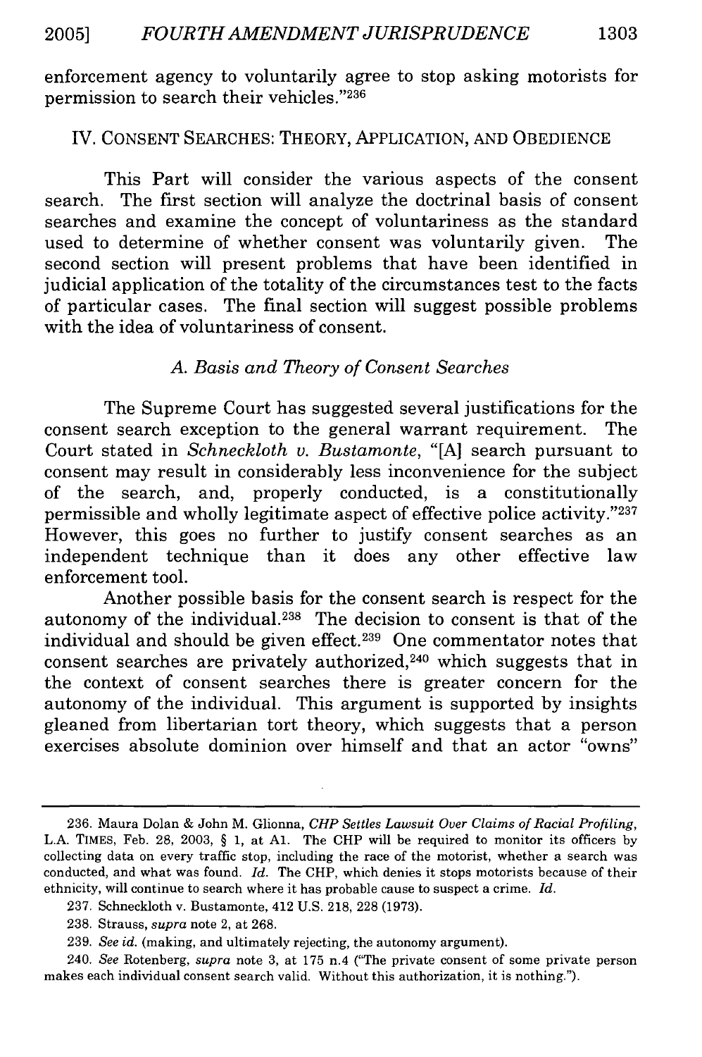enforcement agency to voluntarily agree to stop asking motorists for permission to search their vehicles."[236]

## IV. CONSENT SEARCHES: THEORY, APPLICATION, AND OBEDIENCE

This Part will consider the various aspects of the consent search. The first section will analyze the doctrinal basis of consent searches and examine the concept of voluntariness as the standard used to determine of whether consent was voluntarily given. The second section will present problems that have been identified in judicial application of the totality of the circumstances test to the facts of particular cases. The final section will suggest possible problems with the idea of voluntariness of consent.

### *A. Basis and Theory of Consent Searches*

The Supreme Court has suggested several justifications for the consent search exception to the general warrant requirement. The Court stated in *Schneckloth v. Bustamonte*, "[A] search pursuant to consent may result in considerably less inconvenience for the subject of the search, and, properly conducted, is a constitutionally permissible and wholly legitimate aspect of effective police activity."[237] However, this goes no further to justify consent searches as an independent technique than it does any other effective law enforcement tool.

Another possible basis for the consent search is respect for the autonomy of the individual.[238] The decision to consent is that of the individual and should be given effect.[239] One commentator notes that consent searches are privately authorized,[240] which suggests that in the context of consent searches there is greater concern for the autonomy of the individual. This argument is supported by insights gleaned from libertarian tort theory, which suggests that a person exercises absolute dominion over himself and that an actor "owns"

---

236. Maura Dolan & John M. Glionna, *CHP Settles Lawsuit Over Claims of Racial Profiling*, L.A. TIMES, Feb. 28, 2003, § 1, at A1. The CHP will be required to monitor its officers by collecting data on every traffic stop, including the race of the motorist, whether a search was conducted, and what was found. *Id.* The CHP, which denies it stops motorists because of their ethnicity, will continue to search where it has probable cause to suspect a crime. *Id.*

237. Schneckloth v. Bustamonte, 412 U.S. 218, 228 (1973).

238. Strauss, *supra* note 2, at 268.

239. *See id.* (making, and ultimately rejecting, the autonomy argument).

240. *See* Rotenberg, *supra* note 3, at 175 n.4 ("The private consent of some private person makes each individual consent search valid. Without this authorization, it is nothing.").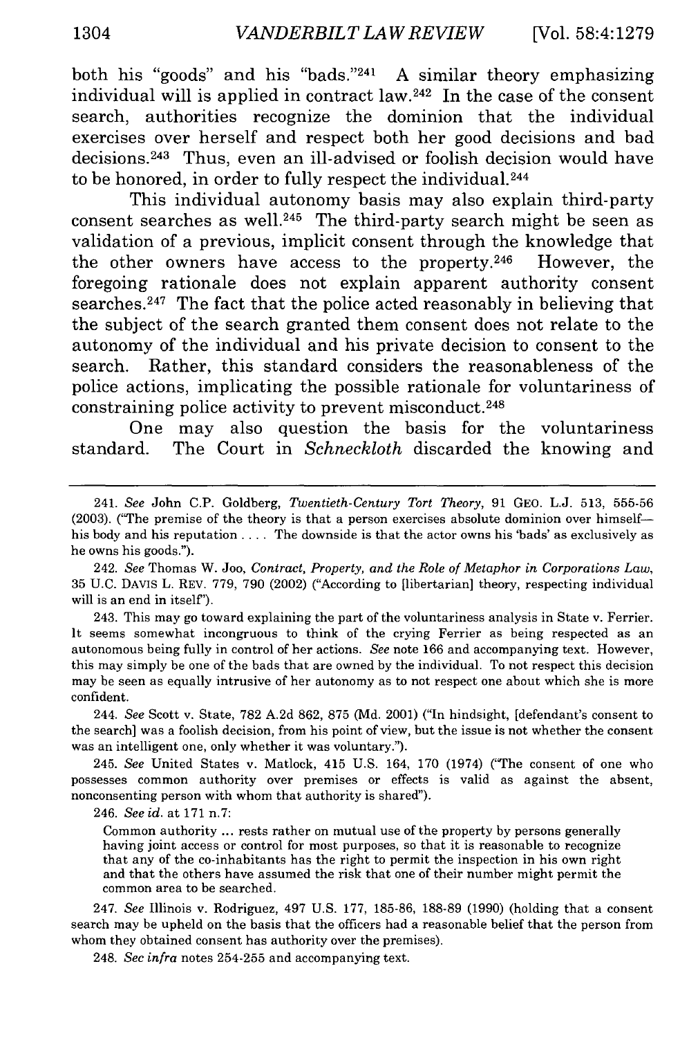both his "goods" and his "bads."[241] A similar theory emphasizing individual will is applied in contract law.[242] In the case of the consent search, authorities recognize the dominion that the individual exercises over herself and respect both her good decisions and bad decisions.[243] Thus, even an ill-advised or foolish decision would have to be honored, in order to fully respect the individual.[244]

This individual autonomy basis may also explain third-party consent searches as well.[245] The third-party search might be seen as validation of a previous, implicit consent through the knowledge that the other owners have access to the property.[246] However, the foregoing rationale does not explain apparent authority consent searches.[247] The fact that the police acted reasonably in believing that the subject of the search granted them consent does not relate to the autonomy of the individual and his private decision to consent to the search. Rather, this standard considers the reasonableness of the police actions, implicating the possible rationale for voluntariness of constraining police activity to prevent misconduct.[248]

One may also question the basis for the voluntariness standard. The Court in *Schneckloth* discarded the knowing and

---

241. *See* John C.P. Goldberg, *Twentieth-Century Tort Theory*, 91 GEO. L.J. 513, 555-56 (2003). ("The premise of the theory is that a person exercises absolute dominion over himself—his body and his reputation .... The downside is that the actor owns his 'bads' as exclusively as he owns his goods.").

242. *See* Thomas W. Joo, *Contract, Property, and the Role of Metaphor in Corporations Law*, 35 U.C. DAVIS L. REV. 779, 790 (2002) ("According to [libertarian] theory, respecting individual will is an end in itself").

243. This may go toward explaining the part of the voluntariness analysis in State v. Ferrier. It seems somewhat incongruous to think of the crying Ferrier as being respected as an autonomous being fully in control of her actions. *See* note 166 and accompanying text. However, this may simply be one of the bads that are owned by the individual. To not respect this decision may be seen as equally intrusive of her autonomy as to not respect one about which she is more confident.

244. *See* Scott v. State, 782 A.2d 862, 875 (Md. 2001) ("In hindsight, [defendant's consent to the search] was a foolish decision, from his point of view, but the issue is not whether the consent was an intelligent one, only whether it was voluntary.").

245. *See* United States v. Matlock, 415 U.S. 164, 170 (1974) ("The consent of one who possesses common authority over premises or effects is valid as against the absent, nonconsenting person with whom that authority is shared").

246. *See id.* at 171 n.7:

> Common authority ... rests rather on mutual use of the property by persons generally having joint access or control for most purposes, so that it is reasonable to recognize that any of the co-inhabitants has the right to permit the inspection in his own right and that the others have assumed the risk that one of their number might permit the common area to be searched.

247. *See* Illinois v. Rodriguez, 497 U.S. 177, 185-86, 188-89 (1990) (holding that a consent search may be upheld on the basis that the officers had a reasonable belief that the person from whom they obtained consent has authority over the premises).

248. *See infra* notes 254-255 and accompanying text.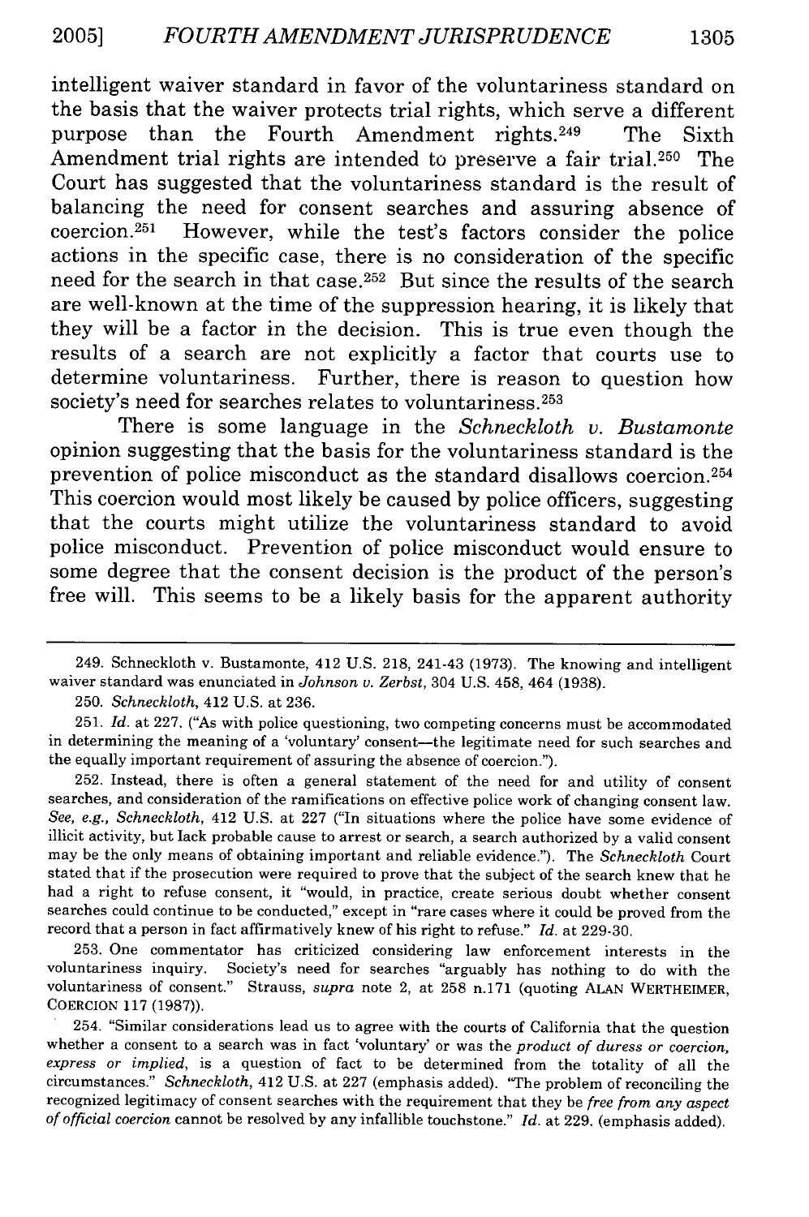intelligent waiver standard in favor of the voluntariness standard on the basis that the waiver protects trial rights, which serve a different purpose than the Fourth Amendment rights.[249] The Sixth Amendment trial rights are intended to preserve a fair trial.[250] The Court has suggested that the voluntariness standard is the result of balancing the need for consent searches and assuring absence of coercion.[251] However, while the test's factors consider the police actions in the specific case, there is no consideration of the specific need for the search in that case.[252] But since the results of the search are well-known at the time of the suppression hearing, it is likely that they will be a factor in the decision. This is true even though the results of a search are not explicitly a factor that courts use to determine voluntariness. Further, there is reason to question how society's need for searches relates to voluntariness.[253]

There is some language in the *Schneckloth v. Bustamonte* opinion suggesting that the basis for the voluntariness standard is the prevention of police misconduct as the standard disallows coercion.[254] This coercion would most likely be caused by police officers, suggesting that the courts might utilize the voluntariness standard to avoid police misconduct. Prevention of police misconduct would ensure to some degree that the consent decision is the product of the person's free will. This seems to be a likely basis for the apparent authority

---

249. Schneckloth v. Bustamonte, 412 U.S. 218, 241-43 (1973). The knowing and intelligent waiver standard was enunciated in *Johnson v. Zerbst*, 304 U.S. 458, 464 (1938).

250. *Schneckloth*, 412 U.S. at 236.

251. *Id.* at 227. ("As with police questioning, two competing concerns must be accommodated in determining the meaning of a 'voluntary' consent—the legitimate need for such searches and the equally important requirement of assuring the absence of coercion.").

252. Instead, there is often a general statement of the need for and utility of consent searches, and consideration of the ramifications on effective police work of changing consent law. *See, e.g., Schneckloth*, 412 U.S. at 227 ("In situations where the police have some evidence of illicit activity, but lack probable cause to arrest or search, a search authorized by a valid consent may be the only means of obtaining important and reliable evidence."). The *Schneckloth* Court stated that if the prosecution were required to prove that the subject of the search knew that he had a right to refuse consent, it "would, in practice, create serious doubt whether consent searches could continue to be conducted," except in "rare cases where it could be proved from the record that a person in fact affirmatively knew of his right to refuse." *Id.* at 229-30.

253. One commentator has criticized considering law enforcement interests in the voluntariness inquiry. Society's need for searches "arguably has nothing to do with the voluntariness of consent." Strauss, *supra* note 2, at 258 n.171 (quoting ALAN WERTHEIMER, COERCION 117 (1987)).

254. "Similar considerations lead us to agree with the courts of California that the question whether a consent to a search was in fact 'voluntary' or was the *product of duress or coercion, express or implied*, is a question of fact to be determined from the totality of all the circumstances." *Schneckloth*, 412 U.S. at 227 (emphasis added). "The problem of reconciling the recognized legitimacy of consent searches with the requirement that they be *free from any aspect of official coercion* cannot be resolved by any infallible touchstone." *Id.* at 229. (emphasis added).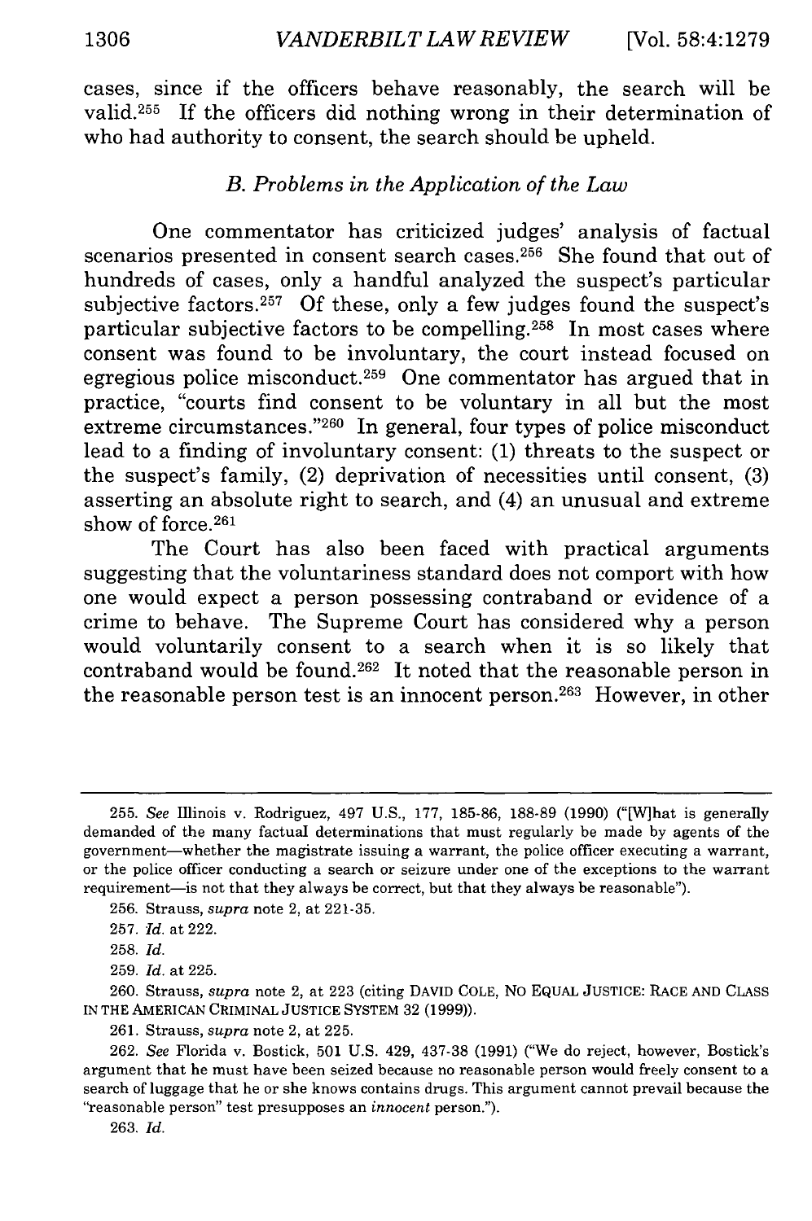cases, since if the officers behave reasonably, the search will be valid.[255] If the officers did nothing wrong in their determination of who had authority to consent, the search should be upheld.

### *B. Problems in the Application of the Law*

One commentator has criticized judges' analysis of factual scenarios presented in consent search cases.[256] She found that out of hundreds of cases, only a handful analyzed the suspect's particular subjective factors.[257] Of these, only a few judges found the suspect's particular subjective factors to be compelling.[258] In most cases where consent was found to be involuntary, the court instead focused on egregious police misconduct.[259] One commentator has argued that in practice, "courts find consent to be voluntary in all but the most extreme circumstances."[260] In general, four types of police misconduct lead to a finding of involuntary consent: (1) threats to the suspect or the suspect's family, (2) deprivation of necessities until consent, (3) asserting an absolute right to search, and (4) an unusual and extreme show of force.[261]

The Court has also been faced with practical arguments suggesting that the voluntariness standard does not comport with how one would expect a person possessing contraband or evidence of a crime to behave. The Supreme Court has considered why a person would voluntarily consent to a search when it is so likely that contraband would be found.[262] It noted that the reasonable person in the reasonable person test is an innocent person.[263] However, in other

---

255. *See* Illinois v. Rodriguez, 497 U.S., 177, 185-86, 188-89 (1990) ("[W]hat is generally demanded of the many factual determinations that must regularly be made by agents of the government—whether the magistrate issuing a warrant, the police officer executing a warrant, or the police officer conducting a search or seizure under one of the exceptions to the warrant requirement—is not that they always be correct, but that they always be reasonable").

256. Strauss, *supra* note 2, at 221-35.

257. *Id.* at 222.

258. *Id.*

259. *Id.* at 225.

260. Strauss, *supra* note 2, at 223 (citing DAVID COLE, NO EQUAL JUSTICE: RACE AND CLASS IN THE AMERICAN CRIMINAL JUSTICE SYSTEM 32 (1999)).

261. Strauss, *supra* note 2, at 225.

262. *See* Florida v. Bostick, 501 U.S. 429, 437-38 (1991) ("We do reject, however, Bostick's argument that he must have been seized because no reasonable person would freely consent to a search of luggage that he or she knows contains drugs. This argument cannot prevail because the "reasonable person" test presupposes an *innocent* person.").

263. *Id.*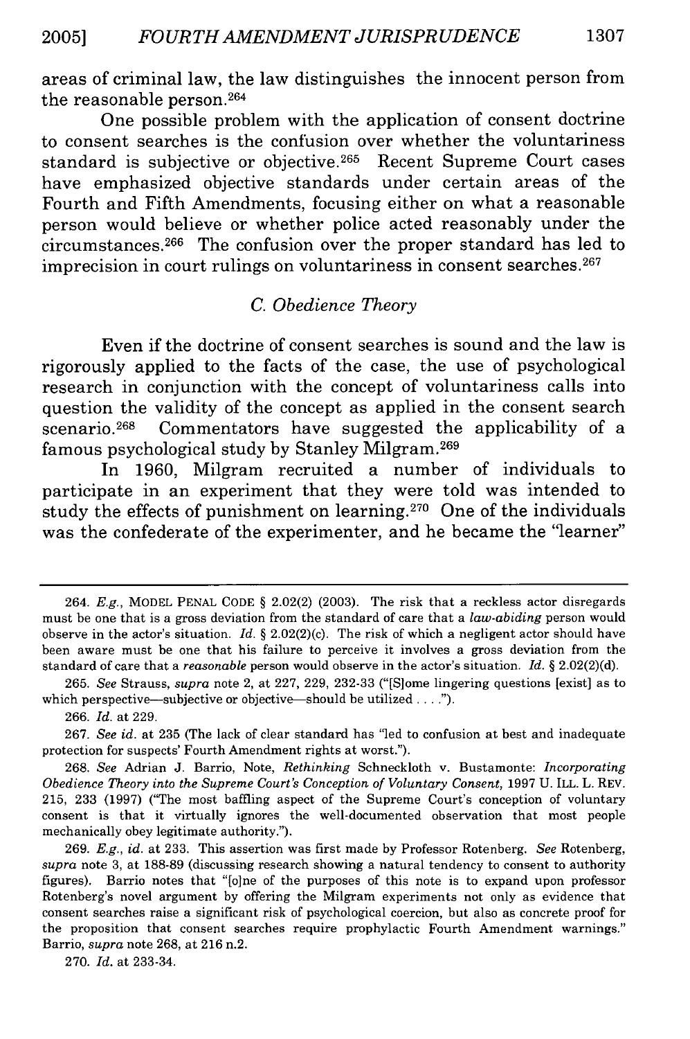areas of criminal law, the law distinguishes the innocent person from the reasonable person.[264]

One possible problem with the application of consent doctrine to consent searches is the confusion over whether the voluntariness standard is subjective or objective.[265] Recent Supreme Court cases have emphasized objective standards under certain areas of the Fourth and Fifth Amendments, focusing either on what a reasonable person would believe or whether police acted reasonably under the circumstances.[266] The confusion over the proper standard has led to imprecision in court rulings on voluntariness in consent searches.[267]

### *C. Obedience Theory*

Even if the doctrine of consent searches is sound and the law is rigorously applied to the facts of the case, the use of psychological research in conjunction with the concept of voluntariness calls into question the validity of the concept as applied in the consent search scenario.[268] Commentators have suggested the applicability of a famous psychological study by Stanley Milgram.[269]

In 1960, Milgram recruited a number of individuals to participate in an experiment that they were told was intended to study the effects of punishment on learning.[270] One of the individuals was the confederate of the experimenter, and he became the "learner"

---

264. *E.g.*, MODEL PENAL CODE § 2.02(2) (2003). The risk that a reckless actor disregards must be one that is a gross deviation from the standard of care that a *law-abiding* person would observe in the actor's situation. *Id.* § 2.02(2)(c). The risk of which a negligent actor should have been aware must be one that his failure to perceive it involves a gross deviation from the standard of care that a *reasonable* person would observe in the actor's situation. *Id.* § 2.02(2)(d).

265. *See* Strauss, *supra* note 2, at 227, 229, 232-33 ("[S]ome lingering questions [exist] as to which perspective—subjective or objective—should be utilized . . . .").

266. *Id.* at 229.

267. *See id.* at 235 (The lack of clear standard has "led to confusion at best and inadequate protection for suspects' Fourth Amendment rights at worst.").

268. *See* Adrian J. Barrio, Note, *Rethinking* Schneckloth v. Bustamonte: *Incorporating Obedience Theory into the Supreme Court's Conception of Voluntary Consent*, 1997 U. ILL. L. REV. 215, 233 (1997) ("The most baffling aspect of the Supreme Court's conception of voluntary consent is that it virtually ignores the well-documented observation that most people mechanically obey legitimate authority.").

269. *E.g.*, *id.* at 233. This assertion was first made by Professor Rotenberg. *See* Rotenberg, *supra* note 3, at 188-89 (discussing research showing a natural tendency to consent to authority figures). Barrio notes that "[o]ne of the purposes of this note is to expand upon professor Rotenberg's novel argument by offering the Milgram experiments not only as evidence that consent searches raise a significant risk of psychological coercion, but also as concrete proof for the proposition that consent searches require prophylactic Fourth Amendment warnings." Barrio, *supra* note 268, at 216 n.2.

270. *Id.* at 233-34.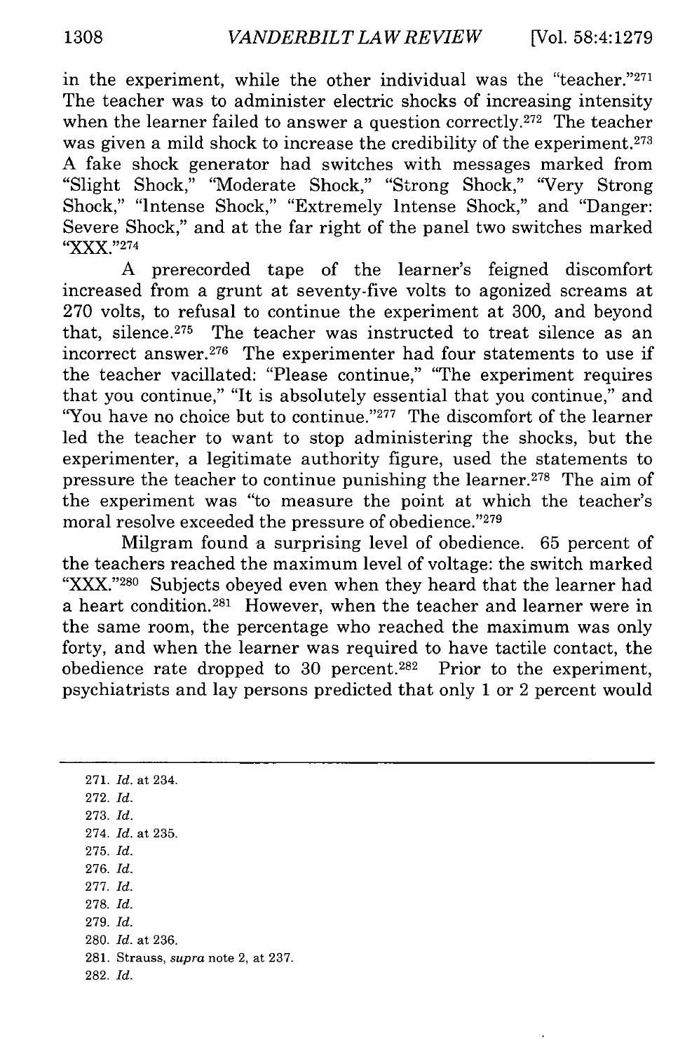in the experiment, while the other individual was the "teacher."[271] The teacher was to administer electric shocks of increasing intensity when the learner failed to answer a question correctly.[272] The teacher was given a mild shock to increase the credibility of the experiment.[273] A fake shock generator had switches with messages marked from "Slight Shock," "Moderate Shock," "Strong Shock," "Very Strong Shock," "Intense Shock," "Extremely Intense Shock," and "Danger: Severe Shock," and at the far right of the panel two switches marked "XXX."[274]

A prerecorded tape of the learner's feigned discomfort increased from a grunt at seventy-five volts to agonized screams at 270 volts, to refusal to continue the experiment at 300, and beyond that, silence.[275] The teacher was instructed to treat silence as an incorrect answer.[276] The experimenter had four statements to use if the teacher vacillated: "Please continue," "The experiment requires that you continue," "It is absolutely essential that you continue," and "You have no choice but to continue."[277] The discomfort of the learner led the teacher to want to stop administering the shocks, but the experimenter, a legitimate authority figure, used the statements to pressure the teacher to continue punishing the learner.[278] The aim of the experiment was "to measure the point at which the teacher's moral resolve exceeded the pressure of obedience."[279]

Milgram found a surprising level of obedience. 65 percent of the teachers reached the maximum level of voltage: the switch marked "XXX."[280] Subjects obeyed even when they heard that the learner had a heart condition.[281] However, when the teacher and learner were in the same room, the percentage who reached the maximum was only forty, and when the learner was required to have tactile contact, the obedience rate dropped to 30 percent.[282] Prior to the experiment, psychiatrists and lay persons predicted that only 1 or 2 percent would

---

271. *Id.* at 234.
272. *Id.*
273. *Id.*
274. *Id.* at 235.
275. *Id.*
276. *Id.*
277. *Id.*
278. *Id.*
279. *Id.*
280. *Id.* at 236.
281. Strauss, *supra* note 2, at 237.
282. *Id.*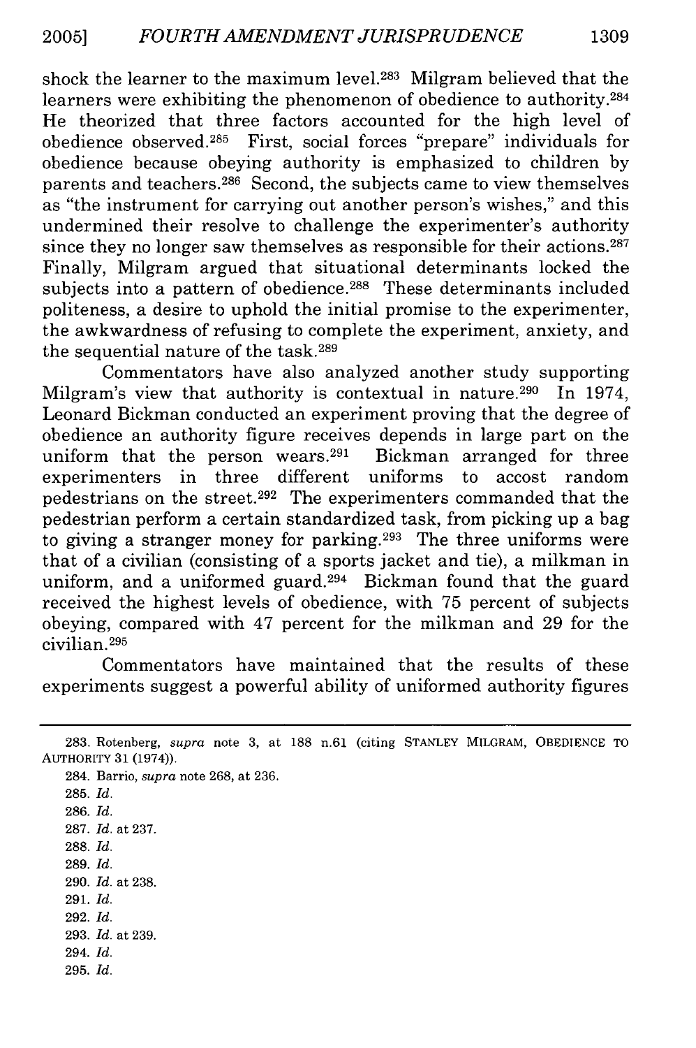shock the learner to the maximum level.[283] Milgram believed that the learners were exhibiting the phenomenon of obedience to authority.[284] He theorized that three factors accounted for the high level of obedience observed.[285] First, social forces "prepare" individuals for obedience because obeying authority is emphasized to children by parents and teachers.[286] Second, the subjects came to view themselves as "the instrument for carrying out another person's wishes," and this undermined their resolve to challenge the experimenter's authority since they no longer saw themselves as responsible for their actions.[287] Finally, Milgram argued that situational determinants locked the subjects into a pattern of obedience.[288] These determinants included politeness, a desire to uphold the initial promise to the experimenter, the awkwardness of refusing to complete the experiment, anxiety, and the sequential nature of the task.[289]

Commentators have also analyzed another study supporting Milgram's view that authority is contextual in nature.[290] In 1974, Leonard Bickman conducted an experiment proving that the degree of obedience an authority figure receives depends in large part on the uniform that the person wears.[291] Bickman arranged for three experimenters in three different uniforms to accost random pedestrians on the street.[292] The experimenters commanded that the pedestrian perform a certain standardized task, from picking up a bag to giving a stranger money for parking.[293] The three uniforms were that of a civilian (consisting of a sports jacket and tie), a milkman in uniform, and a uniformed guard.[294] Bickman found that the guard received the highest levels of obedience, with 75 percent of subjects obeying, compared with 47 percent for the milkman and 29 for the civilian.[295]

Commentators have maintained that the results of these experiments suggest a powerful ability of uniformed authority figures

---

283. Rotenberg, *supra* note 3, at 188 n.61 (citing STANLEY MILGRAM, OBEDIENCE TO AUTHORITY 31 (1974)).

284. Barrio, *supra* note 268, at 236.

285. *Id.*

286. *Id.*

287. *Id.* at 237.

288. *Id.*

289. *Id.*

290. *Id.* at 238.

291. *Id.*

292. *Id.*

293. *Id.* at 239.

294. *Id.*

295. *Id.*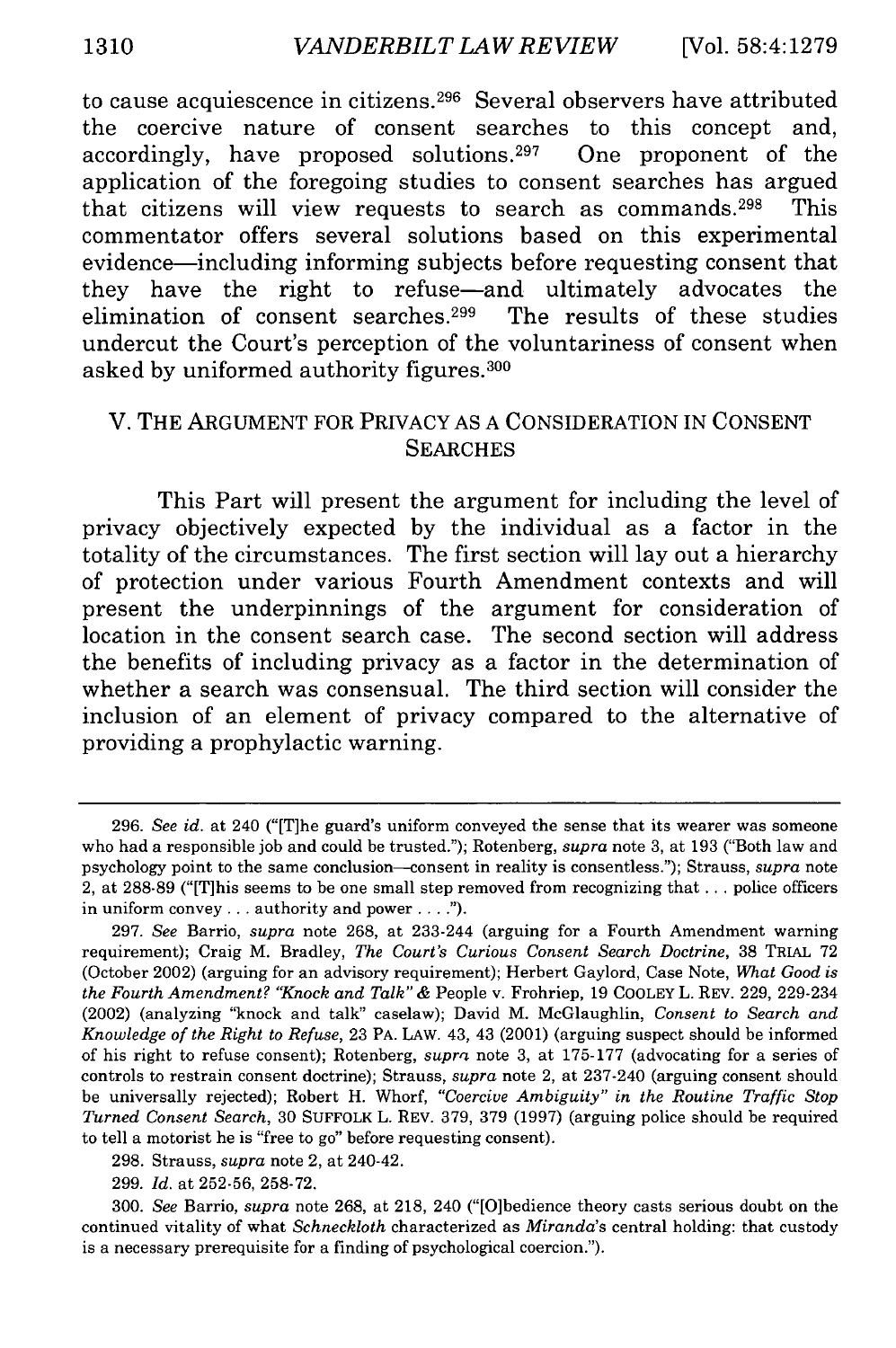to cause acquiescence in citizens.[296] Several observers have attributed the coercive nature of consent searches to this concept and, accordingly, have proposed solutions.[297] One proponent of the application of the foregoing studies to consent searches has argued that citizens will view requests to search as commands.[298] This commentator offers several solutions based on this experimental evidence—including informing subjects before requesting consent that they have the right to refuse—and ultimately advocates the elimination of consent searches.[299] The results of these studies undercut the Court's perception of the voluntariness of consent when asked by uniformed authority figures.[300]

## V. THE ARGUMENT FOR PRIVACY AS A CONSIDERATION IN CONSENT SEARCHES

This Part will present the argument for including the level of privacy objectively expected by the individual as a factor in the totality of the circumstances. The first section will lay out a hierarchy of protection under various Fourth Amendment contexts and will present the underpinnings of the argument for consideration of location in the consent search case. The second section will address the benefits of including privacy as a factor in the determination of whether a search was consensual. The third section will consider the inclusion of an element of privacy compared to the alternative of providing a prophylactic warning.

---

296. *See id.* at 240 ("[T]he guard's uniform conveyed the sense that its wearer was someone who had a responsible job and could be trusted."); Rotenberg, *supra* note 3, at 193 ("Both law and psychology point to the same conclusion—consent in reality is consentless."); Strauss, *supra* note 2, at 288-89 ("[T]his seems to be one small step removed from recognizing that . . . police officers in uniform convey . . . authority and power . . . .").

297. *See* Barrio, *supra* note 268, at 233-244 (arguing for a Fourth Amendment warning requirement); Craig M. Bradley, *The Court's Curious Consent Search Doctrine*, 38 TRIAL 72 (October 2002) (arguing for an advisory requirement); Herbert Gaylord, Case Note, *What Good is the Fourth Amendment? "Knock and Talk" &* People v. Frohriep, 19 COOLEY L. REV. 229, 229-234 (2002) (analyzing "knock and talk" caselaw); David M. McGlaughlin, *Consent to Search and Knowledge of the Right to Refuse*, 23 PA. LAW. 43, 43 (2001) (arguing suspect should be informed of his right to refuse consent); Rotenberg, *supra* note 3, at 175-177 (advocating for a series of controls to restrain consent doctrine); Strauss, *supra* note 2, at 237-240 (arguing consent should be universally rejected); Robert H. Whorf, *"Coercive Ambiguity" in the Routine Traffic Stop Turned Consent Search*, 30 SUFFOLK L. REV. 379, 379 (1997) (arguing police should be required to tell a motorist he is "free to go" before requesting consent).

298. Strauss, *supra* note 2, at 240-42.

299. *Id.* at 252-56, 258-72.

300. *See* Barrio, *supra* note 268, at 218, 240 ("[O]bedience theory casts serious doubt on the continued vitality of what *Schneckloth* characterized as *Miranda*'s central holding: that custody is a necessary prerequisite for a finding of psychological coercion.").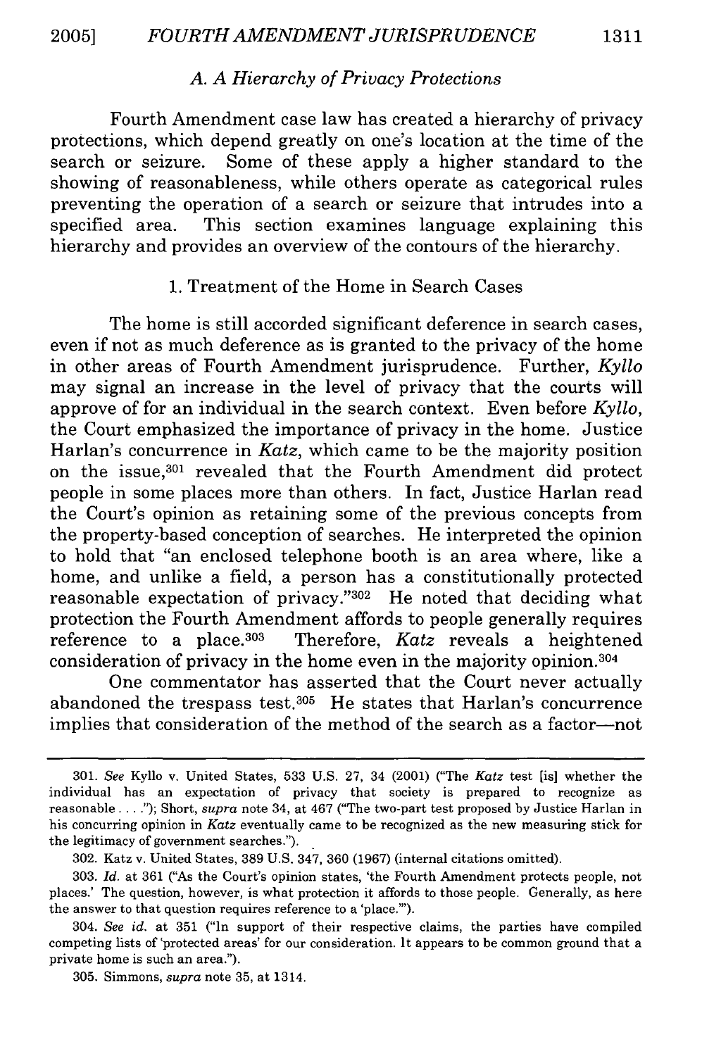### A. A Hierarchy of Privacy Protections

Fourth Amendment case law has created a hierarchy of privacy protections, which depend greatly on one's location at the time of the search or seizure. Some of these apply a higher standard to the showing of reasonableness, while others operate as categorical rules preventing the operation of a search or seizure that intrudes into a specified area. This section examines language explaining this hierarchy and provides an overview of the contours of the hierarchy.

#### 1. Treatment of the Home in Search Cases

The home is still accorded significant deference in search cases, even if not as much deference as is granted to the privacy of the home in other areas of Fourth Amendment jurisprudence. Further, *Kyllo* may signal an increase in the level of privacy that the courts will approve of for an individual in the search context. Even before *Kyllo*, the Court emphasized the importance of privacy in the home. Justice Harlan's concurrence in *Katz*, which came to be the majority position on the issue,[301] revealed that the Fourth Amendment did protect people in some places more than others. In fact, Justice Harlan read the Court's opinion as retaining some of the previous concepts from the property-based conception of searches. He interpreted the opinion to hold that "an enclosed telephone booth is an area where, like a home, and unlike a field, a person has a constitutionally protected reasonable expectation of privacy."[302] He noted that deciding what protection the Fourth Amendment affords to people generally requires reference to a place.[303] Therefore, *Katz* reveals a heightened consideration of privacy in the home even in the majority opinion.[304]

One commentator has asserted that the Court never actually abandoned the trespass test.[305] He states that Harlan's concurrence implies that consideration of the method of the search as a factor—not

---

301. *See* Kyllo v. United States, 533 U.S. 27, 34 (2001) ("The *Katz* test [is] whether the individual has an expectation of privacy that society is prepared to recognize as reasonable . . . ."); Short, *supra* note 34, at 467 ("The two-part test proposed by Justice Harlan in his concurring opinion in *Katz* eventually came to be recognized as the new measuring stick for the legitimacy of government searches.").

302. Katz v. United States, 389 U.S. 347, 360 (1967) (internal citations omitted).

303. *Id.* at 361 ("As the Court's opinion states, 'the Fourth Amendment protects people, not places.' The question, however, is what protection it affords to those people. Generally, as here the answer to that question requires reference to a 'place.'").

304. *See id.* at 351 ("In support of their respective claims, the parties have compiled competing lists of 'protected areas' for our consideration. It appears to be common ground that a private home is such an area.").

305. Simmons, *supra* note 35, at 1314.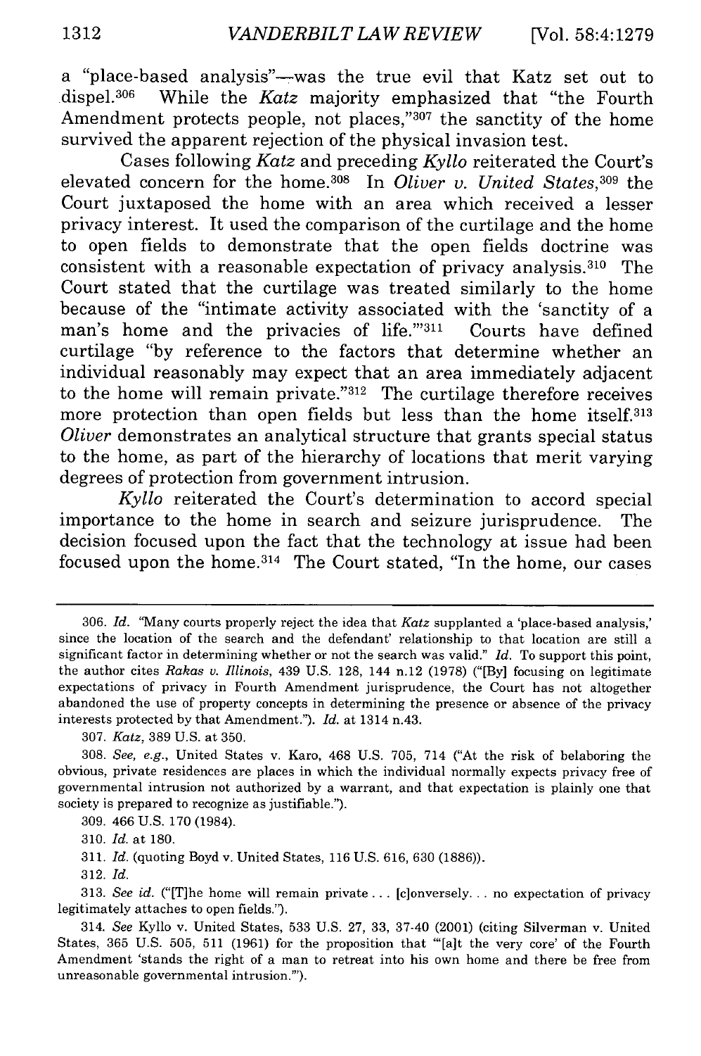a "place-based analysis"—was the true evil that Katz set out to dispel.[306] While the *Katz* majority emphasized that "the Fourth Amendment protects people, not places,"[307] the sanctity of the home survived the apparent rejection of the physical invasion test.

Cases following *Katz* and preceding *Kyllo* reiterated the Court's elevated concern for the home.[308] In *Oliver v. United States*,[309] the Court juxtaposed the home with an area which received a lesser privacy interest. It used the comparison of the curtilage and the home to open fields to demonstrate that the open fields doctrine was consistent with a reasonable expectation of privacy analysis.[310] The Court stated that the curtilage was treated similarly to the home because of the "intimate activity associated with the 'sanctity of a man's home and the privacies of life.'"[311] Courts have defined curtilage "by reference to the factors that determine whether an individual reasonably may expect that an area immediately adjacent to the home will remain private."[312] The curtilage therefore receives more protection than open fields but less than the home itself.[313] *Oliver* demonstrates an analytical structure that grants special status to the home, as part of the hierarchy of locations that merit varying degrees of protection from government intrusion.

*Kyllo* reiterated the Court's determination to accord special importance to the home in search and seizure jurisprudence. The decision focused upon the fact that the technology at issue had been focused upon the home.[314] The Court stated, "In the home, our cases

---

306. *Id.* "Many courts properly reject the idea that *Katz* supplanted a 'place-based analysis,' since the location of the search and the defendant' relationship to that location are still a significant factor in determining whether or not the search was valid." *Id.* To support this point, the author cites *Rakas v. Illinois*, 439 U.S. 128, 144 n.12 (1978) ("[By] focusing on legitimate expectations of privacy in Fourth Amendment jurisprudence, the Court has not altogether abandoned the use of property concepts in determining the presence or absence of the privacy interests protected by that Amendment."). *Id.* at 1314 n.43.

307. *Katz*, 389 U.S. at 350.

308. *See, e.g.*, United States v. Karo, 468 U.S. 705, 714 ("At the risk of belaboring the obvious, private residences are places in which the individual normally expects privacy free of governmental intrusion not authorized by a warrant, and that expectation is plainly one that society is prepared to recognize as justifiable.").

309. 466 U.S. 170 (1984).

310. *Id.* at 180.

311. *Id.* (quoting Boyd v. United States, 116 U.S. 616, 630 (1886)).

312. *Id.*

313. *See id.* ("[T]he home will remain private . . . [c]onversely. . . no expectation of privacy legitimately attaches to open fields.").

314. *See* Kyllo v. United States, 533 U.S. 27, 33, 37-40 (2001) (citing Silverman v. United States, 365 U.S. 505, 511 (1961) for the proposition that "'[a]t the very core' of the Fourth Amendment 'stands the right of a man to retreat into his own home and there be free from unreasonable governmental intrusion.'").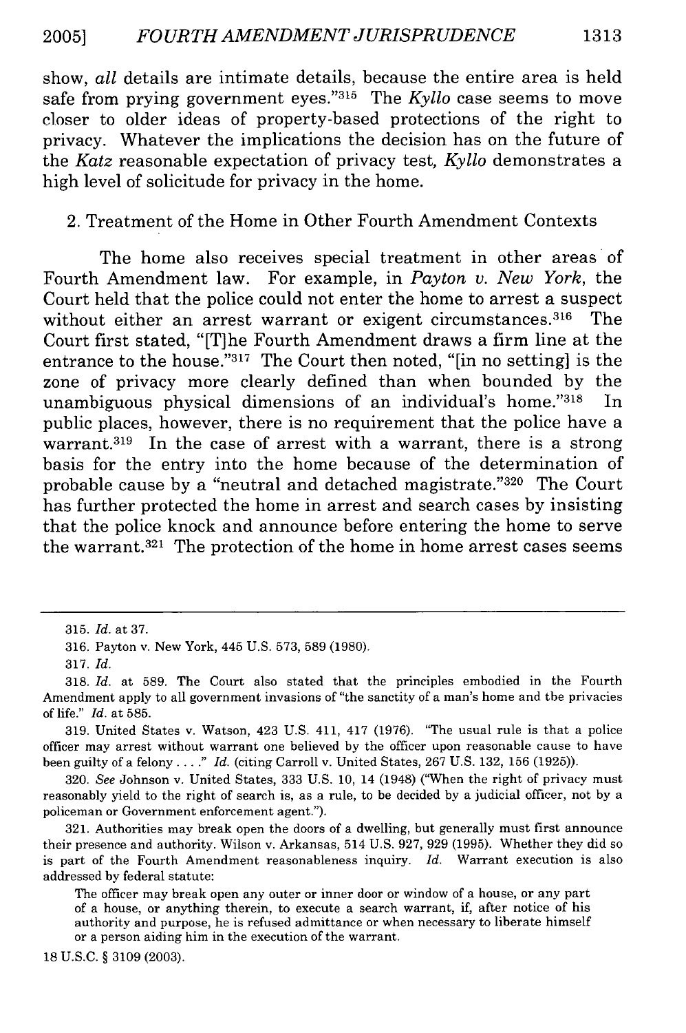show, *all* details are intimate details, because the entire area is held safe from prying government eyes."[315] The *Kyllo* case seems to move closer to older ideas of property-based protections of the right to privacy. Whatever the implications the decision has on the future of the *Katz* reasonable expectation of privacy test, *Kyllo* demonstrates a high level of solicitude for privacy in the home.

### 2. Treatment of the Home in Other Fourth Amendment Contexts

The home also receives special treatment in other areas of Fourth Amendment law. For example, in *Payton v. New York*, the Court held that the police could not enter the home to arrest a suspect without either an arrest warrant or exigent circumstances.[316] The Court first stated, "[T]he Fourth Amendment draws a firm line at the entrance to the house."[317] The Court then noted, "[in no setting] is the zone of privacy more clearly defined than when bounded by the unambiguous physical dimensions of an individual's home."[318] In public places, however, there is no requirement that the police have a warrant.[319] In the case of arrest with a warrant, there is a strong basis for the entry into the home because of the determination of probable cause by a "neutral and detached magistrate."[320] The Court has further protected the home in arrest and search cases by insisting that the police knock and announce before entering the home to serve the warrant.[321] The protection of the home in home arrest cases seems

---

315. *Id.* at 37.

316. Payton v. New York, 445 U.S. 573, 589 (1980).

317. *Id.*

318. *Id.* at 589. The Court also stated that the principles embodied in the Fourth Amendment apply to all government invasions of "the sanctity of a man's home and tbe privacies of life." *Id.* at 585.

319. United States v. Watson, 423 U.S. 411, 417 (1976). "The usual rule is that a police officer may arrest without warrant one believed by the officer upon reasonable cause to have been guilty of a felony . . . ." *Id.* (citing Carroll v. United States, 267 U.S. 132, 156 (1925)).

320. *See* Johnson v. United States, 333 U.S. 10, 14 (1948) ("When the right of privacy must reasonably yield to the right of search is, as a rule, to be decided by a judicial officer, not by a policeman or Government enforcement agent.").

321. Authorities may break open the doors of a dwelling, but generally must first announce their presence and authority. Wilson v. Arkansas, 514 U.S. 927, 929 (1995). Whether they did so is part of the Fourth Amendment reasonableness inquiry. *Id.* Warrant execution is also addressed by federal statute:

> The officer may break open any outer or inner door or window of a house, or any part of a house, or anything therein, to execute a search warrant, if, after notice of his authority and purpose, he is refused admittance or when necessary to liberate himself or a person aiding him in the execution of the warrant.

18 U.S.C. § 3109 (2003).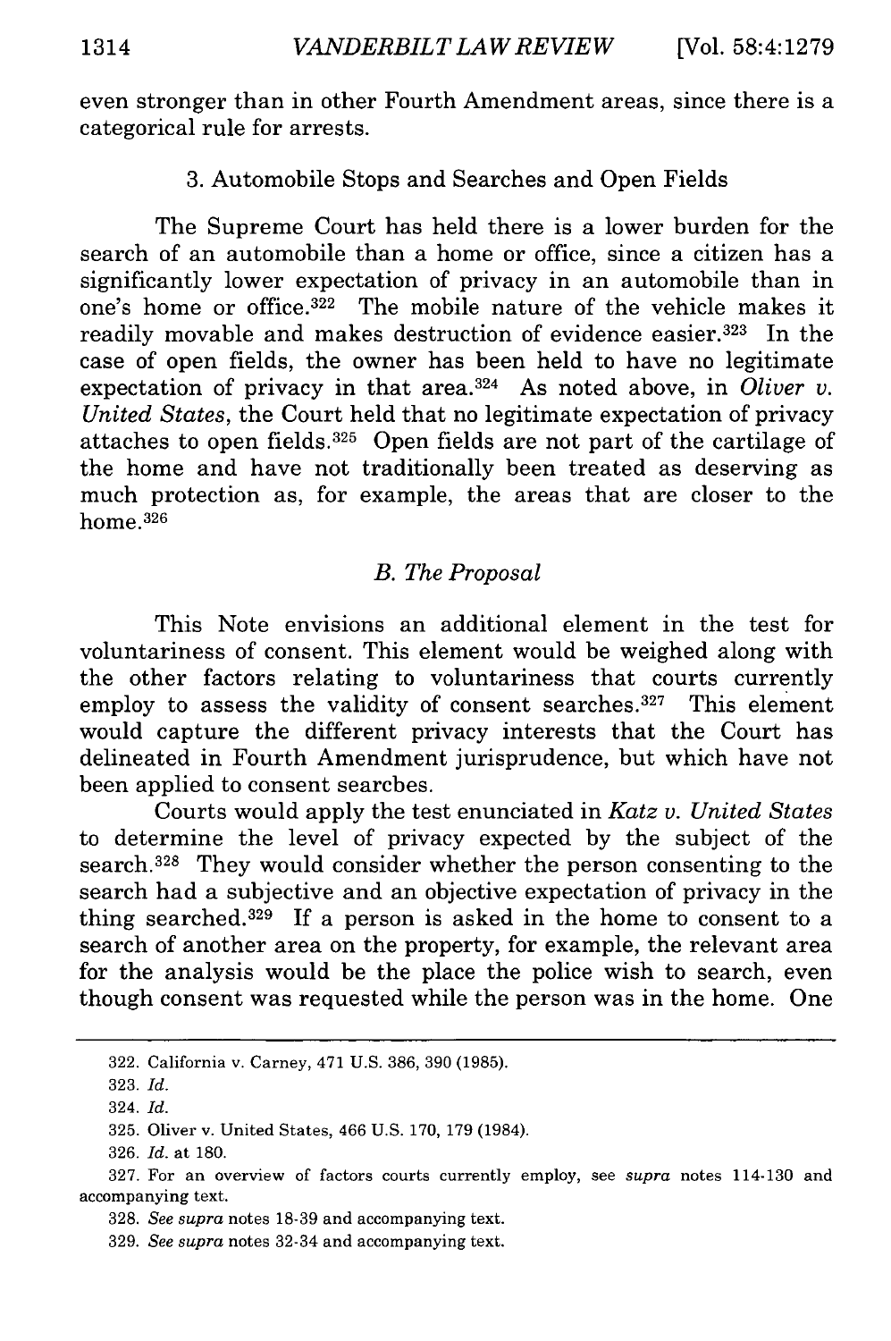even stronger than in other Fourth Amendment areas, since there is a categorical rule for arrests.

### 3. Automobile Stops and Searches and Open Fields

The Supreme Court has held there is a lower burden for the search of an automobile than a home or office, since a citizen has a significantly lower expectation of privacy in an automobile than in one's home or office.[322] The mobile nature of the vehicle makes it readily movable and makes destruction of evidence easier.[323] In the case of open fields, the owner has been held to have no legitimate expectation of privacy in that area.[324] As noted above, in *Oliver v. United States*, the Court held that no legitimate expectation of privacy attaches to open fields.[325] Open fields are not part of the cartilage of the home and have not traditionally been treated as deserving as much protection as, for example, the areas that are closer to the home.[326]

## *B. The Proposal*

This Note envisions an additional element in the test for voluntariness of consent. This element would be weighed along with the other factors relating to voluntariness that courts currently employ to assess the validity of consent searches.[327] This element would capture the different privacy interests that the Court has delineated in Fourth Amendment jurisprudence, but which have not been applied to consent searches.

Courts would apply the test enunciated in *Katz v. United States* to determine the level of privacy expected by the subject of the search.[328] They would consider whether the person consenting to the search had a subjective and an objective expectation of privacy in the thing searched.[329] If a person is asked in the home to consent to a search of another area on the property, for example, the relevant area for the analysis would be the place the police wish to search, even though consent was requested while the person was in the home. One

---

322. California v. Carney, 471 U.S. 386, 390 (1985).

323. *Id.*

324. *Id.*

325. Oliver v. United States, 466 U.S. 170, 179 (1984).

326. *Id.* at 180.

327. For an overview of factors courts currently employ, see *supra* notes 114-130 and accompanying text.

328. *See supra* notes 18-39 and accompanying text.

329. *See supra* notes 32-34 and accompanying text.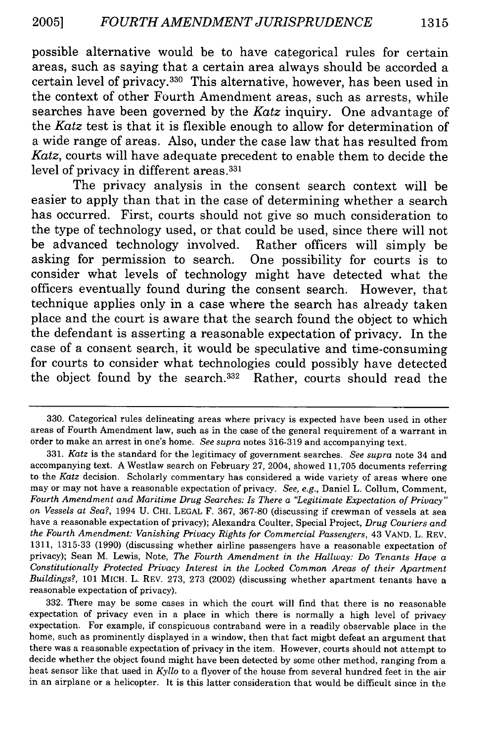possible alternative would be to have categorical rules for certain areas, such as saying that a certain area always should be accorded a certain level of privacy.[330] This alternative, however, has been used in the context of other Fourth Amendment areas, such as arrests, while searches have been governed by the *Katz* inquiry. One advantage of the *Katz* test is that it is flexible enough to allow for determination of a wide range of areas. Also, under the case law that has resulted from *Katz*, courts will have adequate precedent to enable them to decide the level of privacy in different areas.[331]

The privacy analysis in the consent search context will be easier to apply than that in the case of determining whether a search has occurred. First, courts should not give so much consideration to the type of technology used, or that could be used, since there will not be advanced technology involved. Rather officers will simply be asking for permission to search. One possibility for courts is to consider what levels of technology might have detected what the officers eventually found during the consent search. However, that technique applies only in a case where the search has already taken place and the court is aware that the search found the object to which the defendant is asserting a reasonable expectation of privacy. In the case of a consent search, it would be speculative and time-consuming for courts to consider what technologies could possibly have detected the object found by the search.[332] Rather, courts should read the

---

330. Categorical rules delineating areas where privacy is expected have been used in other areas of Fourth Amendment law, such as in the case of the general requirement of a warrant in order to make an arrest in one's home. *See supra* notes 316-319 and accompanying text.

331. *Katz* is the standard for the legitimacy of government searches. *See supra* note 34 and accompanying text. A Westlaw search on February 27, 2004, showed 11,705 documents referring to the *Katz* decision. Scholarly commentary has considered a wide variety of areas where one may or may not have a reasonable expectation of privacy. *See, e.g.*, Daniel L. Collum, Comment, *Fourth Amendment and Maritime Drug Searches: Is There a "Legitimate Expectation of Privacy" on Vessels at Sea?*, 1994 U. CHI. LEGAL F. 367, 367-80 (discussing if crewman of vessels at sea have a reasonable expectation of privacy); Alexandra Coulter, Special Project, *Drug Couriers and the Fourth Amendment: Vanishing Privacy Rights for Commercial Passengers*, 43 VAND. L. REV. 1311, 1315-33 (1990) (discussing whether airline passengers have a reasonable expectation of privacy); Sean M. Lewis, Note, *The Fourth Amendment in the Hallway: Do Tenants Have a Constitutionally Protected Privacy Interest in the Locked Common Areas of their Apartment Buildings?*, 101 MICH. L. REV. 273, 273 (2002) (discussing whether apartment tenants have a reasonable expectation of privacy).

332. There may be some cases in which the court will find that there is no reasonable expectation of privacy even in a place in which there is normally a high level of privacy expectation. For example, if conspicuous contraband were in a readily observable place in the home, such as prominently displayed in a window, then that fact migbt defeat an argument that there was a reasonable expectation of privacy in the item. However, courts should not attempt to decide whether the object found might have been detected by some other method, ranging from a heat sensor like that used in *Kyllo* to a flyover of the house from several hundred feet in the air in an airplane or a helicopter. It is this latter consideration that would be difficult since in the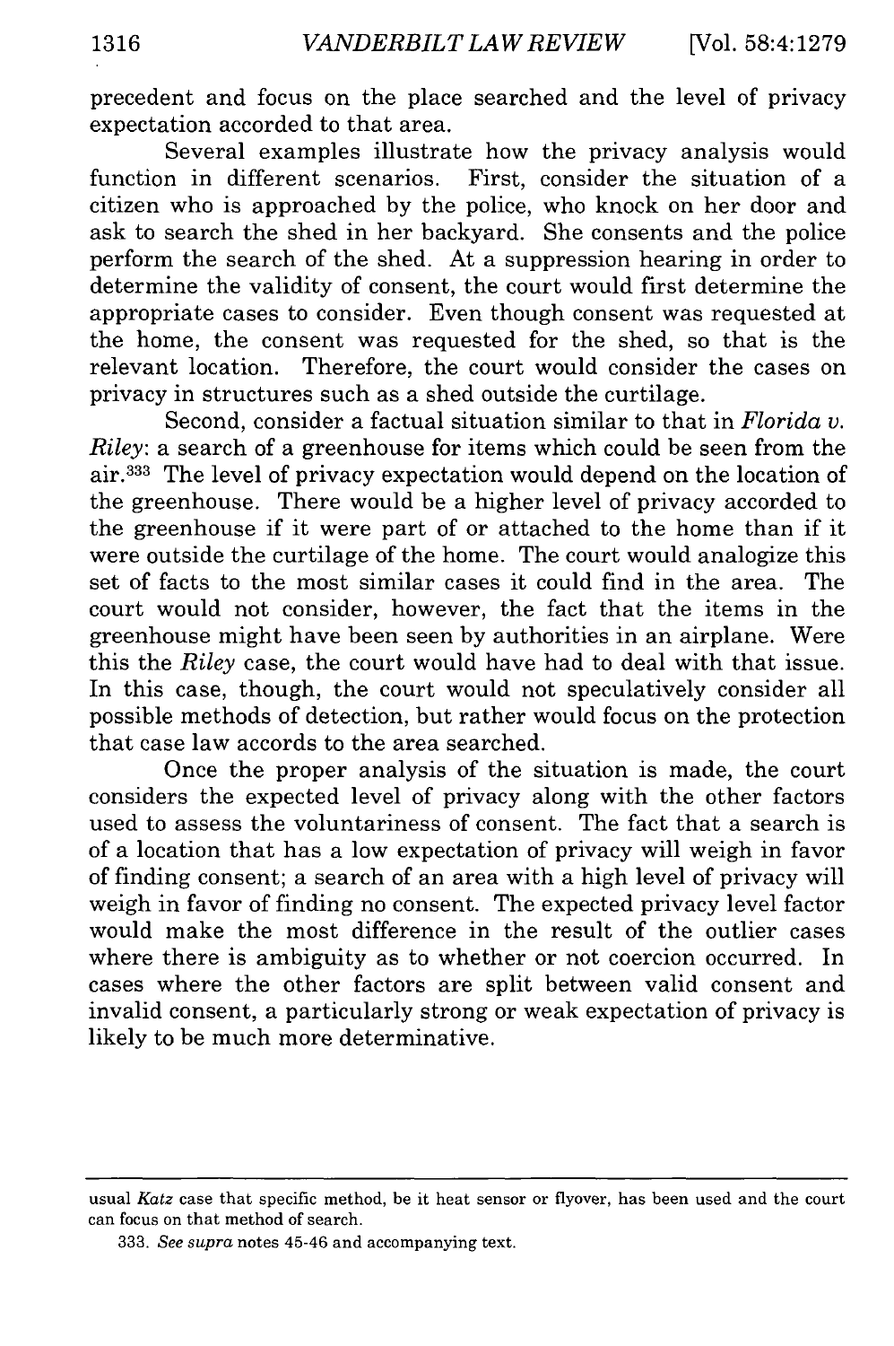precedent and focus on the place searched and the level of privacy expectation accorded to that area.

Several examples illustrate how the privacy analysis would function in different scenarios. First, consider the situation of a citizen who is approached by the police, who knock on her door and ask to search the shed in her backyard. She consents and the police perform the search of the shed. At a suppression hearing in order to determine the validity of consent, the court would first determine the appropriate cases to consider. Even though consent was requested at the home, the consent was requested for the shed, so that is the relevant location. Therefore, the court would consider the cases on privacy in structures such as a shed outside the curtilage.

Second, consider a factual situation similar to that in *Florida v. Riley*: a search of a greenhouse for items which could be seen from the air.[333] The level of privacy expectation would depend on the location of the greenhouse. There would be a higher level of privacy accorded to the greenhouse if it were part of or attached to the home than if it were outside the curtilage of the home. The court would analogize this set of facts to the most similar cases it could find in the area. The court would not consider, however, the fact that the items in the greenhouse might have been seen by authorities in an airplane. Were this the *Riley* case, the court would have had to deal with that issue. In this case, though, the court would not speculatively consider all possible methods of detection, but rather would focus on the protection that case law accords to the area searched.

Once the proper analysis of the situation is made, the court considers the expected level of privacy along with the other factors used to assess the voluntariness of consent. The fact that a search is of a location that has a low expectation of privacy will weigh in favor of finding consent; a search of an area with a high level of privacy will weigh in favor of finding no consent. The expected privacy level factor would make the most difference in the result of the outlier cases where there is ambiguity as to whether or not coercion occurred. In cases where the other factors are split between valid consent and invalid consent, a particularly strong or weak expectation of privacy is likely to be much more determinative.

---

usual *Katz* case that specific method, be it heat sensor or flyover, has been used and the court can focus on that method of search.

333. *See supra* notes 45-46 and accompanying text.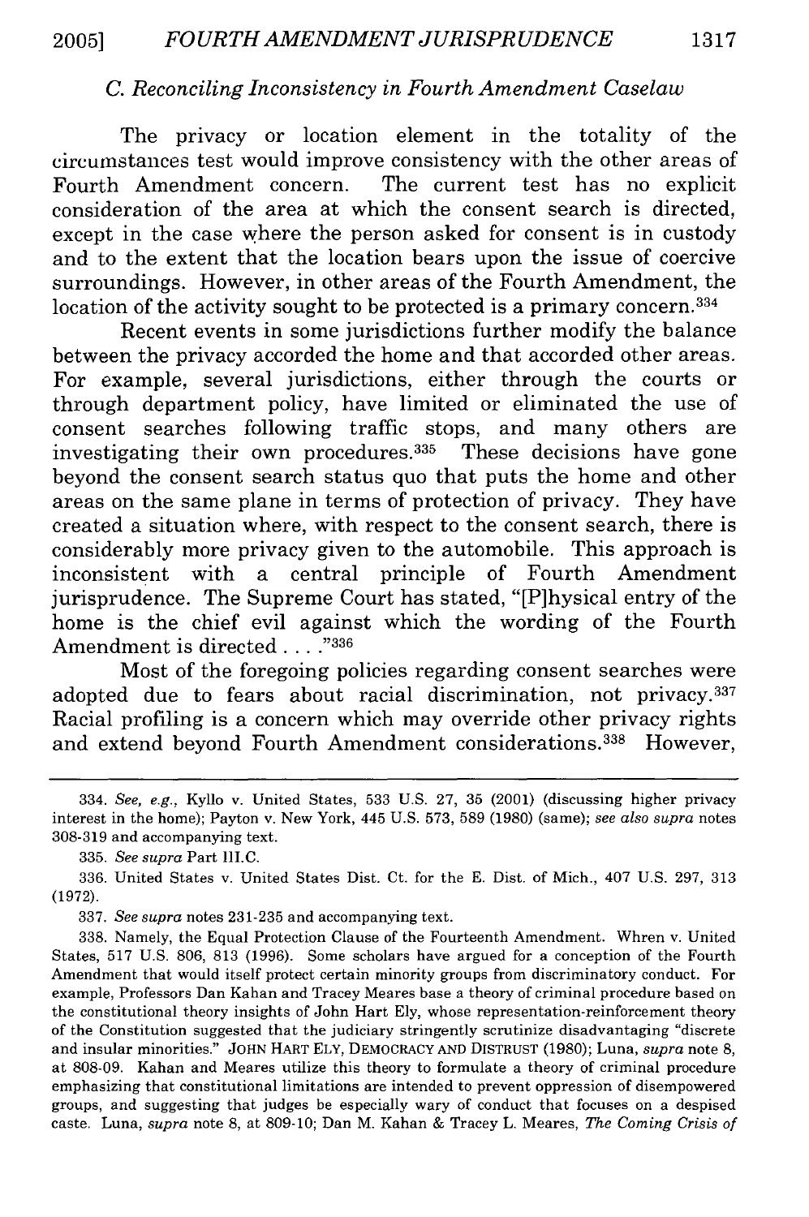### *C. Reconciling Inconsistency in Fourth Amendment Caselaw*

The privacy or location element in the totality of the circumstances test would improve consistency with the other areas of Fourth Amendment concern. The current test has no explicit consideration of the area at which the consent search is directed, except in the case where the person asked for consent is in custody and to the extent that the location bears upon the issue of coercive surroundings. However, in other areas of the Fourth Amendment, the location of the activity sought to be protected is a primary concern.[334]

Recent events in some jurisdictions further modify the balance between the privacy accorded the home and that accorded other areas. For example, several jurisdictions, either through the courts or through department policy, have limited or eliminated the use of consent searches following traffic stops, and many others are investigating their own procedures.[335] These decisions have gone beyond the consent search status quo that puts the home and other areas on the same plane in terms of protection of privacy. They have created a situation where, with respect to the consent search, there is considerably more privacy given to the automobile. This approach is inconsistent with a central principle of Fourth Amendment jurisprudence. The Supreme Court has stated, "[P]hysical entry of the home is the chief evil against which the wording of the Fourth Amendment is directed . . . ."[336]

Most of the foregoing policies regarding consent searches were adopted due to fears about racial discrimination, not privacy.[337] Racial profiling is a concern which may override other privacy rights and extend beyond Fourth Amendment considerations.[338] However,

---

334. *See, e.g.*, Kyllo v. United States, 533 U.S. 27, 35 (2001) (discussing higher privacy interest in the home); Payton v. New York, 445 U.S. 573, 589 (1980) (same); *see also supra* notes 308-319 and accompanying text.

335. *See supra* Part III.C.

336. United States v. United States Dist. Ct. for the E. Dist. of Mich., 407 U.S. 297, 313 (1972).

337. *See supra* notes 231-235 and accompanying text.

338. Namely, the Equal Protection Clause of the Fourteenth Amendment. Whren v. United States, 517 U.S. 806, 813 (1996). Some scholars have argued for a conception of the Fourth Amendment that would itself protect certain minority groups from discriminatory conduct. For example, Professors Dan Kahan and Tracey Meares base a theory of criminal procedure based on the constitutional theory insights of John Hart Ely, whose representation-reinforcement theory of the Constitution suggested that the judiciary stringently scrutinize disadvantaging "discrete and insular minorities." JOHN HART ELY, DEMOCRACY AND DISTRUST (1980); Luna, *supra* note 8, at 808-09. Kahan and Meares utilize this theory to formulate a theory of criminal procedure emphasizing that constitutional limitations are intended to prevent oppression of disempowered groups, and suggesting that judges be especially wary of conduct that focuses on a despised caste. Luna, *supra* note 8, at 809-10; Dan M. Kahan & Tracey L. Meares, *The Coming Crisis of*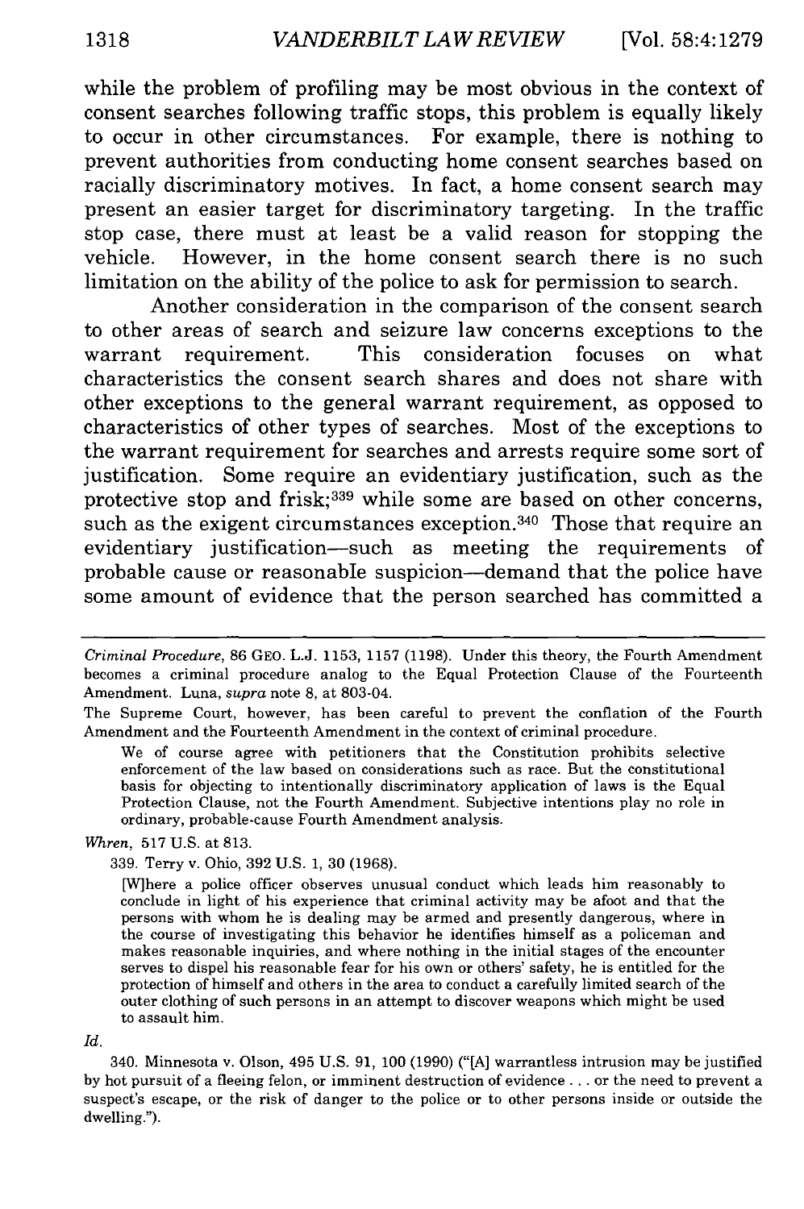while the problem of profiling may be most obvious in the context of consent searches following traffic stops, this problem is equally likely to occur in other circumstances. For example, there is nothing to prevent authorities from conducting home consent searches based on racially discriminatory motives. In fact, a home consent search may present an easier target for discriminatory targeting. In the traffic stop case, there must at least be a valid reason for stopping the vehicle. However, in the home consent search there is no such limitation on the ability of the police to ask for permission to search.

Another consideration in the comparison of the consent search to other areas of search and seizure law concerns exceptions to the warrant requirement. This consideration focuses on what characteristics the consent search shares and does not share with other exceptions to the general warrant requirement, as opposed to characteristics of other types of searches. Most of the exceptions to the warrant requirement for searches and arrests require some sort of justification. Some require an evidentiary justification, such as the protective stop and frisk;[339] while some are based on other concerns, such as the exigent circumstances exception.[340] Those that require an evidentiary justification—such as meeting the requirements of probable cause or reasonable suspicion—demand that the police have some amount of evidence that the person searched has committed a

---

*Criminal Procedure*, 86 GEO. L.J. 1153, 1157 (1198). Under this theory, the Fourth Amendment becomes a criminal procedure analog to the Equal Protection Clause of the Fourteenth Amendment. Luna, *supra* note 8, at 803-04.

The Supreme Court, however, has been careful to prevent the conflation of the Fourth Amendment and the Fourteenth Amendment in the context of criminal procedure.

> We of course agree with petitioners that the Constitution prohibits selective enforcement of the law based on considerations such as race. But the constitutional basis for objecting to intentionally discriminatory application of laws is the Equal Protection Clause, not the Fourth Amendment. Subjective intentions play no role in ordinary, probable-cause Fourth Amendment analysis.

*Whren*, 517 U.S. at 813.

339. Terry v. Ohio, 392 U.S. 1, 30 (1968).

> [W]here a police officer observes unusual conduct which leads him reasonably to conclude in light of his experience that criminal activity may be afoot and that the persons with whom he is dealing may be armed and presently dangerous, where in the course of investigating this behavior he identifies himself as a policeman and makes reasonable inquiries, and where nothing in the initial stages of the encounter serves to dispel his reasonable fear for his own or others' safety, he is entitled for the protection of himself and others in the area to conduct a carefully limited search of the outer clothing of such persons in an attempt to discover weapons which might be used to assault him.

*Id.*

340. Minnesota v. Olson, 495 U.S. 91, 100 (1990) ("[A] warrantless intrusion may be justified by hot pursuit of a fleeing felon, or imminent destruction of evidence . . . or the need to prevent a suspect's escape, or the risk of danger to the police or to other persons inside or outside the dwelling.").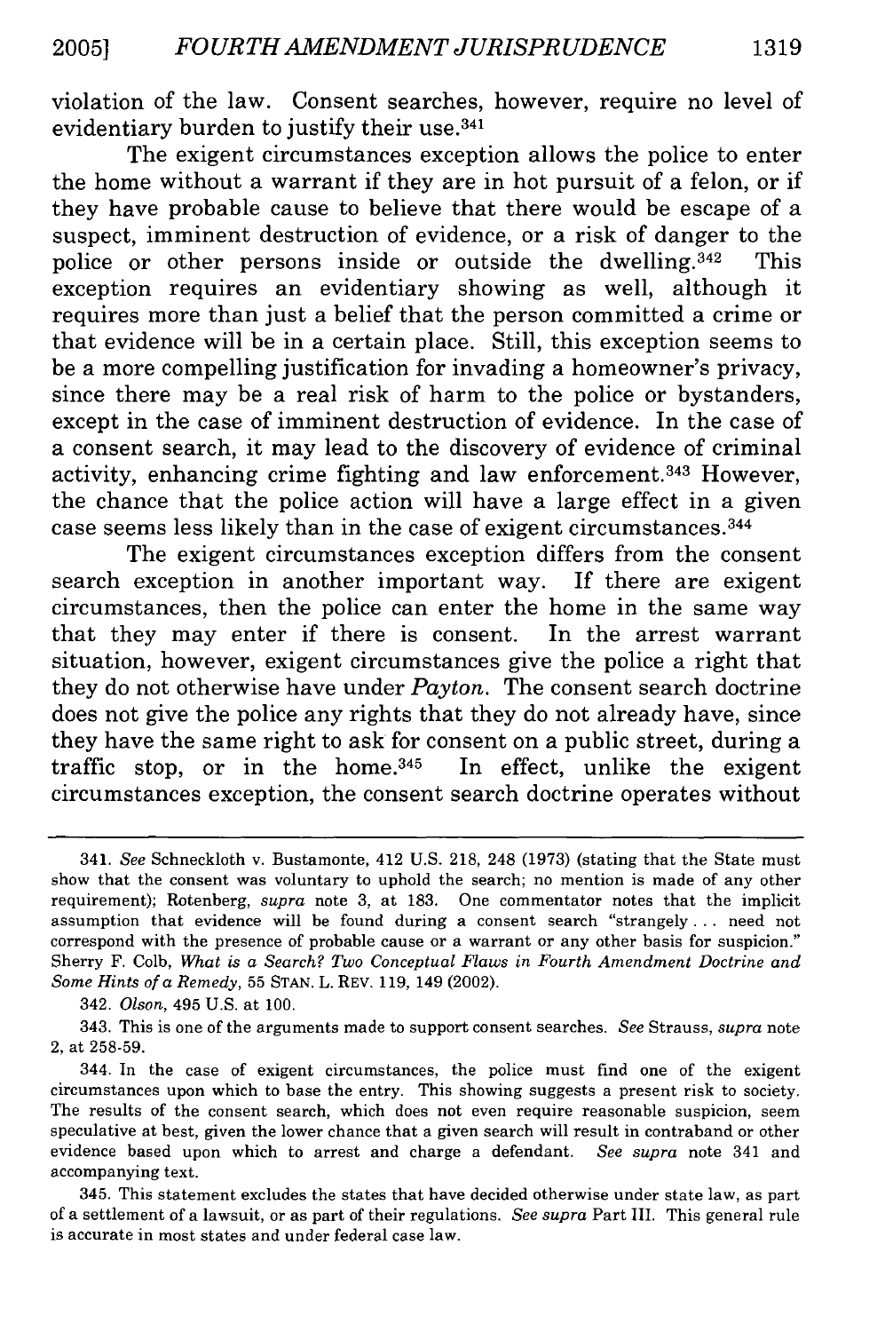violation of the law. Consent searches, however, require no level of evidentiary burden to justify their use.[341]

The exigent circumstances exception allows the police to enter the home without a warrant if they are in hot pursuit of a felon, or if they have probable cause to believe that there would be escape of a suspect, imminent destruction of evidence, or a risk of danger to the police or other persons inside or outside the dwelling.[342] This exception requires an evidentiary showing as well, although it requires more than just a belief that the person committed a crime or that evidence will be in a certain place. Still, this exception seems to be a more compelling justification for invading a homeowner's privacy, since there may be a real risk of harm to the police or bystanders, except in the case of imminent destruction of evidence. In the case of a consent search, it may lead to the discovery of evidence of criminal activity, enhancing crime fighting and law enforcement.[343] However, the chance that the police action will have a large effect in a given case seems less likely than in the case of exigent circumstances.[344]

The exigent circumstances exception differs from the consent search exception in another important way. If there are exigent circumstances, then the police can enter the home in the same way that they may enter if there is consent. In the arrest warrant situation, however, exigent circumstances give the police a right that they do not otherwise have under *Payton*. The consent search doctrine does not give the police any rights that they do not already have, since they have the same right to ask for consent on a public street, during a traffic stop, or in the home.[345] In effect, unlike the exigent circumstances exception, the consent search doctrine operates without

---

341. *See* Schneckloth v. Bustamonte, 412 U.S. 218, 248 (1973) (stating that the State must show that the consent was voluntary to uphold the search; no mention is made of any other requirement); Rotenberg, *supra* note 3, at 183. One commentator notes that the implicit assumption that evidence will be found during a consent search "strangely . . . need not correspond with the presence of probable cause or a warrant or any other basis for suspicion." Sherry F. Colb, *What is a Search? Two Conceptual Flaws in Fourth Amendment Doctrine and Some Hints of a Remedy*, 55 STAN. L. REV. 119, 149 (2002).

342. *Olson*, 495 U.S. at 100.

343. This is one of the arguments made to support consent searches. *See* Strauss, *supra* note 2, at 258-59.

344. In the case of exigent circumstances, the police must find one of the exigent circumstances upon which to base the entry. This showing suggests a present risk to society. The results of the consent search, which does not even require reasonable suspicion, seem speculative at best, given the lower chance that a given search will result in contraband or other evidence based upon which to arrest and charge a defendant. *See supra* note 341 and accompanying text.

345. This statement excludes the states that have decided otherwise under state law, as part of a settlement of a lawsuit, or as part of their regulations. *See supra* Part III. This general rule is accurate in most states and under federal case law.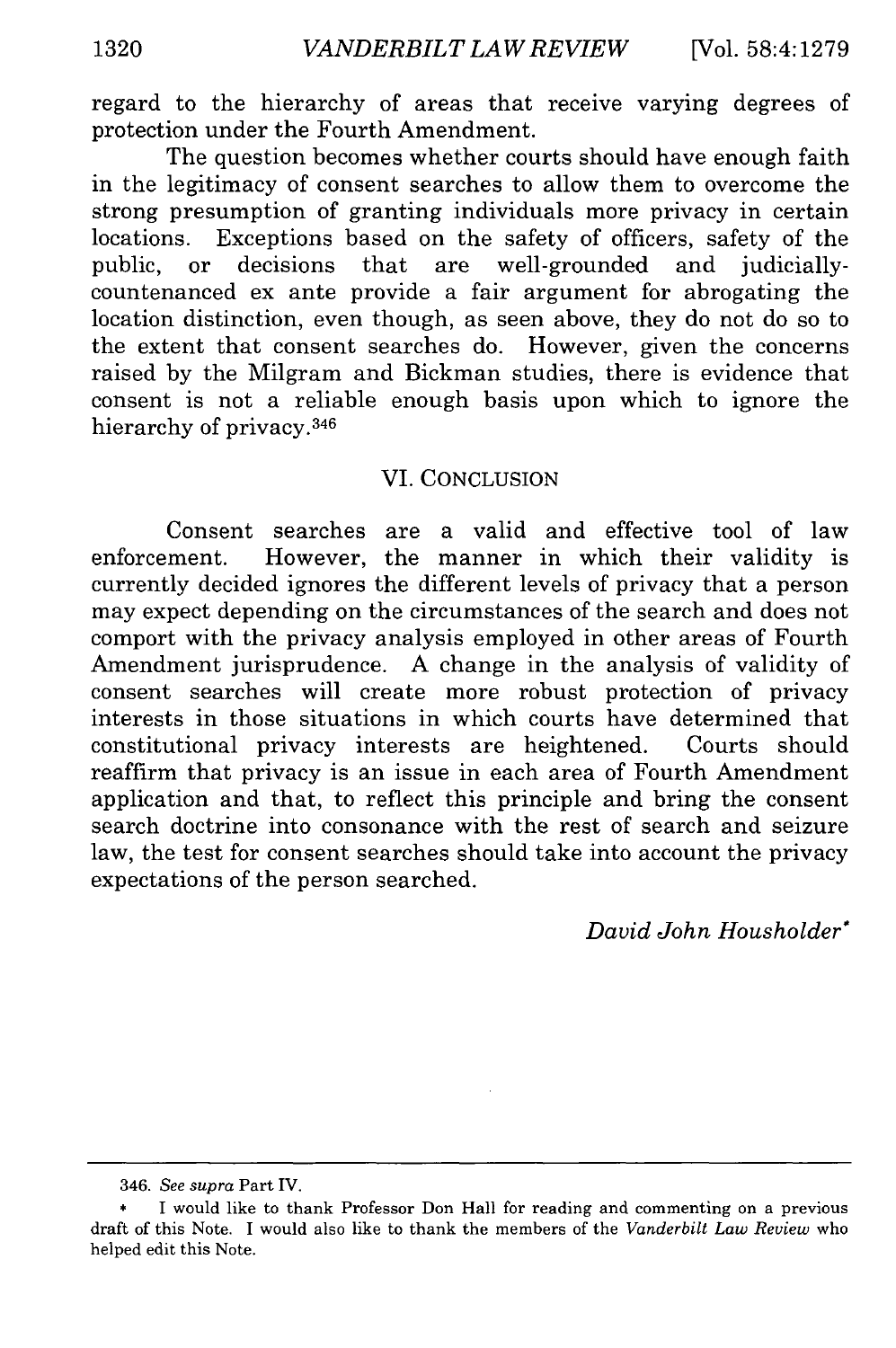regard to the hierarchy of areas that receive varying degrees of protection under the Fourth Amendment.

The question becomes whether courts should have enough faith in the legitimacy of consent searches to allow them to overcome the strong presumption of granting individuals more privacy in certain locations. Exceptions based on the safety of officers, safety of the public, or decisions that are well-grounded and judicially-countenanced ex ante provide a fair argument for abrogating the location distinction, even though, as seen above, they do not do so to the extent that consent searches do. However, given the concerns raised by the Milgram and Bickman studies, there is evidence that consent is not a reliable enough basis upon which to ignore the hierarchy of privacy.[346]

## VI. CONCLUSION

Consent searches are a valid and effective tool of law enforcement. However, the manner in which their validity is currently decided ignores the different levels of privacy that a person may expect depending on the circumstances of the search and does not comport with the privacy analysis employed in other areas of Fourth Amendment jurisprudence. A change in the analysis of validity of consent searches will create more robust protection of privacy interests in those situations in which courts have determined that constitutional privacy interests are heightened. Courts should reaffirm that privacy is an issue in each area of Fourth Amendment application and that, to reflect this principle and bring the consent search doctrine into consonance with the rest of search and seizure law, the test for consent searches should take into account the privacy expectations of the person searched.

*David John Housholder*[*]

---

346. *See supra* Part IV.

\* I would like to thank Professor Don Hall for reading and commenting on a previous draft of this Note. I would also like to thank the members of the *Vanderbilt Law Review* who helped edit this Note.